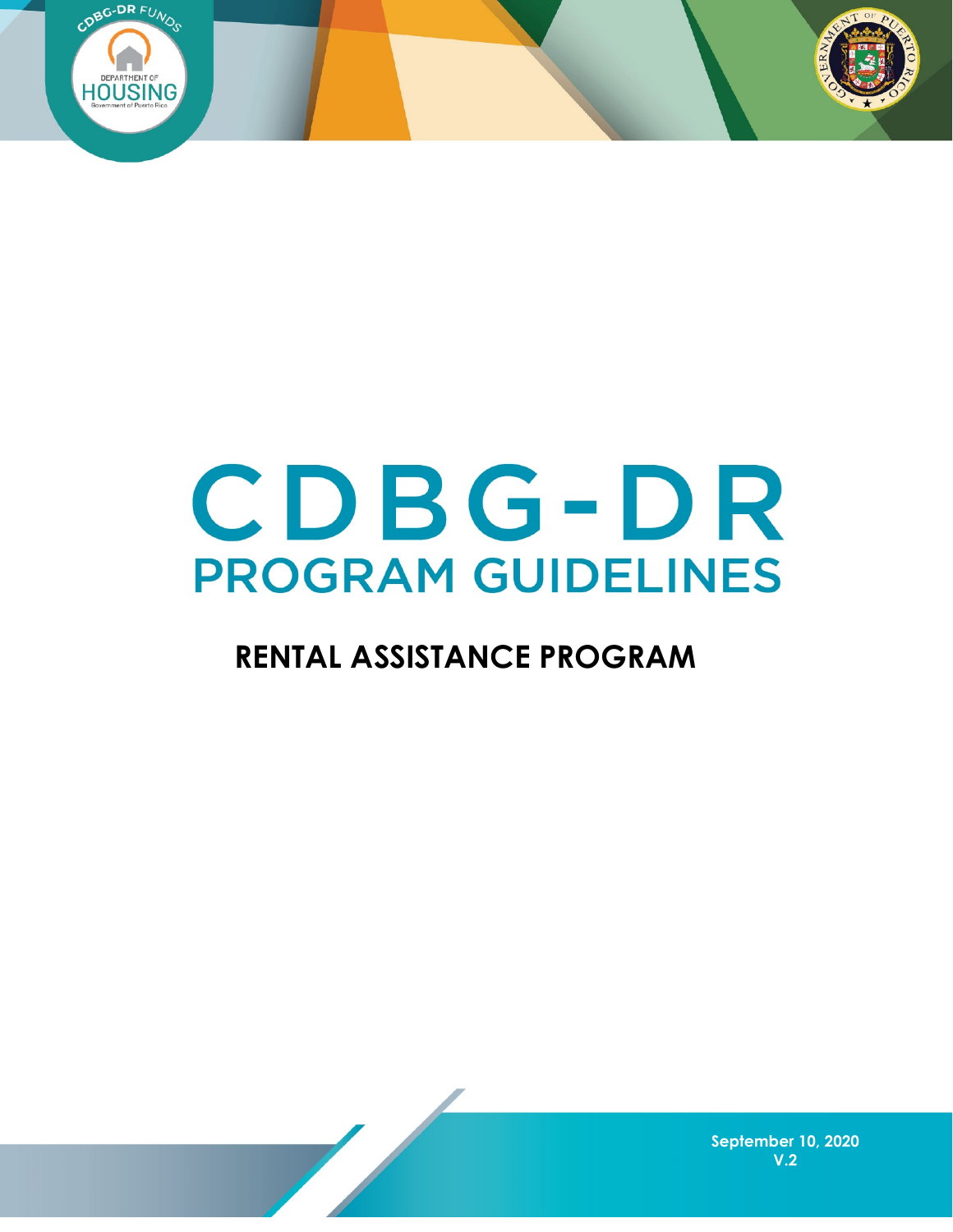CDBG-DR FUNDS

DEPARTMENT OF HOUSING

Government of Puerto Rico

# CDBG-DR

## PROGRAM GUIDELINES

### RENTAL ASSISTANCE PROGRAM

September 10, 2020

V.2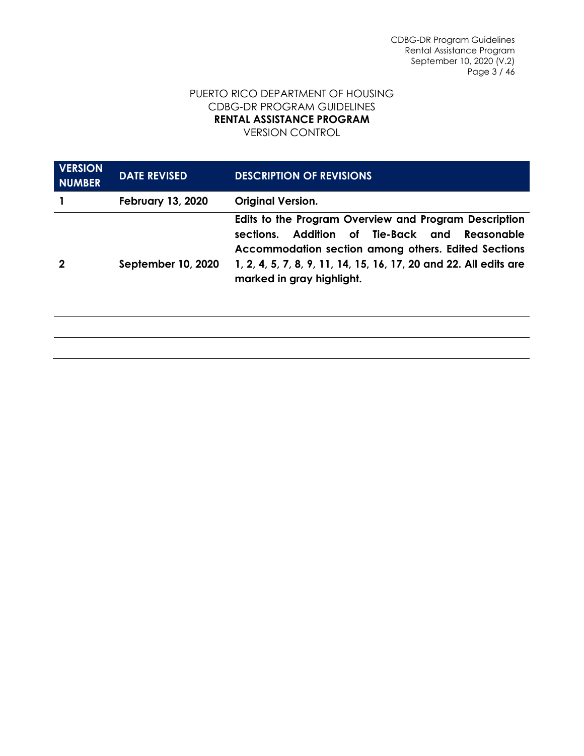PUERTO RICO DEPARTMENT OF HOUSING
CDBG-DR PROGRAM GUIDELINES
**RENTAL ASSISTANCE PROGRAM**
VERSION CONTROL

| VERSION NUMBER | DATE REVISED | DESCRIPTION OF REVISIONS |
|---|---|---|
| **1** | **February 13, 2020** | **Original Version.** |
| **2** | **September 10, 2020** | **Edits to the Program Overview and Program Description sections. Addition of Tie-Back and Reasonable Accommodation section among others. Edited Sections 1, 2, 4, 5, 7, 8, 9, 11, 14, 15, 16, 17, 20 and 22. All edits are marked in gray highlight.** |
| | | |
| | | |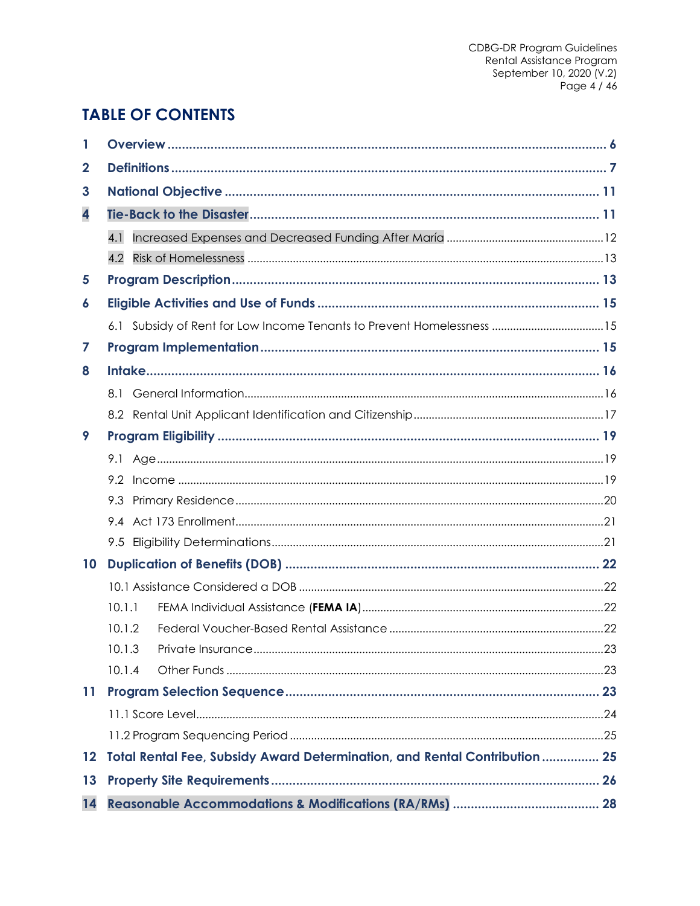# TABLE OF CONTENTS

1 Overview ............................................................................................................ 6

2 Definitions .......................................................................................................... 7

3 National Objective ........................................................................................... 11

4 Tie-Back to the Disaster ................................................................................... 11

- 4.1 Increased Expenses and Decreased Funding After María ...................................................12
- 4.2 Risk of Homelessness ....................................................................................................13

5 Program Description ........................................................................................ 13

6 Eligible Activities and Use of Funds ................................................................. 15

- 6.1 Subsidy of Rent for Low Income Tenants to Prevent Homelessness .....................................15

7 Program Implementation ................................................................................. 15

8 Intake ................................................................................................................ 16

- 8.1 General Information.......................................................................................................16
- 8.2 Rental Unit Applicant Identification and Citizenship..............................................................17

9 Program Eligibility ............................................................................................ 19

- 9.1 Age.................................................................................................................................19
- 9.2 Income ...........................................................................................................................19
- 9.3 Primary Residence.........................................................................................................20
- 9.4 Act 173 Enrollment.........................................................................................................21
- 9.5 Eligibility Determinations.................................................................................................21

10 Duplication of Benefits (DOB) ......................................................................... 22

- 10.1 Assistance Considered a DOB ....................................................................................22
  - 10.1.1 FEMA Individual Assistance (**FEMA IA**)...............................................................22
  - 10.1.2 Federal Voucher-Based Rental Assistance ......................................................22
  - 10.1.3 Private Insurance..................................................................................................23
  - 10.1.4 Other Funds ..........................................................................................................23

11 Program Selection Sequence ......................................................................... 23

- 11.1 Score Level.....................................................................................................................24
- 11.2 Program Sequencing Period ......................................................................................25

12 Total Rental Fee, Subsidy Award Determination, and Rental Contribution ................ 25

13 Property Site Requirements ............................................................................ 26

14 Reasonable Accommodations & Modifications (RA/RMs) ........................................ 28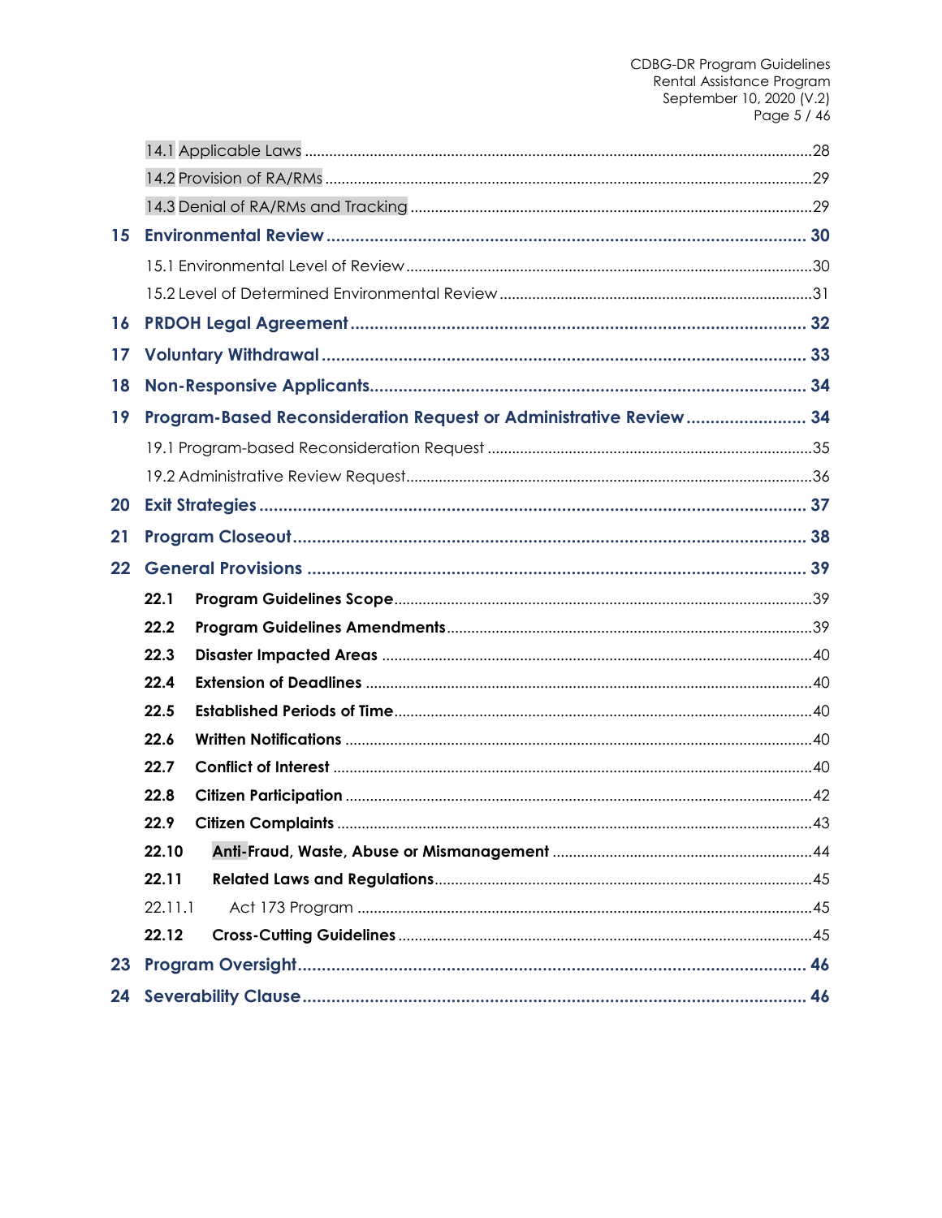14.1 Applicable Laws ........................................................................................................................28

14.2 Provision of RA/RMs ....................................................................................................................29

14.3 Denial of RA/RMs and Tracking ...............................................................................................29

**15 Environmental Review ........................................................................................................ 30**

15.1 Environmental Level of Review ................................................................................................30

15.2 Level of Determined Environmental Review .........................................................................31

**16 PRDOH Legal Agreement ..................................................................................................... 32**

**17 Voluntary Withdrawal .......................................................................................................... 33**

**18 Non-Responsive Applicants.................................................................................................. 34**

**19 Program-Based Reconsideration Request or Administrative Review ........................ 34**

19.1 Program-based Reconsideration Request ............................................................................35

19.2 Administrative Review Request................................................................................................36

**20 Exit Strategies ........................................................................................................................ 37**

**21 Program Closeout.................................................................................................................. 38**

**22 General Provisions ................................................................................................................ 39**

**22.1 Program Guidelines Scope**......................................................................................................39

**22.2 Program Guidelines Amendments**.........................................................................................39

**22.3 Disaster Impacted Areas** .........................................................................................................40

**22.4 Extension of Deadlines** .............................................................................................................40

**22.5 Established Periods of Time**......................................................................................................40

**22.6 Written Notifications** ..................................................................................................................40

**22.7 Conflict of Interest** .....................................................................................................................40

**22.8 Citizen Participation** ..................................................................................................................42

**22.9 Citizen Complaints** ....................................................................................................................43

**22.10 Anti-Fraud, Waste, Abuse or Mismanagement** ...............................................................44

**22.11 Related Laws and Regulations**............................................................................................45

22.11.1 Act 173 Program ...............................................................................................................45

**22.12 Cross-Cutting Guidelines** .....................................................................................................45

**23 Program Oversight.................................................................................................................. 46**

**24 Severability Clause.................................................................................................................. 46**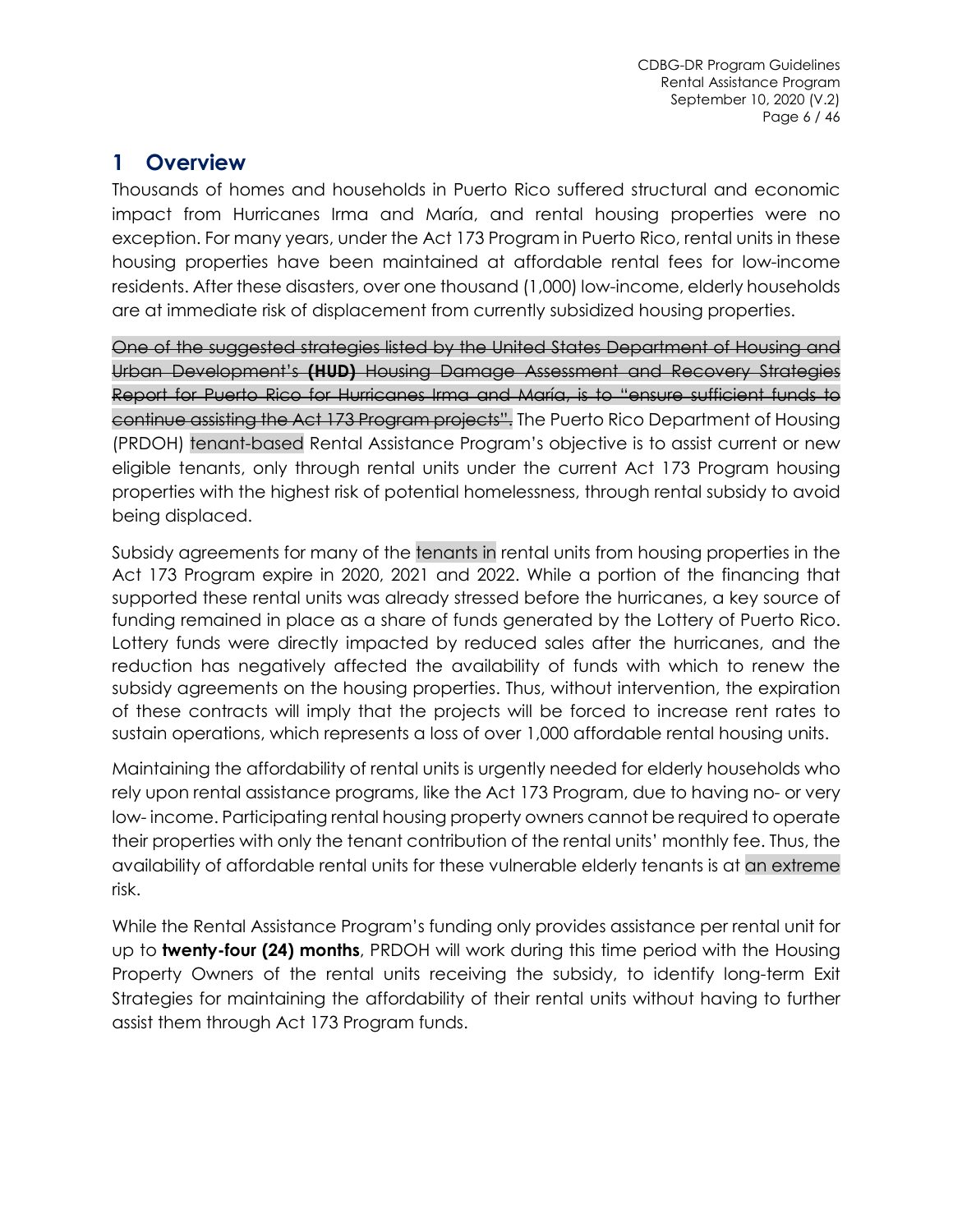# 1 Overview

Thousands of homes and households in Puerto Rico suffered structural and economic impact from Hurricanes Irma and María, and rental housing properties were no exception. For many years, under the Act 173 Program in Puerto Rico, rental units in these housing properties have been maintained at affordable rental fees for low-income residents. After these disasters, over one thousand (1,000) low-income, elderly households are at immediate risk of displacement from currently subsidized housing properties.

~~One of the suggested strategies listed by the United States Department of Housing and Urban Development's **(HUD)** Housing Damage Assessment and Recovery Strategies Report for Puerto Rico for Hurricanes Irma and María, is to "ensure sufficient funds to continue assisting the Act 173 Program projects".~~ The Puerto Rico Department of Housing (PRDOH) tenant-based Rental Assistance Program's objective is to assist current or new eligible tenants, only through rental units under the current Act 173 Program housing properties with the highest risk of potential homelessness, through rental subsidy to avoid being displaced.

Subsidy agreements for many of the tenants in rental units from housing properties in the Act 173 Program expire in 2020, 2021 and 2022. While a portion of the financing that supported these rental units was already stressed before the hurricanes, a key source of funding remained in place as a share of funds generated by the Lottery of Puerto Rico. Lottery funds were directly impacted by reduced sales after the hurricanes, and the reduction has negatively affected the availability of funds with which to renew the subsidy agreements on the housing properties. Thus, without intervention, the expiration of these contracts will imply that the projects will be forced to increase rent rates to sustain operations, which represents a loss of over 1,000 affordable rental housing units.

Maintaining the affordability of rental units is urgently needed for elderly households who rely upon rental assistance programs, like the Act 173 Program, due to having no- or very low- income. Participating rental housing property owners cannot be required to operate their properties with only the tenant contribution of the rental units' monthly fee. Thus, the availability of affordable rental units for these vulnerable elderly tenants is at an extreme risk.

While the Rental Assistance Program's funding only provides assistance per rental unit for up to **twenty-four (24) months**, PRDOH will work during this time period with the Housing Property Owners of the rental units receiving the subsidy, to identify long-term Exit Strategies for maintaining the affordability of their rental units without having to further assist them through Act 173 Program funds.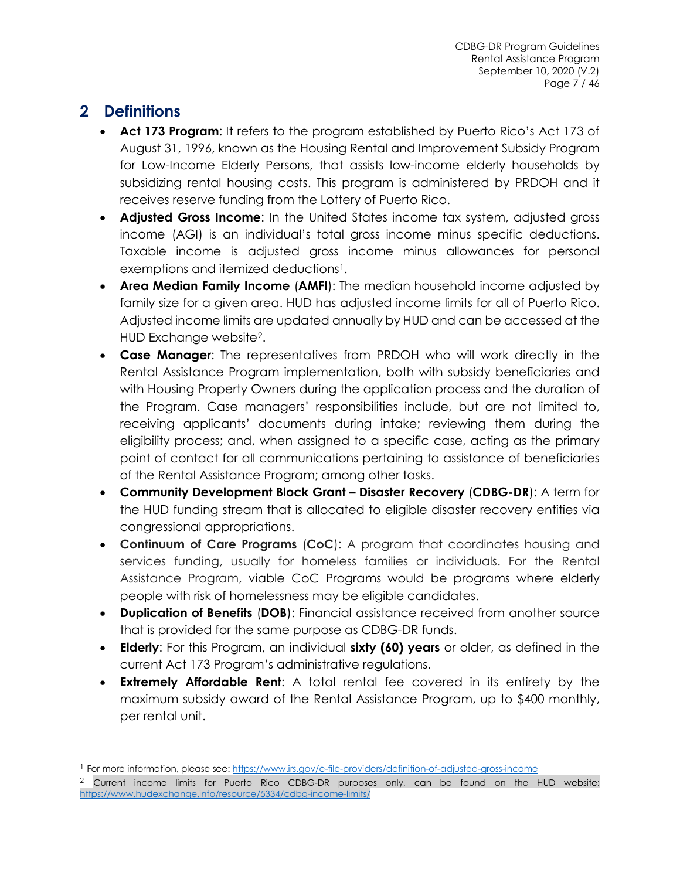## 2 Definitions

- **Act 173 Program**: It refers to the program established by Puerto Rico's Act 173 of August 31, 1996, known as the Housing Rental and Improvement Subsidy Program for Low-Income Elderly Persons, that assists low-income elderly households by subsidizing rental housing costs. This program is administered by PRDOH and it receives reserve funding from the Lottery of Puerto Rico.
- **Adjusted Gross Income**: In the United States income tax system, adjusted gross income (AGI) is an individual's total gross income minus specific deductions. Taxable income is adjusted gross income minus allowances for personal exemptions and itemized deductions[1].
- **Area Median Family Income** (**AMFI**): The median household income adjusted by family size for a given area. HUD has adjusted income limits for all of Puerto Rico. Adjusted income limits are updated annually by HUD and can be accessed at the HUD Exchange website[2].
- **Case Manager**: The representatives from PRDOH who will work directly in the Rental Assistance Program implementation, both with subsidy beneficiaries and with Housing Property Owners during the application process and the duration of the Program. Case managers' responsibilities include, but are not limited to, receiving applicants' documents during intake; reviewing them during the eligibility process; and, when assigned to a specific case, acting as the primary point of contact for all communications pertaining to assistance of beneficiaries of the Rental Assistance Program; among other tasks.
- **Community Development Block Grant – Disaster Recovery** (**CDBG-DR**): A term for the HUD funding stream that is allocated to eligible disaster recovery entities via congressional appropriations.
- **Continuum of Care Programs** (**CoC**): A program that coordinates housing and services funding, usually for homeless families or individuals. For the Rental Assistance Program, viable CoC Programs would be programs where elderly people with risk of homelessness may be eligible candidates.
- **Duplication of Benefits** (**DOB**): Financial assistance received from another source that is provided for the same purpose as CDBG-DR funds.
- **Elderly**: For this Program, an individual **sixty (60) years** or older, as defined in the current Act 173 Program's administrative regulations.
- **Extremely Affordable Rent**: A total rental fee covered in its entirety by the maximum subsidy award of the Rental Assistance Program, up to $400 monthly, per rental unit.

---

[1] For more information, please see: https://www.irs.gov/e-file-providers/definition-of-adjusted-gross-income

[2] Current income limits for Puerto Rico CDBG-DR purposes only, can be found on the HUD website: https://www.hudexchange.info/resource/5334/cdbg-income-limits/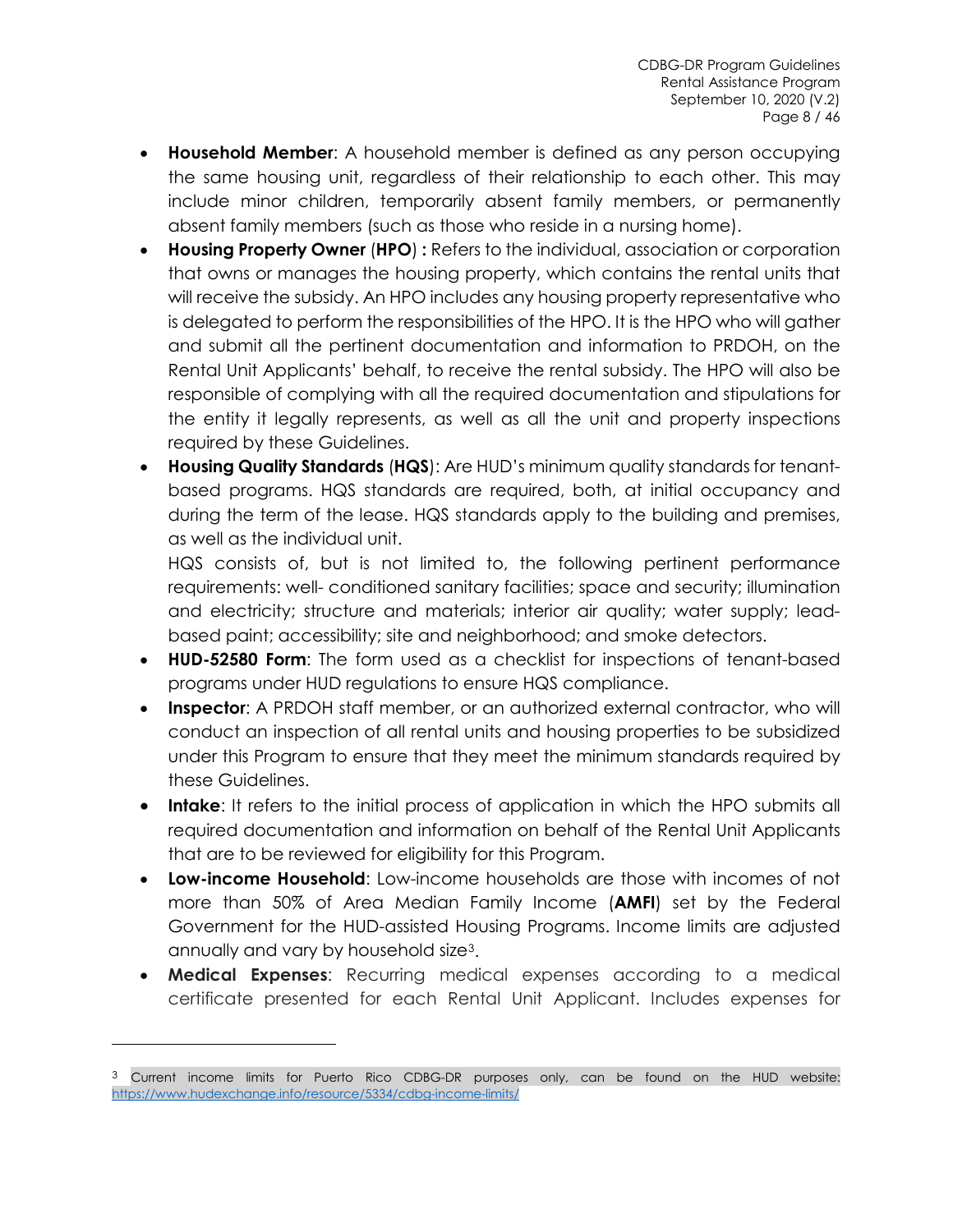- **Household Member**: A household member is defined as any person occupying the same housing unit, regardless of their relationship to each other. This may include minor children, temporarily absent family members, or permanently absent family members (such as those who reside in a nursing home).
- **Housing Property Owner** (**HPO**) **:** Refers to the individual, association or corporation that owns or manages the housing property, which contains the rental units that will receive the subsidy. An HPO includes any housing property representative who is delegated to perform the responsibilities of the HPO. It is the HPO who will gather and submit all the pertinent documentation and information to PRDOH, on the Rental Unit Applicants' behalf, to receive the rental subsidy. The HPO will also be responsible of complying with all the required documentation and stipulations for the entity it legally represents, as well as all the unit and property inspections required by these Guidelines.
- **Housing Quality Standards** (**HQS**): Are HUD's minimum quality standards for tenant-based programs. HQS standards are required, both, at initial occupancy and during the term of the lease. HQS standards apply to the building and premises, as well as the individual unit.

  HQS consists of, but is not limited to, the following pertinent performance requirements: well- conditioned sanitary facilities; space and security; illumination and electricity; structure and materials; interior air quality; water supply; lead-based paint; accessibility; site and neighborhood; and smoke detectors.
- **HUD-52580 Form**: The form used as a checklist for inspections of tenant-based programs under HUD regulations to ensure HQS compliance.
- **Inspector**: A PRDOH staff member, or an authorized external contractor, who will conduct an inspection of all rental units and housing properties to be subsidized under this Program to ensure that they meet the minimum standards required by these Guidelines.
- **Intake**: It refers to the initial process of application in which the HPO submits all required documentation and information on behalf of the Rental Unit Applicants that are to be reviewed for eligibility for this Program.
- **Low-income Household**: Low-income households are those with incomes of not more than 50% of Area Median Family Income (**AMFI**) set by the Federal Government for the HUD-assisted Housing Programs. Income limits are adjusted annually and vary by household size[3].
- **Medical Expenses**: Recurring medical expenses according to a medical certificate presented for each Rental Unit Applicant. Includes expenses for

---

[3] Current income limits for Puerto Rico CDBG-DR purposes only, can be found on the HUD website: https://www.hudexchange.info/resource/5334/cdbg-income-limits/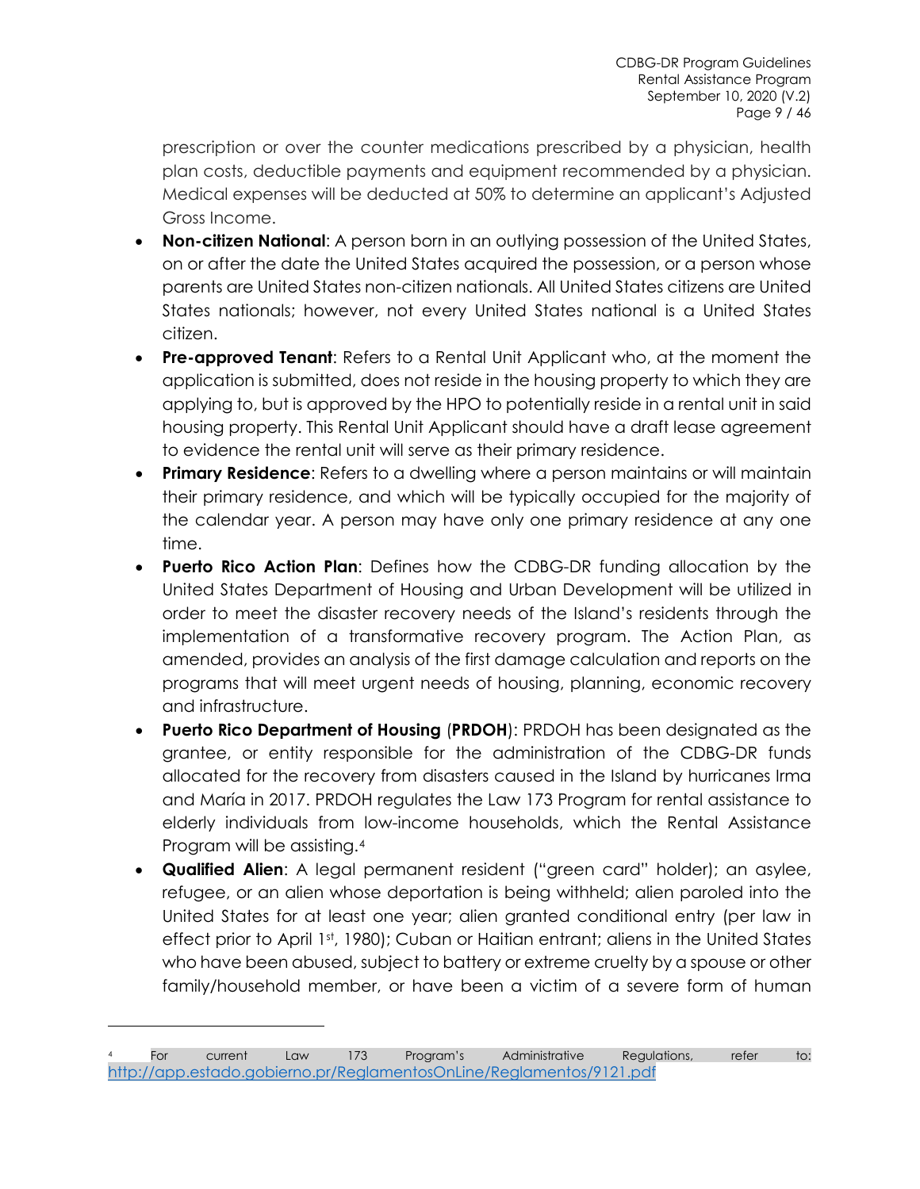prescription or over the counter medications prescribed by a physician, health plan costs, deductible payments and equipment recommended by a physician. Medical expenses will be deducted at 50% to determine an applicant's Adjusted Gross Income.

- **Non-citizen National**: A person born in an outlying possession of the United States, on or after the date the United States acquired the possession, or a person whose parents are United States non-citizen nationals. All United States citizens are United States nationals; however, not every United States national is a United States citizen.
- **Pre-approved Tenant**: Refers to a Rental Unit Applicant who, at the moment the application is submitted, does not reside in the housing property to which they are applying to, but is approved by the HPO to potentially reside in a rental unit in said housing property. This Rental Unit Applicant should have a draft lease agreement to evidence the rental unit will serve as their primary residence.
- **Primary Residence**: Refers to a dwelling where a person maintains or will maintain their primary residence, and which will be typically occupied for the majority of the calendar year. A person may have only one primary residence at any one time.
- **Puerto Rico Action Plan**: Defines how the CDBG-DR funding allocation by the United States Department of Housing and Urban Development will be utilized in order to meet the disaster recovery needs of the Island's residents through the implementation of a transformative recovery program. The Action Plan, as amended, provides an analysis of the first damage calculation and reports on the programs that will meet urgent needs of housing, planning, economic recovery and infrastructure.
- **Puerto Rico Department of Housing** (**PRDOH**): PRDOH has been designated as the grantee, or entity responsible for the administration of the CDBG-DR funds allocated for the recovery from disasters caused in the Island by hurricanes Irma and María in 2017. PRDOH regulates the Law 173 Program for rental assistance to elderly individuals from low-income households, which the Rental Assistance Program will be assisting.[4]
- **Qualified Alien**: A legal permanent resident ("green card" holder); an asylee, refugee, or an alien whose deportation is being withheld; alien paroled into the United States for at least one year; alien granted conditional entry (per law in effect prior to April 1st, 1980); Cuban or Haitian entrant; aliens in the United States who have been abused, subject to battery or extreme cruelty by a spouse or other family/household member, or have been a victim of a severe form of human

---

[4] For current Law 173 Program's Administrative Regulations, refer to: http://app.estado.gobierno.pr/ReglamentosOnLine/Reglamentos/9121.pdf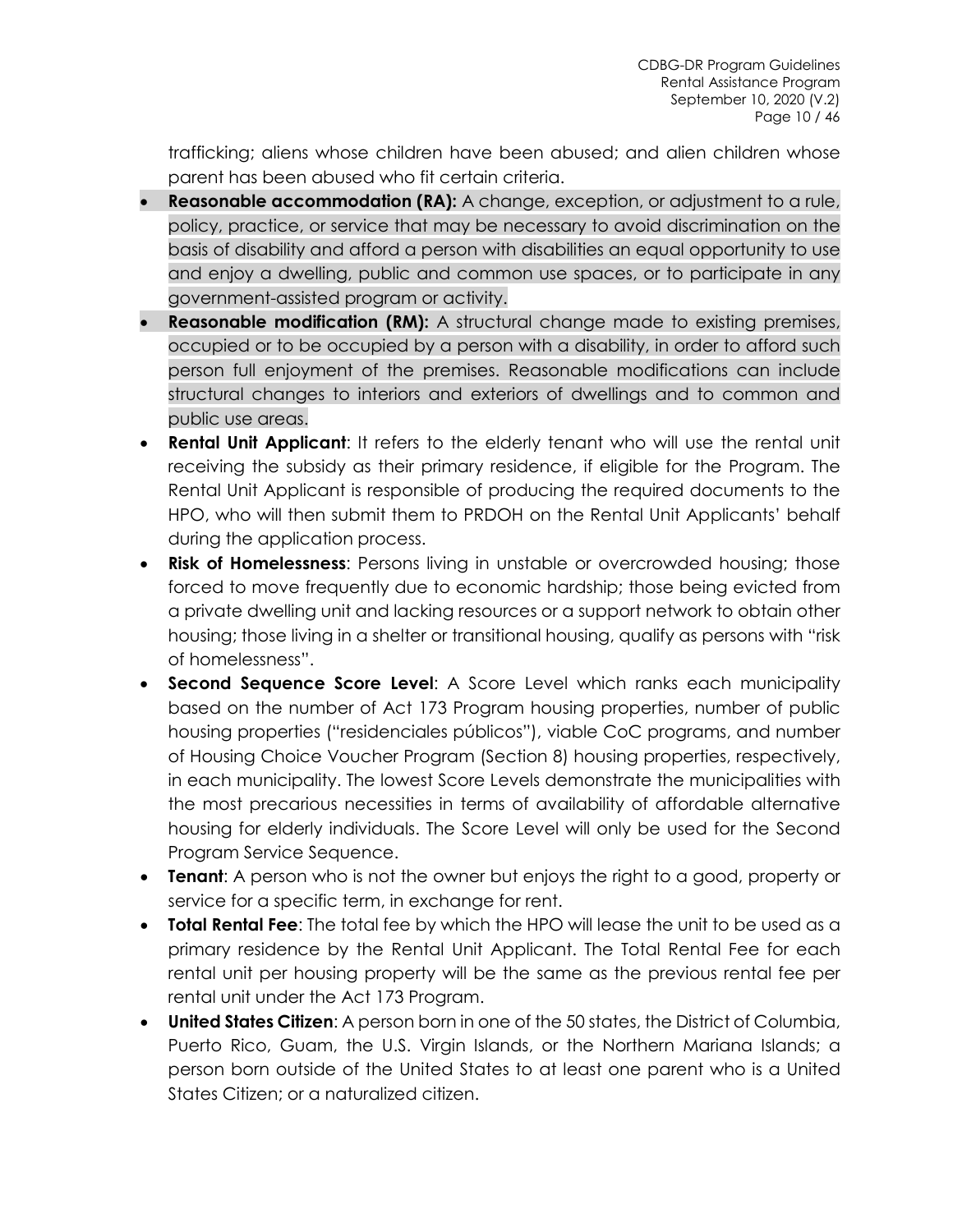trafficking; aliens whose children have been abused; and alien children whose parent has been abused who fit certain criteria.

- **Reasonable accommodation (RA):** A change, exception, or adjustment to a rule, policy, practice, or service that may be necessary to avoid discrimination on the basis of disability and afford a person with disabilities an equal opportunity to use and enjoy a dwelling, public and common use spaces, or to participate in any government-assisted program or activity.
- **Reasonable modification (RM):** A structural change made to existing premises, occupied or to be occupied by a person with a disability, in order to afford such person full enjoyment of the premises. Reasonable modifications can include structural changes to interiors and exteriors of dwellings and to common and public use areas.
- **Rental Unit Applicant**: It refers to the elderly tenant who will use the rental unit receiving the subsidy as their primary residence, if eligible for the Program. The Rental Unit Applicant is responsible of producing the required documents to the HPO, who will then submit them to PRDOH on the Rental Unit Applicants' behalf during the application process.
- **Risk of Homelessness**: Persons living in unstable or overcrowded housing; those forced to move frequently due to economic hardship; those being evicted from a private dwelling unit and lacking resources or a support network to obtain other housing; those living in a shelter or transitional housing, qualify as persons with "risk of homelessness".
- **Second Sequence Score Level**: A Score Level which ranks each municipality based on the number of Act 173 Program housing properties, number of public housing properties ("residenciales públicos"), viable CoC programs, and number of Housing Choice Voucher Program (Section 8) housing properties, respectively, in each municipality. The lowest Score Levels demonstrate the municipalities with the most precarious necessities in terms of availability of affordable alternative housing for elderly individuals. The Score Level will only be used for the Second Program Service Sequence.
- **Tenant**: A person who is not the owner but enjoys the right to a good, property or service for a specific term, in exchange for rent.
- **Total Rental Fee**: The total fee by which the HPO will lease the unit to be used as a primary residence by the Rental Unit Applicant. The Total Rental Fee for each rental unit per housing property will be the same as the previous rental fee per rental unit under the Act 173 Program.
- **United States Citizen**: A person born in one of the 50 states, the District of Columbia, Puerto Rico, Guam, the U.S. Virgin Islands, or the Northern Mariana Islands; a person born outside of the United States to at least one parent who is a United States Citizen; or a naturalized citizen.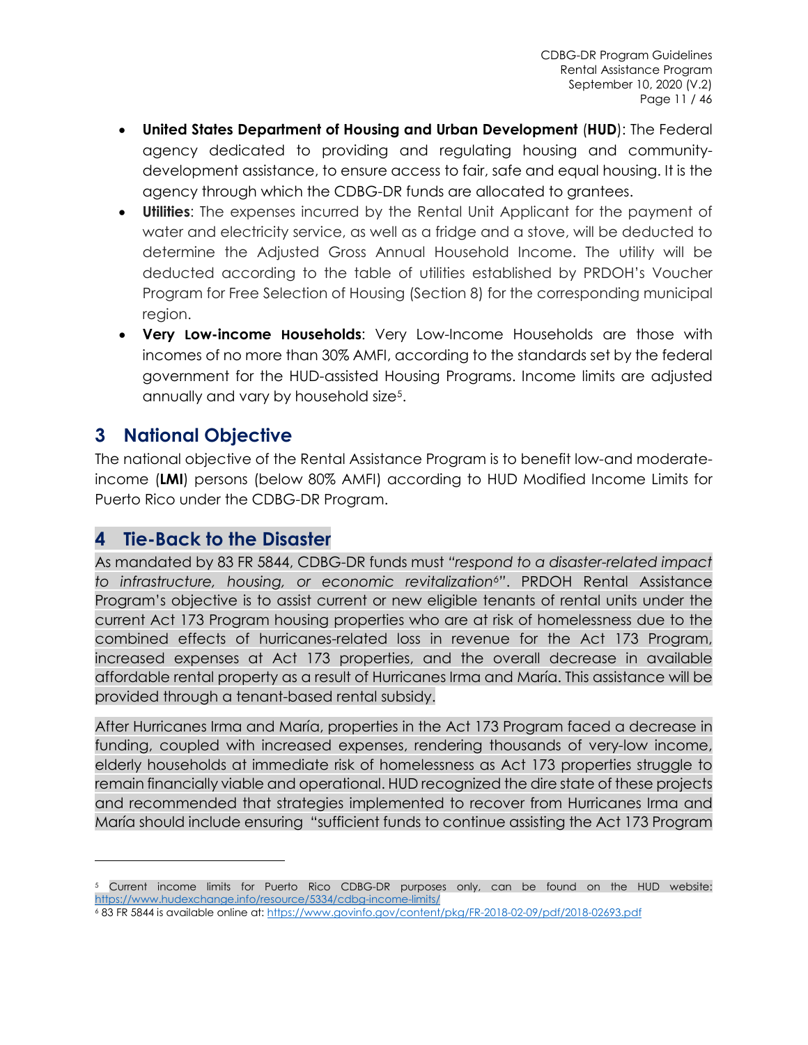- **United States Department of Housing and Urban Development** (**HUD**): The Federal agency dedicated to providing and regulating housing and community-development assistance, to ensure access to fair, safe and equal housing. It is the agency through which the CDBG-DR funds are allocated to grantees.
- **Utilities**: The expenses incurred by the Rental Unit Applicant for the payment of water and electricity service, as well as a fridge and a stove, will be deducted to determine the Adjusted Gross Annual Household Income. The utility will be deducted according to the table of utilities established by PRDOH's Voucher Program for Free Selection of Housing (Section 8) for the corresponding municipal region.
- **Very Low-income Households**: Very Low-Income Households are those with incomes of no more than 30% AMFI, according to the standards set by the federal government for the HUD-assisted Housing Programs. Income limits are adjusted annually and vary by household size[5].

# 3 National Objective

The national objective of the Rental Assistance Program is to benefit low-and moderate-income (**LMI**) persons (below 80% AMFI) according to HUD Modified Income Limits for Puerto Rico under the CDBG-DR Program.

# 4 Tie-Back to the Disaster

As mandated by 83 FR 5844, CDBG-DR funds must *"respond to a disaster-related impact to infrastructure, housing, or economic revitalization*[6]*"*. PRDOH Rental Assistance Program's objective is to assist current or new eligible tenants of rental units under the current Act 173 Program housing properties who are at risk of homelessness due to the combined effects of hurricanes-related loss in revenue for the Act 173 Program, increased expenses at Act 173 properties, and the overall decrease in available affordable rental property as a result of Hurricanes Irma and María. This assistance will be provided through a tenant-based rental subsidy.

After Hurricanes Irma and María, properties in the Act 173 Program faced a decrease in funding, coupled with increased expenses, rendering thousands of very-low income, elderly households at immediate risk of homelessness as Act 173 properties struggle to remain financially viable and operational. HUD recognized the dire state of these projects and recommended that strategies implemented to recover from Hurricanes Irma and María should include ensuring "sufficient funds to continue assisting the Act 173 Program

---

[5] Current income limits for Puerto Rico CDBG-DR purposes only, can be found on the HUD website: https://www.hudexchange.info/resource/5334/cdbg-income-limits/

[6] 83 FR 5844 is available online at: https://www.govinfo.gov/content/pkg/FR-2018-02-09/pdf/2018-02693.pdf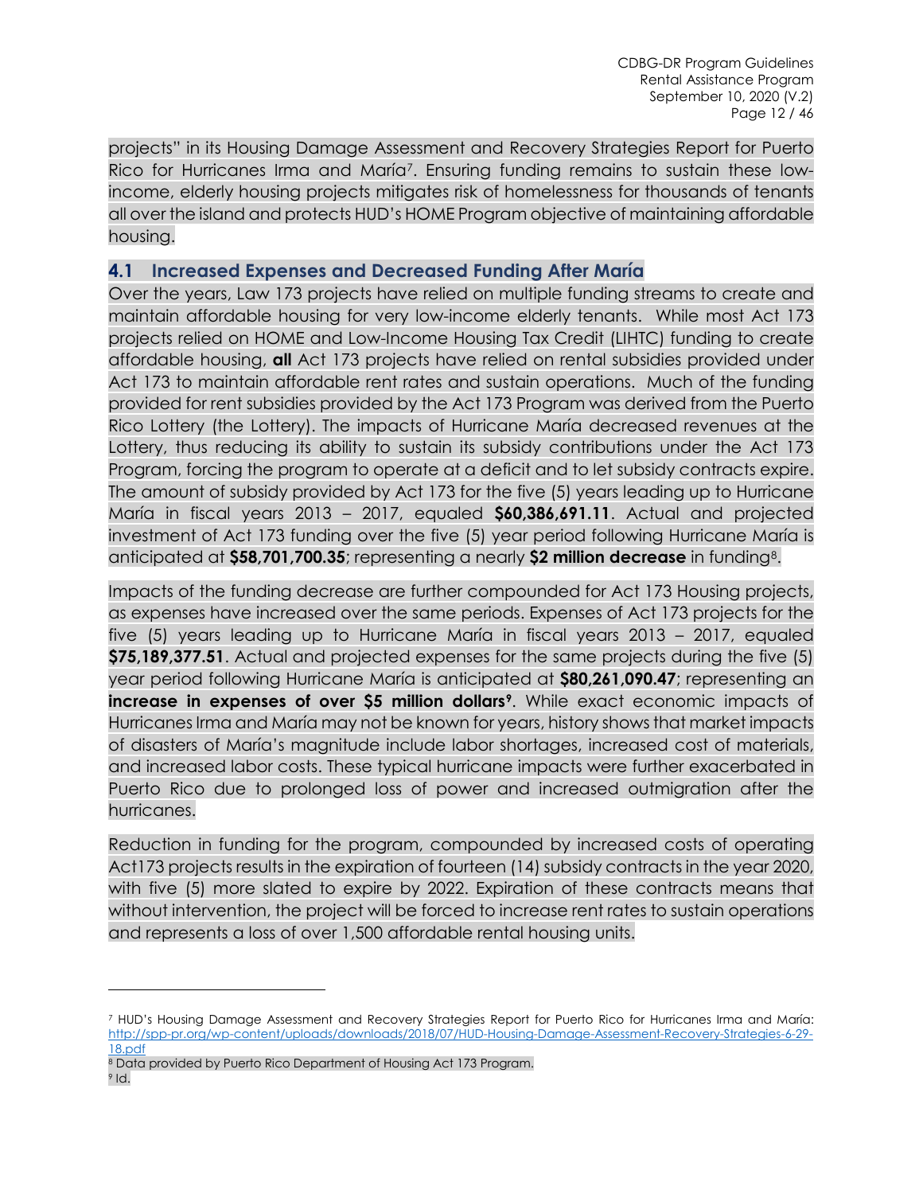projects" in its Housing Damage Assessment and Recovery Strategies Report for Puerto Rico for Hurricanes Irma and María[7]. Ensuring funding remains to sustain these low-income, elderly housing projects mitigates risk of homelessness for thousands of tenants all over the island and protects HUD's HOME Program objective of maintaining affordable housing.

## 4.1 Increased Expenses and Decreased Funding After María

Over the years, Law 173 projects have relied on multiple funding streams to create and maintain affordable housing for very low-income elderly tenants. While most Act 173 projects relied on HOME and Low-Income Housing Tax Credit (LIHTC) funding to create affordable housing, **all** Act 173 projects have relied on rental subsidies provided under Act 173 to maintain affordable rent rates and sustain operations. Much of the funding provided for rent subsidies provided by the Act 173 Program was derived from the Puerto Rico Lottery (the Lottery). The impacts of Hurricane María decreased revenues at the Lottery, thus reducing its ability to sustain its subsidy contributions under the Act 173 Program, forcing the program to operate at a deficit and to let subsidy contracts expire. The amount of subsidy provided by Act 173 for the five (5) years leading up to Hurricane María in fiscal years 2013 – 2017, equaled **$60,386,691.11**. Actual and projected investment of Act 173 funding over the five (5) year period following Hurricane María is anticipated at **$58,701,700.35**; representing a nearly **$2 million decrease** in funding[8].

Impacts of the funding decrease are further compounded for Act 173 Housing projects, as expenses have increased over the same periods. Expenses of Act 173 projects for the five (5) years leading up to Hurricane María in fiscal years 2013 – 2017, equaled **$75,189,377.51**. Actual and projected expenses for the same projects during the five (5) year period following Hurricane María is anticipated at **$80,261,090.47**; representing an **increase in expenses of over $5 million dollars[9]**. While exact economic impacts of Hurricanes Irma and María may not be known for years, history shows that market impacts of disasters of María's magnitude include labor shortages, increased cost of materials, and increased labor costs. These typical hurricane impacts were further exacerbated in Puerto Rico due to prolonged loss of power and increased outmigration after the hurricanes.

Reduction in funding for the program, compounded by increased costs of operating Act173 projects results in the expiration of fourteen (14) subsidy contracts in the year 2020, with five (5) more slated to expire by 2022. Expiration of these contracts means that without intervention, the project will be forced to increase rent rates to sustain operations and represents a loss of over 1,500 affordable rental housing units.

---

[7] HUD's Housing Damage Assessment and Recovery Strategies Report for Puerto Rico for Hurricanes Irma and María: http://spp-pr.org/wp-content/uploads/downloads/2018/07/HUD-Housing-Damage-Assessment-Recovery-Strategies-6-29-18.pdf

[8] Data provided by Puerto Rico Department of Housing Act 173 Program.

[9] Id.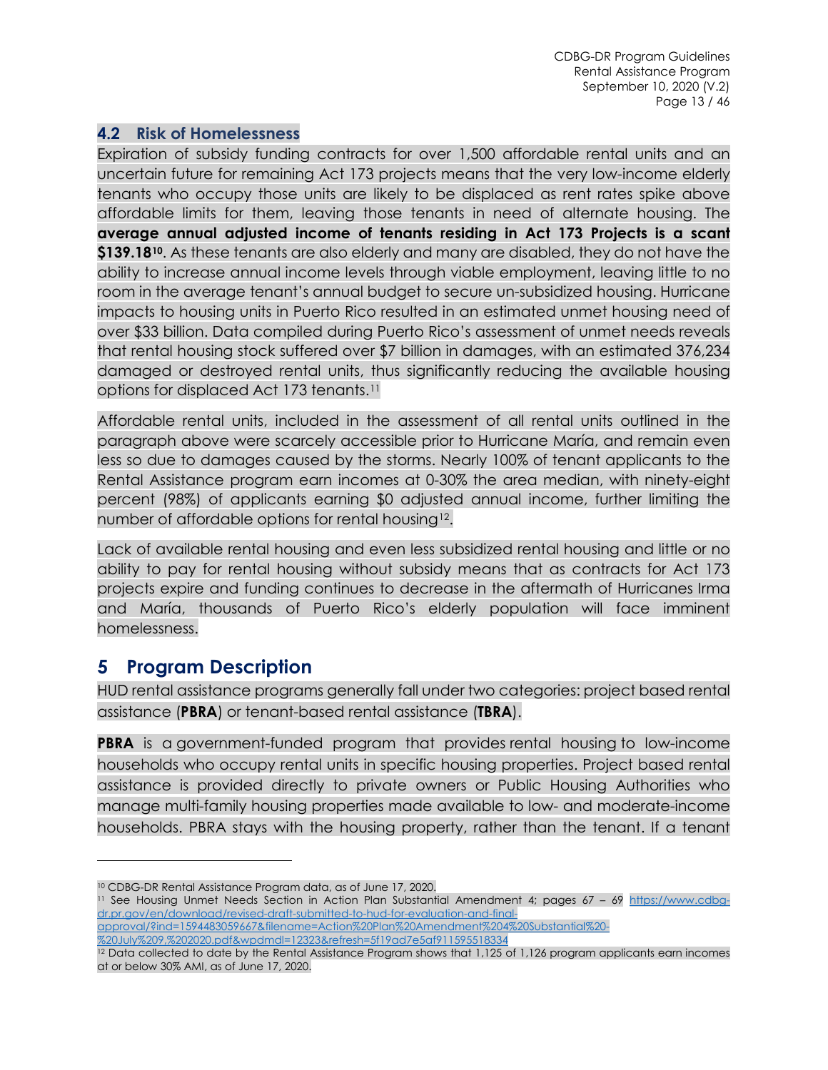## 4.2 Risk of Homelessness

Expiration of subsidy funding contracts for over 1,500 affordable rental units and an uncertain future for remaining Act 173 projects means that the very low-income elderly tenants who occupy those units are likely to be displaced as rent rates spike above affordable limits for them, leaving those tenants in need of alternate housing. The **average annual adjusted income of tenants residing in Act 173 Projects is a scant $139.18[10]**. As these tenants are also elderly and many are disabled, they do not have the ability to increase annual income levels through viable employment, leaving little to no room in the average tenant's annual budget to secure un-subsidized housing. Hurricane impacts to housing units in Puerto Rico resulted in an estimated unmet housing need of over $33 billion. Data compiled during Puerto Rico's assessment of unmet needs reveals that rental housing stock suffered over $7 billion in damages, with an estimated 376,234 damaged or destroyed rental units, thus significantly reducing the available housing options for displaced Act 173 tenants.[11]

Affordable rental units, included in the assessment of all rental units outlined in the paragraph above were scarcely accessible prior to Hurricane María, and remain even less so due to damages caused by the storms. Nearly 100% of tenant applicants to the Rental Assistance program earn incomes at 0-30% the area median, with ninety-eight percent (98%) of applicants earning $0 adjusted annual income, further limiting the number of affordable options for rental housing[12].

Lack of available rental housing and even less subsidized rental housing and little or no ability to pay for rental housing without subsidy means that as contracts for Act 173 projects expire and funding continues to decrease in the aftermath of Hurricanes Irma and María, thousands of Puerto Rico's elderly population will face imminent homelessness.

# 5 Program Description

HUD rental assistance programs generally fall under two categories: project based rental assistance (**PBRA**) or tenant-based rental assistance (**TBRA**).

**PBRA** is a government-funded program that provides rental housing to low-income households who occupy rental units in specific housing properties. Project based rental assistance is provided directly to private owners or Public Housing Authorities who manage multi-family housing properties made available to low- and moderate-income households. PBRA stays with the housing property, rather than the tenant. If a tenant

---

[10] CDBG-DR Rental Assistance Program data, as of June 17, 2020.

[11] See Housing Unmet Needs Section in Action Plan Substantial Amendment 4; pages 67 – 69 https://www.cdbg-dr.pr.gov/en/download/revised-draft-submitted-to-hud-for-evaluation-and-final-approval/?ind=1594483059667&filename=Action%20Plan%20Amendment%204%20Substantial%20-%20July%209,%202020.pdf&wpdmdl=12323&refresh=5f19ad7e5af911595518334

[12] Data collected to date by the Rental Assistance Program shows that 1,125 of 1,126 program applicants earn incomes at or below 30% AMI, as of June 17, 2020.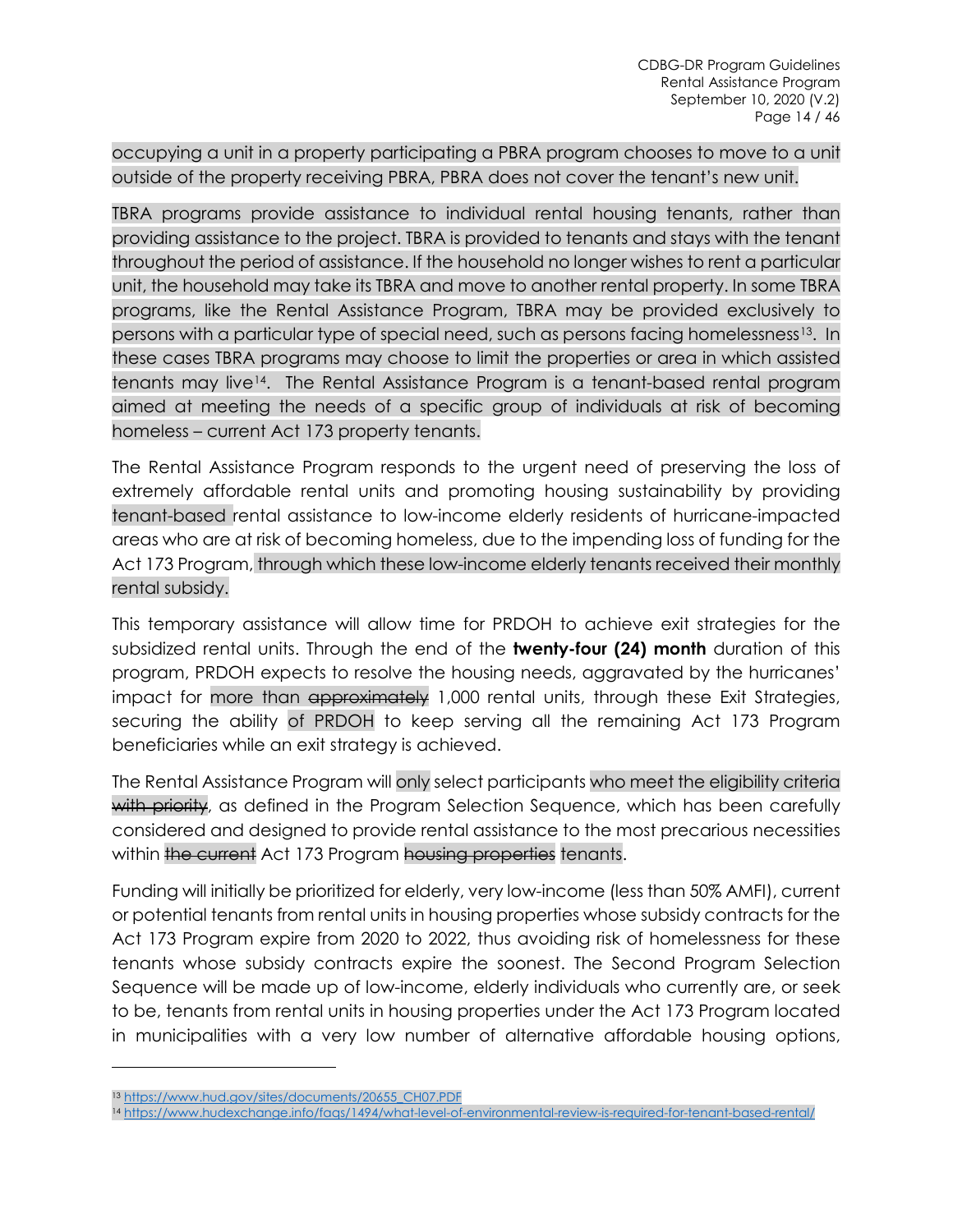occupying a unit in a property participating a PBRA program chooses to move to a unit outside of the property receiving PBRA, PBRA does not cover the tenant's new unit.

TBRA programs provide assistance to individual rental housing tenants, rather than providing assistance to the project. TBRA is provided to tenants and stays with the tenant throughout the period of assistance. If the household no longer wishes to rent a particular unit, the household may take its TBRA and move to another rental property. In some TBRA programs, like the Rental Assistance Program, TBRA may be provided exclusively to persons with a particular type of special need, such as persons facing homelessness[13]. In these cases TBRA programs may choose to limit the properties or area in which assisted tenants may live[14]. The Rental Assistance Program is a tenant-based rental program aimed at meeting the needs of a specific group of individuals at risk of becoming homeless – current Act 173 property tenants.

The Rental Assistance Program responds to the urgent need of preserving the loss of extremely affordable rental units and promoting housing sustainability by providing tenant-based rental assistance to low-income elderly residents of hurricane-impacted areas who are at risk of becoming homeless, due to the impending loss of funding for the Act 173 Program, through which these low-income elderly tenants received their monthly rental subsidy.

This temporary assistance will allow time for PRDOH to achieve exit strategies for the subsidized rental units. Through the end of the **twenty-four (24) month** duration of this program, PRDOH expects to resolve the housing needs, aggravated by the hurricanes' impact for more than ~~approximately~~ 1,000 rental units, through these Exit Strategies, securing the ability of PRDOH to keep serving all the remaining Act 173 Program beneficiaries while an exit strategy is achieved.

The Rental Assistance Program will only select participants who meet the eligibility criteria ~~with priority~~, as defined in the Program Selection Sequence, which has been carefully considered and designed to provide rental assistance to the most precarious necessities within ~~the current~~ Act 173 Program ~~housing properties~~ tenants.

Funding will initially be prioritized for elderly, very low-income (less than 50% AMFI), current or potential tenants from rental units in housing properties whose subsidy contracts for the Act 173 Program expire from 2020 to 2022, thus avoiding risk of homelessness for these tenants whose subsidy contracts expire the soonest. The Second Program Selection Sequence will be made up of low-income, elderly individuals who currently are, or seek to be, tenants from rental units in housing properties under the Act 173 Program located in municipalities with a very low number of alternative affordable housing options,

---

[13] https://www.hud.gov/sites/documents/20655_CH07.PDF

[14] https://www.hudexchange.info/faqs/1494/what-level-of-environmental-review-is-required-for-tenant-based-rental/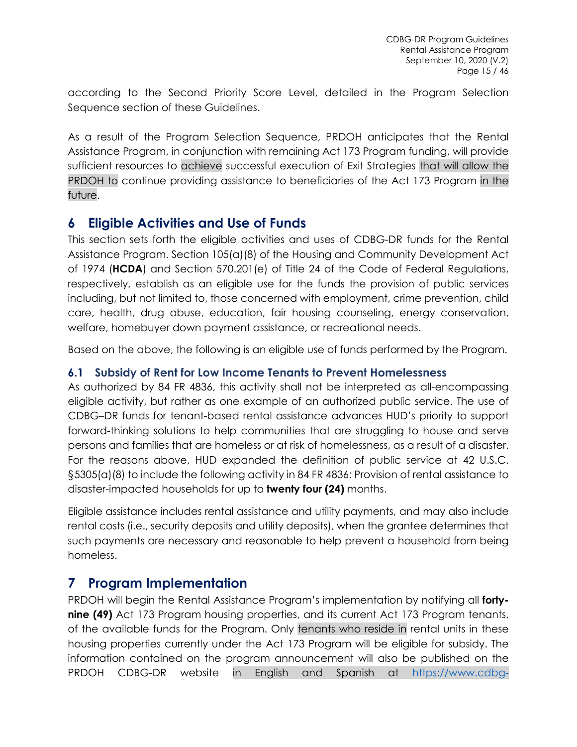according to the Second Priority Score Level, detailed in the Program Selection Sequence section of these Guidelines.

As a result of the Program Selection Sequence, PRDOH anticipates that the Rental Assistance Program, in conjunction with remaining Act 173 Program funding, will provide sufficient resources to achieve successful execution of Exit Strategies that will allow the PRDOH to continue providing assistance to beneficiaries of the Act 173 Program in the future.

# 6 Eligible Activities and Use of Funds

This section sets forth the eligible activities and uses of CDBG-DR funds for the Rental Assistance Program. Section 105(a)(8) of the Housing and Community Development Act of 1974 (**HCDA**) and Section 570.201(e) of Title 24 of the Code of Federal Regulations, respectively, establish as an eligible use for the funds the provision of public services including, but not limited to, those concerned with employment, crime prevention, child care, health, drug abuse, education, fair housing counseling, energy conservation, welfare, homebuyer down payment assistance, or recreational needs.

Based on the above, the following is an eligible use of funds performed by the Program.

## 6.1 Subsidy of Rent for Low Income Tenants to Prevent Homelessness

As authorized by 84 FR 4836, this activity shall not be interpreted as all-encompassing eligible activity, but rather as one example of an authorized public service. The use of CDBG–DR funds for tenant-based rental assistance advances HUD's priority to support forward-thinking solutions to help communities that are struggling to house and serve persons and families that are homeless or at risk of homelessness, as a result of a disaster. For the reasons above, HUD expanded the definition of public service at 42 U.S.C. §5305(a)(8) to include the following activity in 84 FR 4836: Provision of rental assistance to disaster-impacted households for up to **twenty four (24)** months.

Eligible assistance includes rental assistance and utility payments, and may also include rental costs (i.e., security deposits and utility deposits), when the grantee determines that such payments are necessary and reasonable to help prevent a household from being homeless.

# 7 Program Implementation

PRDOH will begin the Rental Assistance Program's implementation by notifying all **forty-nine (49)** Act 173 Program housing properties, and its current Act 173 Program tenants, of the available funds for the Program. Only tenants who reside in rental units in these housing properties currently under the Act 173 Program will be eligible for subsidy. The information contained on the program announcement will also be published on the PRDOH CDBG-DR website in English and Spanish at https://www.cdbg-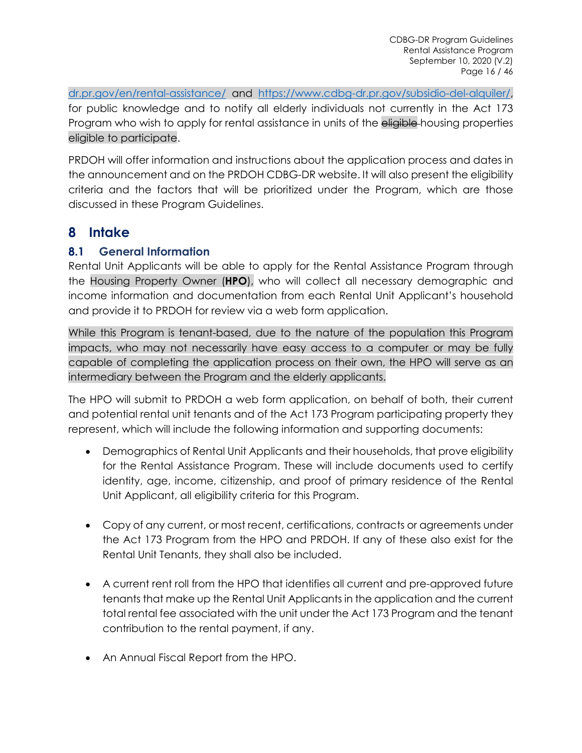dr.pr.gov/en/rental-assistance/ and https://www.cdbg-dr.pr.gov/subsidio-del-alquiler/, for public knowledge and to notify all elderly individuals not currently in the Act 173 Program who wish to apply for rental assistance in units of the ~~eligible~~ housing properties eligible to participate.

PRDOH will offer information and instructions about the application process and dates in the announcement and on the PRDOH CDBG-DR website. It will also present the eligibility criteria and the factors that will be prioritized under the Program, which are those discussed in these Program Guidelines.

# 8 Intake

## 8.1 General Information

Rental Unit Applicants will be able to apply for the Rental Assistance Program through the Housing Property Owner (**HPO**), who will collect all necessary demographic and income information and documentation from each Rental Unit Applicant's household and provide it to PRDOH for review via a web form application.

While this Program is tenant-based, due to the nature of the population this Program impacts, who may not necessarily have easy access to a computer or may be fully capable of completing the application process on their own, the HPO will serve as an intermediary between the Program and the elderly applicants.

The HPO will submit to PRDOH a web form application, on behalf of both, their current and potential rental unit tenants and of the Act 173 Program participating property they represent, which will include the following information and supporting documents:

- Demographics of Rental Unit Applicants and their households, that prove eligibility for the Rental Assistance Program. These will include documents used to certify identity, age, income, citizenship, and proof of primary residence of the Rental Unit Applicant, all eligibility criteria for this Program.

- Copy of any current, or most recent, certifications, contracts or agreements under the Act 173 Program from the HPO and PRDOH. If any of these also exist for the Rental Unit Tenants, they shall also be included.

- A current rent roll from the HPO that identifies all current and pre-approved future tenants that make up the Rental Unit Applicants in the application and the current total rental fee associated with the unit under the Act 173 Program and the tenant contribution to the rental payment, if any.

- An Annual Fiscal Report from the HPO.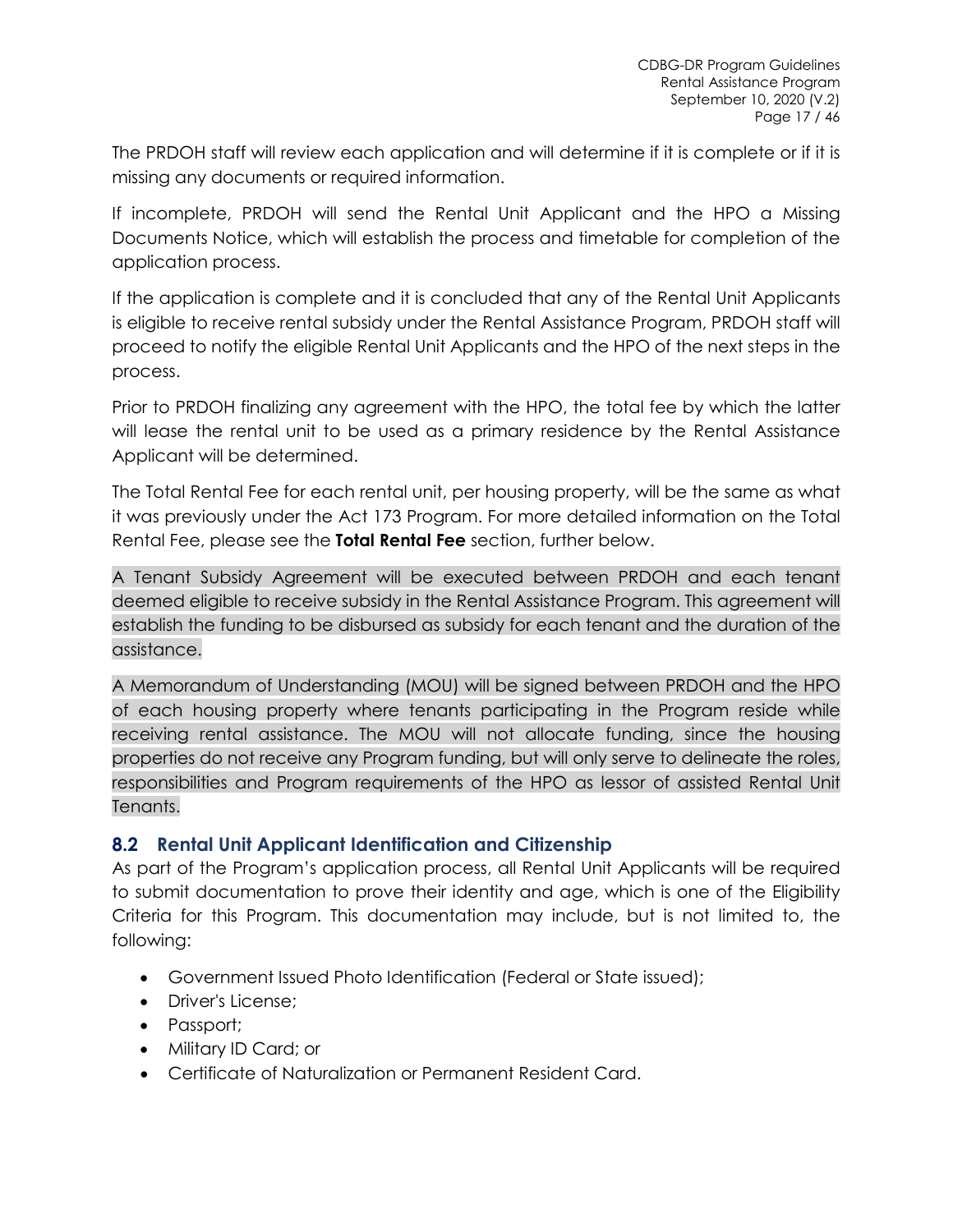The PRDOH staff will review each application and will determine if it is complete or if it is missing any documents or required information.

If incomplete, PRDOH will send the Rental Unit Applicant and the HPO a Missing Documents Notice, which will establish the process and timetable for completion of the application process.

If the application is complete and it is concluded that any of the Rental Unit Applicants is eligible to receive rental subsidy under the Rental Assistance Program, PRDOH staff will proceed to notify the eligible Rental Unit Applicants and the HPO of the next steps in the process.

Prior to PRDOH finalizing any agreement with the HPO, the total fee by which the latter will lease the rental unit to be used as a primary residence by the Rental Assistance Applicant will be determined.

The Total Rental Fee for each rental unit, per housing property, will be the same as what it was previously under the Act 173 Program. For more detailed information on the Total Rental Fee, please see the **Total Rental Fee** section, further below.

A Tenant Subsidy Agreement will be executed between PRDOH and each tenant deemed eligible to receive subsidy in the Rental Assistance Program. This agreement will establish the funding to be disbursed as subsidy for each tenant and the duration of the assistance.

A Memorandum of Understanding (MOU) will be signed between PRDOH and the HPO of each housing property where tenants participating in the Program reside while receiving rental assistance. The MOU will not allocate funding, since the housing properties do not receive any Program funding, but will only serve to delineate the roles, responsibilities and Program requirements of the HPO as lessor of assisted Rental Unit Tenants.

## 8.2 Rental Unit Applicant Identification and Citizenship

As part of the Program's application process, all Rental Unit Applicants will be required to submit documentation to prove their identity and age, which is one of the Eligibility Criteria for this Program. This documentation may include, but is not limited to, the following:

- Government Issued Photo Identification (Federal or State issued);
- Driver's License;
- Passport;
- Military ID Card; or
- Certificate of Naturalization or Permanent Resident Card.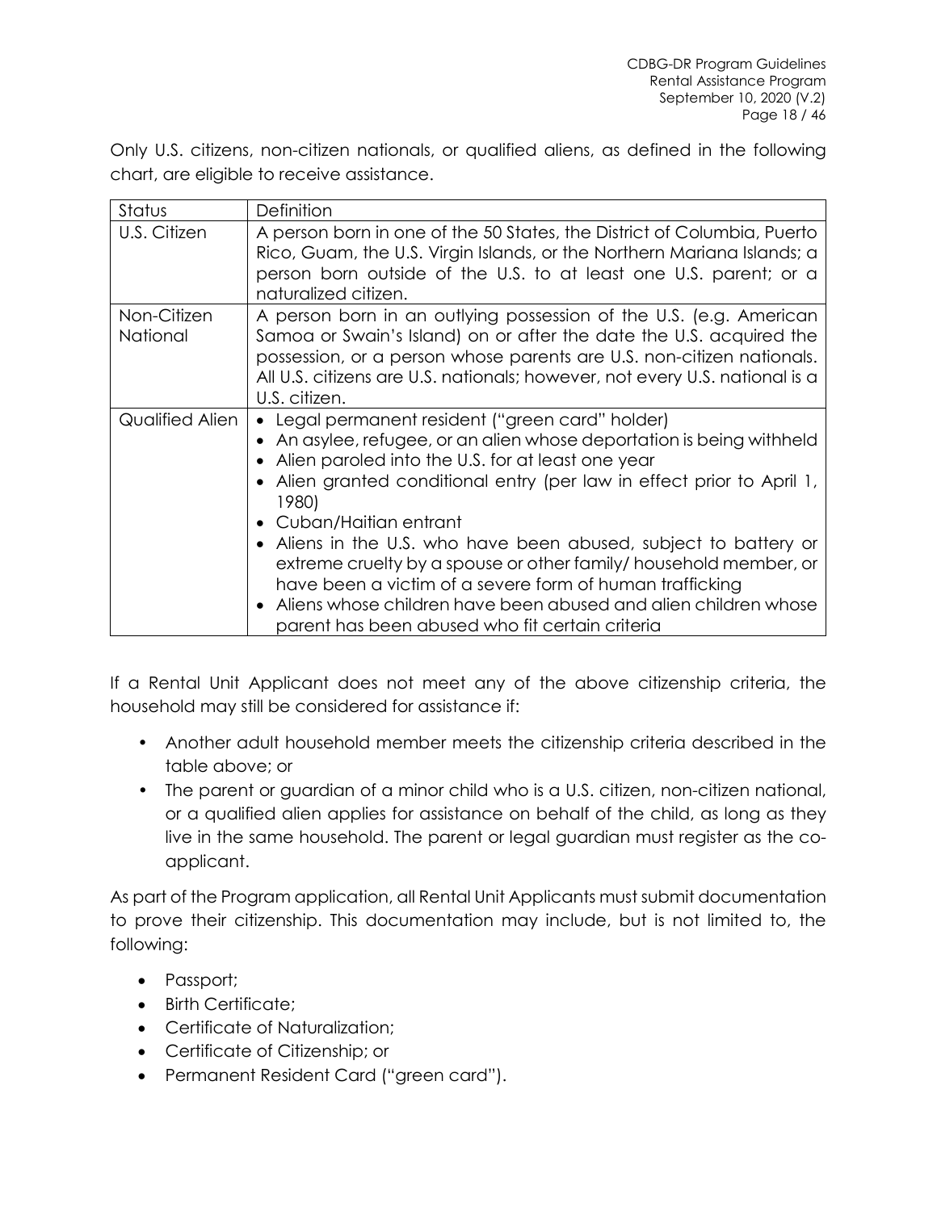Only U.S. citizens, non-citizen nationals, or qualified aliens, as defined in the following chart, are eligible to receive assistance.

| Status | Definition |
| --- | --- |
| U.S. Citizen | A person born in one of the 50 States, the District of Columbia, Puerto Rico, Guam, the U.S. Virgin Islands, or the Northern Mariana Islands; a person born outside of the U.S. to at least one U.S. parent; or a naturalized citizen. |
| Non-Citizen National | A person born in an outlying possession of the U.S. (e.g. American Samoa or Swain's Island) on or after the date the U.S. acquired the possession, or a person whose parents are U.S. non-citizen nationals. All U.S. citizens are U.S. nationals; however, not every U.S. national is a U.S. citizen. |
| Qualified Alien | • Legal permanent resident ("green card" holder)<br>• An asylee, refugee, or an alien whose deportation is being withheld<br>• Alien paroled into the U.S. for at least one year<br>• Alien granted conditional entry (per law in effect prior to April 1, 1980)<br>• Cuban/Haitian entrant<br>• Aliens in the U.S. who have been abused, subject to battery or extreme cruelty by a spouse or other family/ household member, or have been a victim of a severe form of human trafficking<br>• Aliens whose children have been abused and alien children whose parent has been abused who fit certain criteria |

If a Rental Unit Applicant does not meet any of the above citizenship criteria, the household may still be considered for assistance if:

- Another adult household member meets the citizenship criteria described in the table above; or
- The parent or guardian of a minor child who is a U.S. citizen, non-citizen national, or a qualified alien applies for assistance on behalf of the child, as long as they live in the same household. The parent or legal guardian must register as the co-applicant.

As part of the Program application, all Rental Unit Applicants must submit documentation to prove their citizenship. This documentation may include, but is not limited to, the following:

- Passport;
- Birth Certificate;
- Certificate of Naturalization;
- Certificate of Citizenship; or
- Permanent Resident Card ("green card").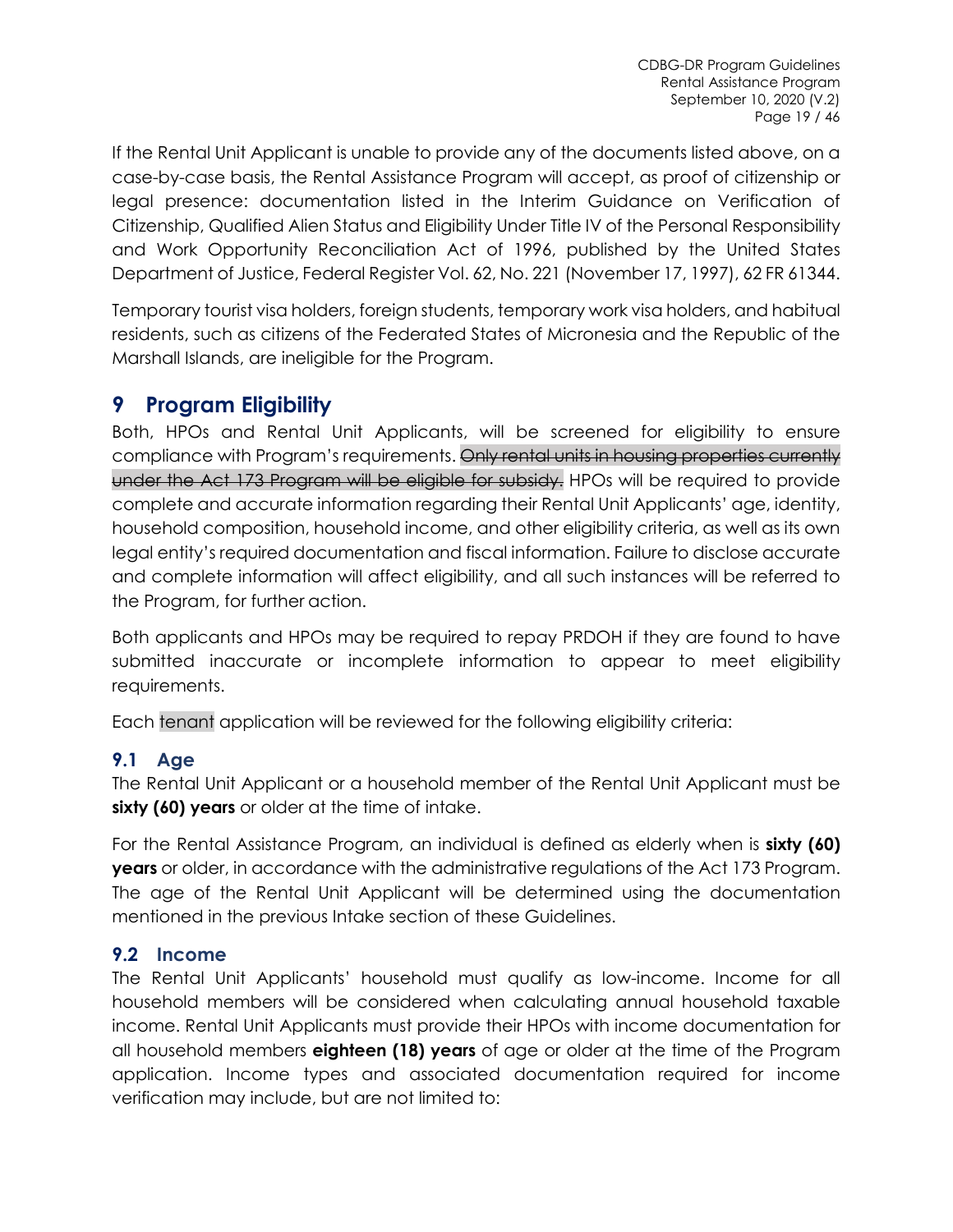If the Rental Unit Applicant is unable to provide any of the documents listed above, on a case-by-case basis, the Rental Assistance Program will accept, as proof of citizenship or legal presence: documentation listed in the Interim Guidance on Verification of Citizenship, Qualified Alien Status and Eligibility Under Title IV of the Personal Responsibility and Work Opportunity Reconciliation Act of 1996, published by the United States Department of Justice, Federal Register Vol. 62, No. 221 (November 17, 1997), 62 FR 61344.

Temporary tourist visa holders, foreign students, temporary work visa holders, and habitual residents, such as citizens of the Federated States of Micronesia and the Republic of the Marshall Islands, are ineligible for the Program.

# 9 Program Eligibility

Both, HPOs and Rental Unit Applicants, will be screened for eligibility to ensure compliance with Program's requirements. ~~Only rental units in housing properties currently under the Act 173 Program will be eligible for subsidy.~~ HPOs will be required to provide complete and accurate information regarding their Rental Unit Applicants' age, identity, household composition, household income, and other eligibility criteria, as well as its own legal entity's required documentation and fiscal information. Failure to disclose accurate and complete information will affect eligibility, and all such instances will be referred to the Program, for further action.

Both applicants and HPOs may be required to repay PRDOH if they are found to have submitted inaccurate or incomplete information to appear to meet eligibility requirements.

Each tenant application will be reviewed for the following eligibility criteria:

## 9.1 Age

The Rental Unit Applicant or a household member of the Rental Unit Applicant must be **sixty (60) years** or older at the time of intake.

For the Rental Assistance Program, an individual is defined as elderly when is **sixty (60) years** or older, in accordance with the administrative regulations of the Act 173 Program. The age of the Rental Unit Applicant will be determined using the documentation mentioned in the previous Intake section of these Guidelines.

## 9.2 Income

The Rental Unit Applicants' household must qualify as low-income. Income for all household members will be considered when calculating annual household taxable income. Rental Unit Applicants must provide their HPOs with income documentation for all household members **eighteen (18) years** of age or older at the time of the Program application. Income types and associated documentation required for income verification may include, but are not limited to: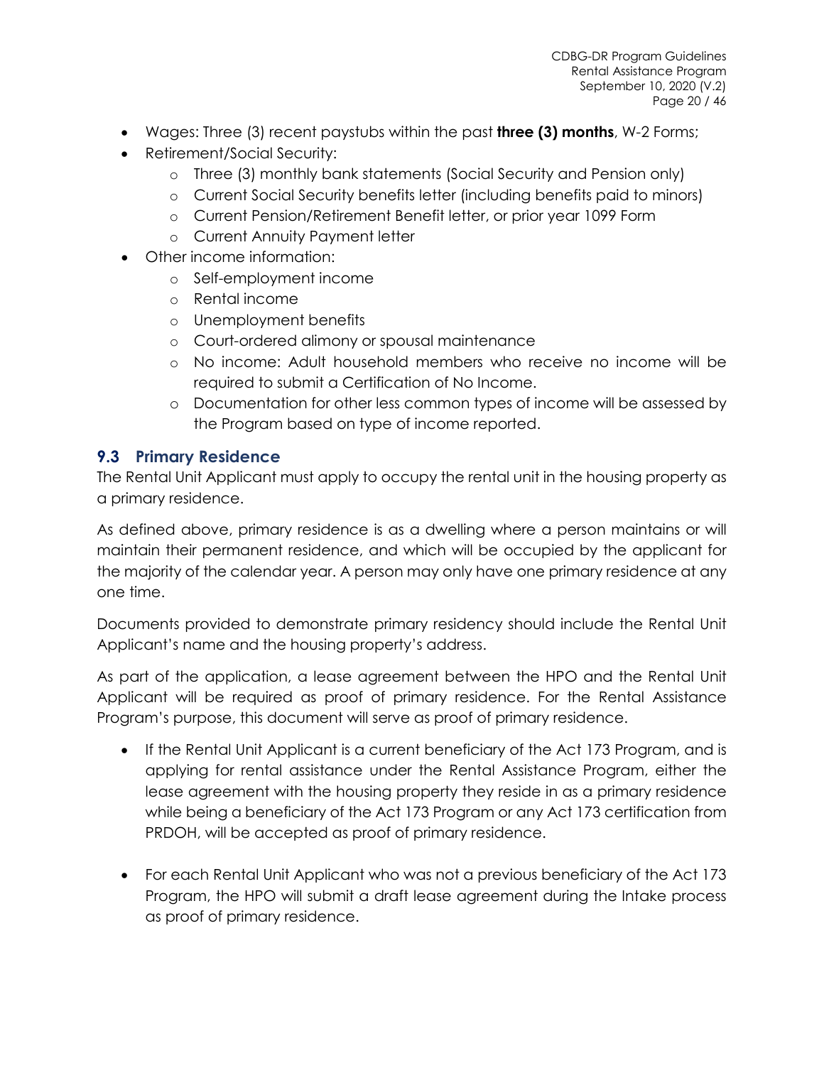- Wages: Three (3) recent paystubs within the past **three (3) months**, W-2 Forms;
- Retirement/Social Security:
  - Three (3) monthly bank statements (Social Security and Pension only)
  - Current Social Security benefits letter (including benefits paid to minors)
  - Current Pension/Retirement Benefit letter, or prior year 1099 Form
  - Current Annuity Payment letter
- Other income information:
  - Self-employment income
  - Rental income
  - Unemployment benefits
  - Court-ordered alimony or spousal maintenance
  - No income: Adult household members who receive no income will be required to submit a Certification of No Income.
  - Documentation for other less common types of income will be assessed by the Program based on type of income reported.

## 9.3 Primary Residence

The Rental Unit Applicant must apply to occupy the rental unit in the housing property as a primary residence.

As defined above, primary residence is as a dwelling where a person maintains or will maintain their permanent residence, and which will be occupied by the applicant for the majority of the calendar year. A person may only have one primary residence at any one time.

Documents provided to demonstrate primary residency should include the Rental Unit Applicant's name and the housing property's address.

As part of the application, a lease agreement between the HPO and the Rental Unit Applicant will be required as proof of primary residence. For the Rental Assistance Program's purpose, this document will serve as proof of primary residence.

- If the Rental Unit Applicant is a current beneficiary of the Act 173 Program, and is applying for rental assistance under the Rental Assistance Program, either the lease agreement with the housing property they reside in as a primary residence while being a beneficiary of the Act 173 Program or any Act 173 certification from PRDOH, will be accepted as proof of primary residence.

- For each Rental Unit Applicant who was not a previous beneficiary of the Act 173 Program, the HPO will submit a draft lease agreement during the Intake process as proof of primary residence.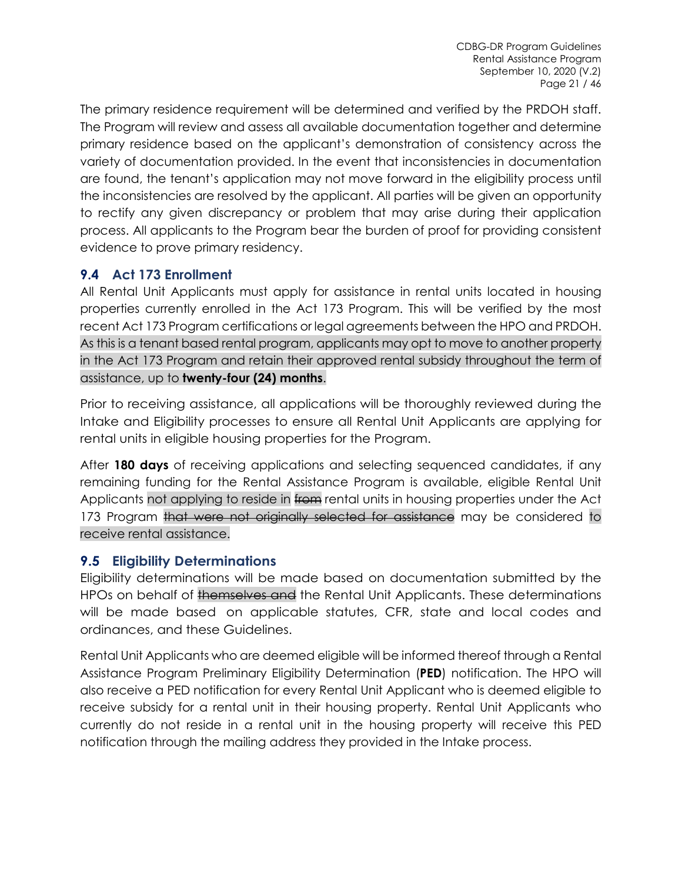The primary residence requirement will be determined and verified by the PRDOH staff. The Program will review and assess all available documentation together and determine primary residence based on the applicant's demonstration of consistency across the variety of documentation provided. In the event that inconsistencies in documentation are found, the tenant's application may not move forward in the eligibility process until the inconsistencies are resolved by the applicant. All parties will be given an opportunity to rectify any given discrepancy or problem that may arise during their application process. All applicants to the Program bear the burden of proof for providing consistent evidence to prove primary residency.

## 9.4 Act 173 Enrollment

All Rental Unit Applicants must apply for assistance in rental units located in housing properties currently enrolled in the Act 173 Program. This will be verified by the most recent Act 173 Program certifications or legal agreements between the HPO and PRDOH. As this is a tenant based rental program, applicants may opt to move to another property in the Act 173 Program and retain their approved rental subsidy throughout the term of assistance, up to **twenty-four (24) months**.

Prior to receiving assistance, all applications will be thoroughly reviewed during the Intake and Eligibility processes to ensure all Rental Unit Applicants are applying for rental units in eligible housing properties for the Program.

After **180 days** of receiving applications and selecting sequenced candidates, if any remaining funding for the Rental Assistance Program is available, eligible Rental Unit Applicants not applying to reside in ~~from~~ rental units in housing properties under the Act 173 Program ~~that were not originally selected for assistance~~ may be considered to receive rental assistance.

## 9.5 Eligibility Determinations

Eligibility determinations will be made based on documentation submitted by the HPOs on behalf of ~~themselves and~~ the Rental Unit Applicants. These determinations will be made based on applicable statutes, CFR, state and local codes and ordinances, and these Guidelines.

Rental Unit Applicants who are deemed eligible will be informed thereof through a Rental Assistance Program Preliminary Eligibility Determination (**PED**) notification. The HPO will also receive a PED notification for every Rental Unit Applicant who is deemed eligible to receive subsidy for a rental unit in their housing property. Rental Unit Applicants who currently do not reside in a rental unit in the housing property will receive this PED notification through the mailing address they provided in the Intake process.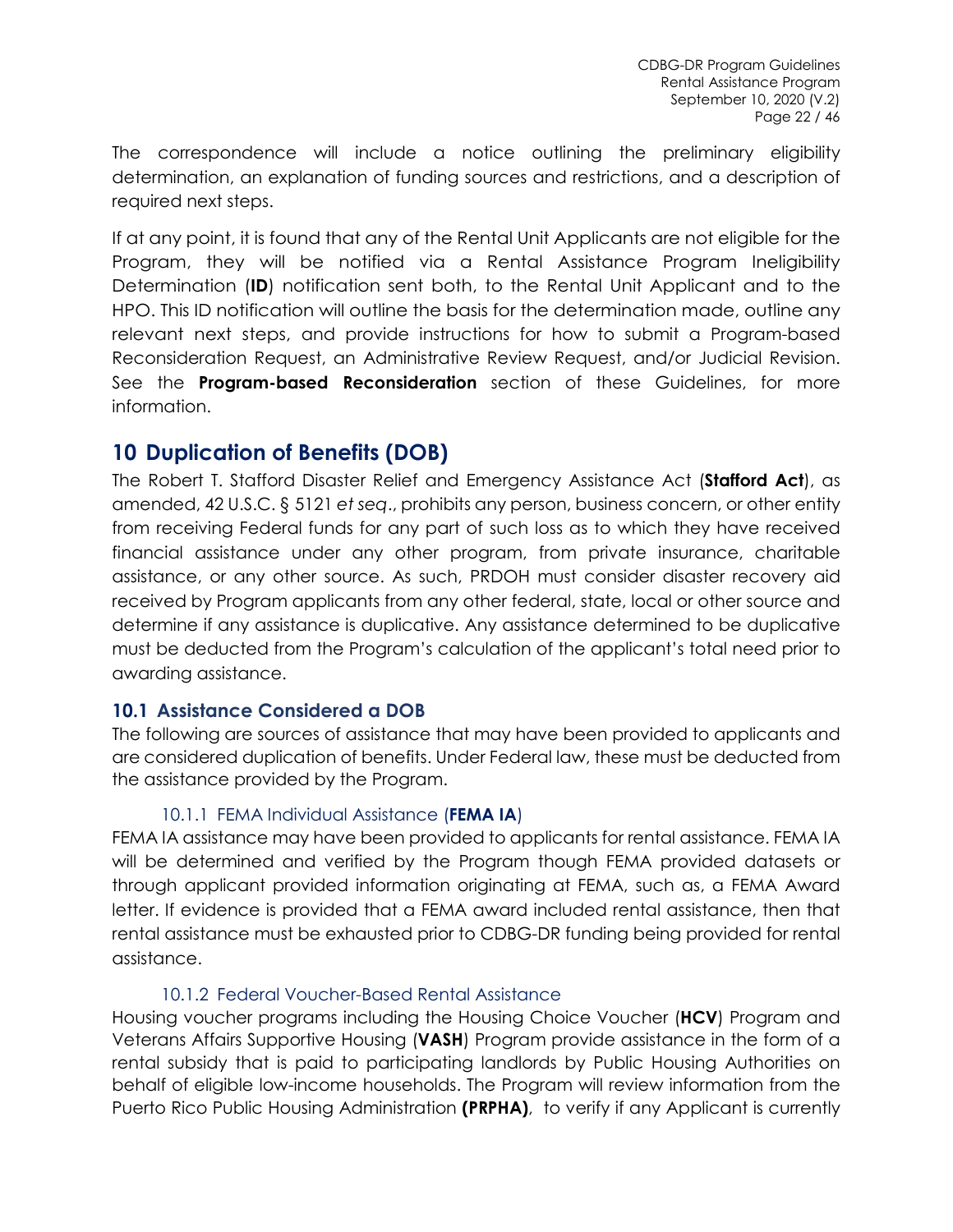The correspondence will include a notice outlining the preliminary eligibility determination, an explanation of funding sources and restrictions, and a description of required next steps.

If at any point, it is found that any of the Rental Unit Applicants are not eligible for the Program, they will be notified via a Rental Assistance Program Ineligibility Determination (**ID**) notification sent both, to the Rental Unit Applicant and to the HPO. This ID notification will outline the basis for the determination made, outline any relevant next steps, and provide instructions for how to submit a Program-based Reconsideration Request, an Administrative Review Request, and/or Judicial Revision. See the **Program-based Reconsideration** section of these Guidelines, for more information.

# 10 Duplication of Benefits (DOB)

The Robert T. Stafford Disaster Relief and Emergency Assistance Act (**Stafford Act**), as amended, 42 U.S.C. § 5121 *et seq*., prohibits any person, business concern, or other entity from receiving Federal funds for any part of such loss as to which they have received financial assistance under any other program, from private insurance, charitable assistance, or any other source. As such, PRDOH must consider disaster recovery aid received by Program applicants from any other federal, state, local or other source and determine if any assistance is duplicative. Any assistance determined to be duplicative must be deducted from the Program's calculation of the applicant's total need prior to awarding assistance.

## 10.1 Assistance Considered a DOB

The following are sources of assistance that may have been provided to applicants and are considered duplication of benefits. Under Federal law, these must be deducted from the assistance provided by the Program.

### 10.1.1 FEMA Individual Assistance (**FEMA IA**)

FEMA IA assistance may have been provided to applicants for rental assistance. FEMA IA will be determined and verified by the Program though FEMA provided datasets or through applicant provided information originating at FEMA, such as, a FEMA Award letter. If evidence is provided that a FEMA award included rental assistance, then that rental assistance must be exhausted prior to CDBG-DR funding being provided for rental assistance.

### 10.1.2 Federal Voucher-Based Rental Assistance

Housing voucher programs including the Housing Choice Voucher (**HCV**) Program and Veterans Affairs Supportive Housing (**VASH**) Program provide assistance in the form of a rental subsidy that is paid to participating landlords by Public Housing Authorities on behalf of eligible low-income households. The Program will review information from the Puerto Rico Public Housing Administration **(PRPHA)**, to verify if any Applicant is currently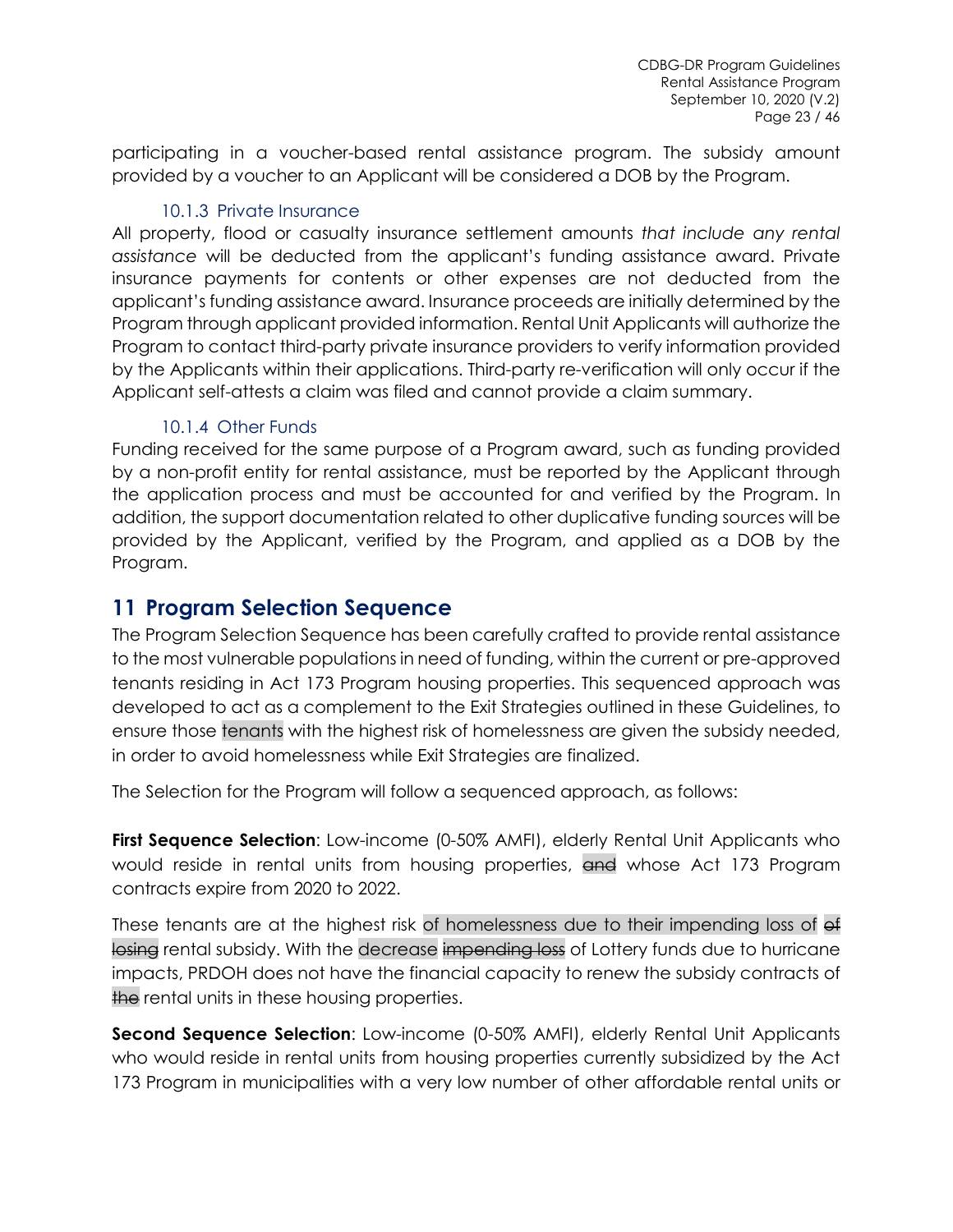participating in a voucher-based rental assistance program. The subsidy amount provided by a voucher to an Applicant will be considered a DOB by the Program.

### 10.1.3 Private Insurance

All property, flood or casualty insurance settlement amounts *that include any rental assistance* will be deducted from the applicant's funding assistance award. Private insurance payments for contents or other expenses are not deducted from the applicant's funding assistance award. Insurance proceeds are initially determined by the Program through applicant provided information. Rental Unit Applicants will authorize the Program to contact third-party private insurance providers to verify information provided by the Applicants within their applications. Third-party re-verification will only occur if the Applicant self-attests a claim was filed and cannot provide a claim summary.

### 10.1.4 Other Funds

Funding received for the same purpose of a Program award, such as funding provided by a non-profit entity for rental assistance, must be reported by the Applicant through the application process and must be accounted for and verified by the Program. In addition, the support documentation related to other duplicative funding sources will be provided by the Applicant, verified by the Program, and applied as a DOB by the Program.

# 11 Program Selection Sequence

The Program Selection Sequence has been carefully crafted to provide rental assistance to the most vulnerable populations in need of funding, within the current or pre-approved tenants residing in Act 173 Program housing properties. This sequenced approach was developed to act as a complement to the Exit Strategies outlined in these Guidelines, to ensure those tenants with the highest risk of homelessness are given the subsidy needed, in order to avoid homelessness while Exit Strategies are finalized.

The Selection for the Program will follow a sequenced approach, as follows:

**First Sequence Selection**: Low-income (0-50% AMFI), elderly Rental Unit Applicants who would reside in rental units from housing properties, ~~and~~ whose Act 173 Program contracts expire from 2020 to 2022.

These tenants are at the highest risk of homelessness due to their impending loss of ~~of losing~~ rental subsidy. With the decrease ~~impending loss~~ of Lottery funds due to hurricane impacts, PRDOH does not have the financial capacity to renew the subsidy contracts of ~~the~~ rental units in these housing properties.

**Second Sequence Selection**: Low-income (0-50% AMFI), elderly Rental Unit Applicants who would reside in rental units from housing properties currently subsidized by the Act 173 Program in municipalities with a very low number of other affordable rental units or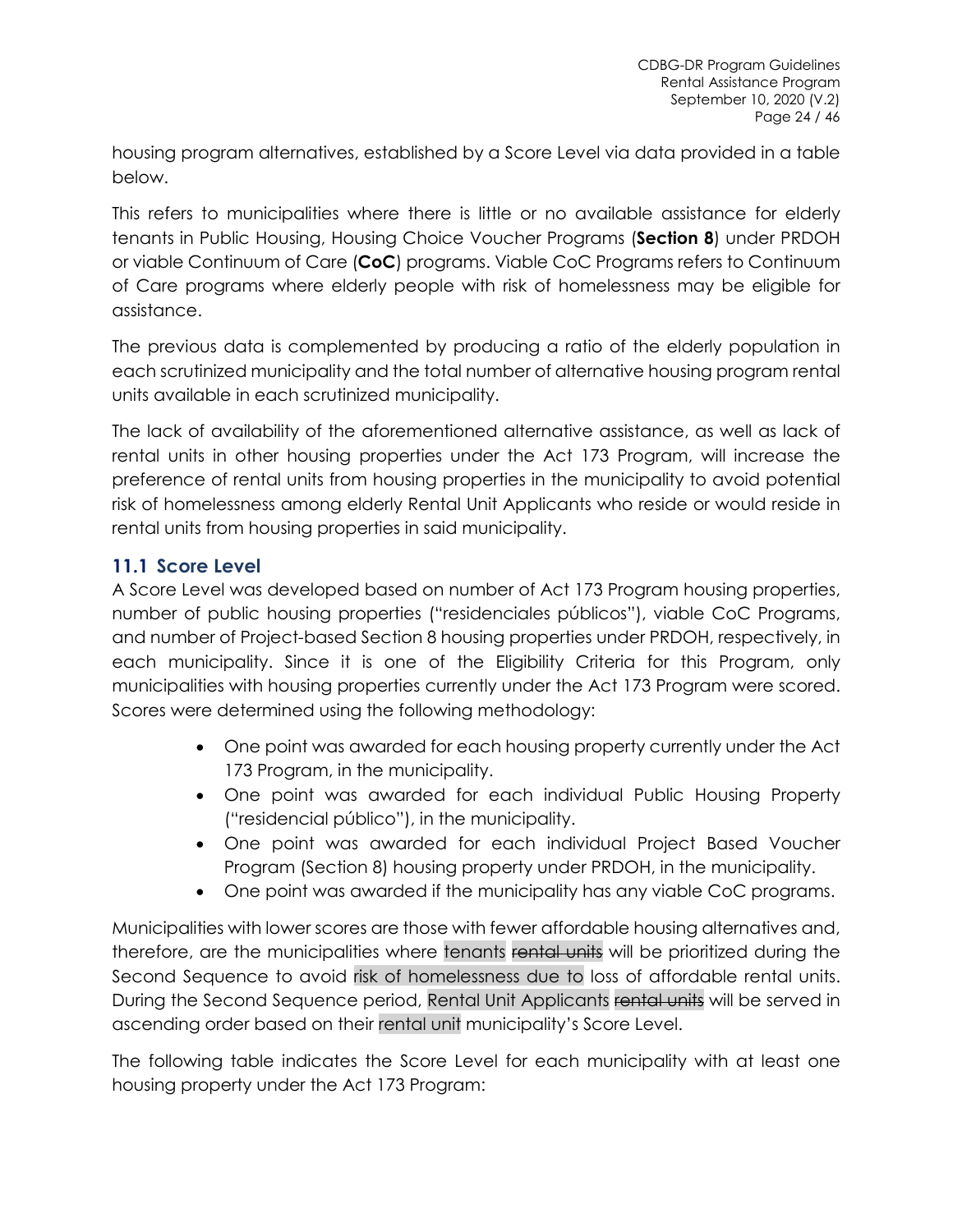housing program alternatives, established by a Score Level via data provided in a table below.

This refers to municipalities where there is little or no available assistance for elderly tenants in Public Housing, Housing Choice Voucher Programs (**Section 8**) under PRDOH or viable Continuum of Care (**CoC**) programs. Viable CoC Programs refers to Continuum of Care programs where elderly people with risk of homelessness may be eligible for assistance.

The previous data is complemented by producing a ratio of the elderly population in each scrutinized municipality and the total number of alternative housing program rental units available in each scrutinized municipality.

The lack of availability of the aforementioned alternative assistance, as well as lack of rental units in other housing properties under the Act 173 Program, will increase the preference of rental units from housing properties in the municipality to avoid potential risk of homelessness among elderly Rental Unit Applicants who reside or would reside in rental units from housing properties in said municipality.

## 11.1 Score Level

A Score Level was developed based on number of Act 173 Program housing properties, number of public housing properties ("residenciales públicos"), viable CoC Programs, and number of Project-based Section 8 housing properties under PRDOH, respectively, in each municipality. Since it is one of the Eligibility Criteria for this Program, only municipalities with housing properties currently under the Act 173 Program were scored. Scores were determined using the following methodology:

- One point was awarded for each housing property currently under the Act 173 Program, in the municipality.
- One point was awarded for each individual Public Housing Property ("residencial público"), in the municipality.
- One point was awarded for each individual Project Based Voucher Program (Section 8) housing property under PRDOH, in the municipality.
- One point was awarded if the municipality has any viable CoC programs.

Municipalities with lower scores are those with fewer affordable housing alternatives and, therefore, are the municipalities where tenants ~~rental units~~ will be prioritized during the Second Sequence to avoid risk of homelessness due to loss of affordable rental units. During the Second Sequence period, Rental Unit Applicants ~~rental units~~ will be served in ascending order based on their rental unit municipality's Score Level.

The following table indicates the Score Level for each municipality with at least one housing property under the Act 173 Program: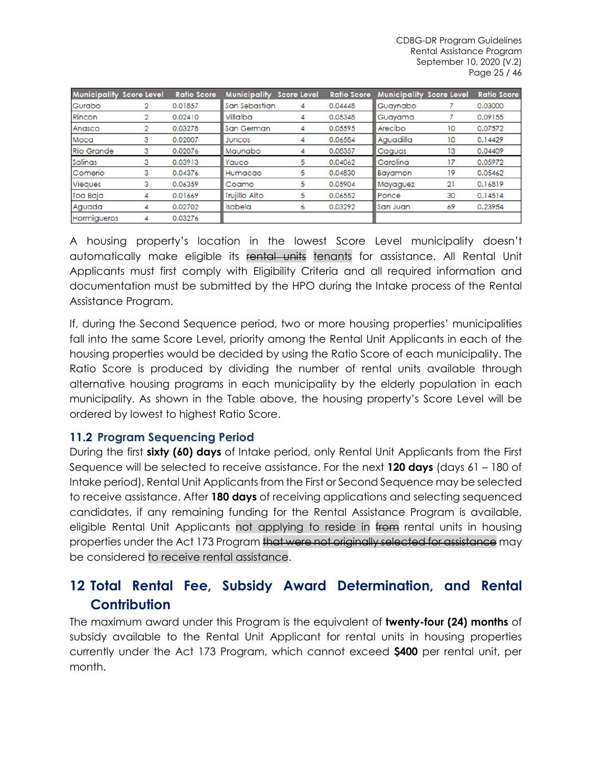| Municipality | Score Level | Ratio Score | Municipality | Score Level | Ratio Score | Municipality | Score Level | Ratio Score |
|---|---|---|---|---|---|---|---|---|
| Gurabo | 2 | 0.01857 | San Sebastian | 4 | 0.04448 | Guaynabo | 7 | 0.03000 |
| Rincon | 2 | 0.02410 | Villalba | 4 | 0.05348 | Guayama | 7 | 0.09155 |
| Anasco | 2 | 0.03278 | San German | 4 | 0.05595 | Arecibo | 10 | 0.07572 |
| Moca | 3 | 0.02007 | Juncos | 4 | 0.06584 | Aguadilla | 10 | 0.14429 |
| Rio Grande | 3 | 0.02076 | Maunabo | 4 | 0.08357 | Caguas | 13 | 0.04409 |
| Salinas | 3 | 0.03913 | Yauco | 5 | 0.04062 | Carolina | 17 | 0.05972 |
| Comerio | 3 | 0.04376 | Humacao | 5 | 0.04830 | Bayamon | 19 | 0.05462 |
| Vieques | 3 | 0.06359 | Coamo | 5 | 0.05904 | Mayaguez | 21 | 0.16819 |
| Toa Baja | 4 | 0.01669 | Trujillo Alto | 5 | 0.06552 | Ponce | 30 | 0.14514 |
| Aguada | 4 | 0.02702 | Isabela | 6 | 0.03292 | San Juan | 69 | 0.23954 |
| Hormigueros | 4 | 0.03276 | | | | | | |

A housing property's location in the lowest Score Level municipality doesn't automatically make eligible its ~~rental units~~ tenants for assistance. All Rental Unit Applicants must first comply with Eligibility Criteria and all required information and documentation must be submitted by the HPO during the Intake process of the Rental Assistance Program.

If, during the Second Sequence period, two or more housing properties' municipalities fall into the same Score Level, priority among the Rental Unit Applicants in each of the housing properties would be decided by using the Ratio Score of each municipality. The Ratio Score is produced by dividing the number of rental units available through alternative housing programs in each municipality by the elderly population in each municipality. As shown in the Table above, the housing property's Score Level will be ordered by lowest to highest Ratio Score.

### 11.2 Program Sequencing Period

During the first **sixty (60) days** of Intake period, only Rental Unit Applicants from the First Sequence will be selected to receive assistance. For the next **120 days** (days 61 – 180 of Intake period), Rental Unit Applicants from the First or Second Sequence may be selected to receive assistance. After **180 days** of receiving applications and selecting sequenced candidates, if any remaining funding for the Rental Assistance Program is available, eligible Rental Unit Applicants not applying to reside in ~~from~~ rental units in housing properties under the Act 173 Program ~~that were not originally selected for assistance~~ may be considered to receive rental assistance.

## 12 Total Rental Fee, Subsidy Award Determination, and Rental Contribution

The maximum award under this Program is the equivalent of **twenty-four (24) months** of subsidy available to the Rental Unit Applicant for rental units in housing properties currently under the Act 173 Program, which cannot exceed **$400** per rental unit, per month.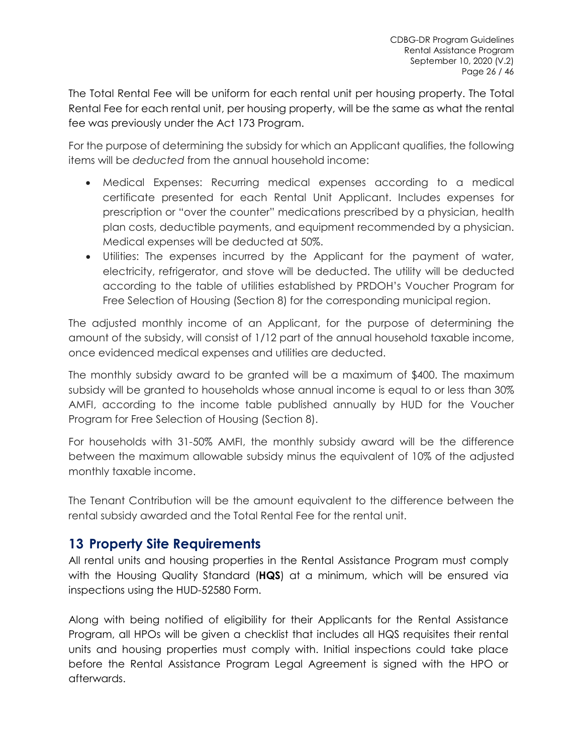The Total Rental Fee will be uniform for each rental unit per housing property. The Total Rental Fee for each rental unit, per housing property, will be the same as what the rental fee was previously under the Act 173 Program.

For the purpose of determining the subsidy for which an Applicant qualifies, the following items will be *deducted* from the annual household income:

- Medical Expenses: Recurring medical expenses according to a medical certificate presented for each Rental Unit Applicant. Includes expenses for prescription or "over the counter" medications prescribed by a physician, health plan costs, deductible payments, and equipment recommended by a physician. Medical expenses will be deducted at 50%.
- Utilities: The expenses incurred by the Applicant for the payment of water, electricity, refrigerator, and stove will be deducted. The utility will be deducted according to the table of utilities established by PRDOH's Voucher Program for Free Selection of Housing (Section 8) for the corresponding municipal region.

The adjusted monthly income of an Applicant, for the purpose of determining the amount of the subsidy, will consist of 1/12 part of the annual household taxable income, once evidenced medical expenses and utilities are deducted.

The monthly subsidy award to be granted will be a maximum of $400. The maximum subsidy will be granted to households whose annual income is equal to or less than 30% AMFI, according to the income table published annually by HUD for the Voucher Program for Free Selection of Housing (Section 8).

For households with 31-50% AMFI, the monthly subsidy award will be the difference between the maximum allowable subsidy minus the equivalent of 10% of the adjusted monthly taxable income.

The Tenant Contribution will be the amount equivalent to the difference between the rental subsidy awarded and the Total Rental Fee for the rental unit.

## 13 Property Site Requirements

All rental units and housing properties in the Rental Assistance Program must comply with the Housing Quality Standard (**HQS**) at a minimum, which will be ensured via inspections using the HUD-52580 Form.

Along with being notified of eligibility for their Applicants for the Rental Assistance Program, all HPOs will be given a checklist that includes all HQS requisites their rental units and housing properties must comply with. Initial inspections could take place before the Rental Assistance Program Legal Agreement is signed with the HPO or afterwards.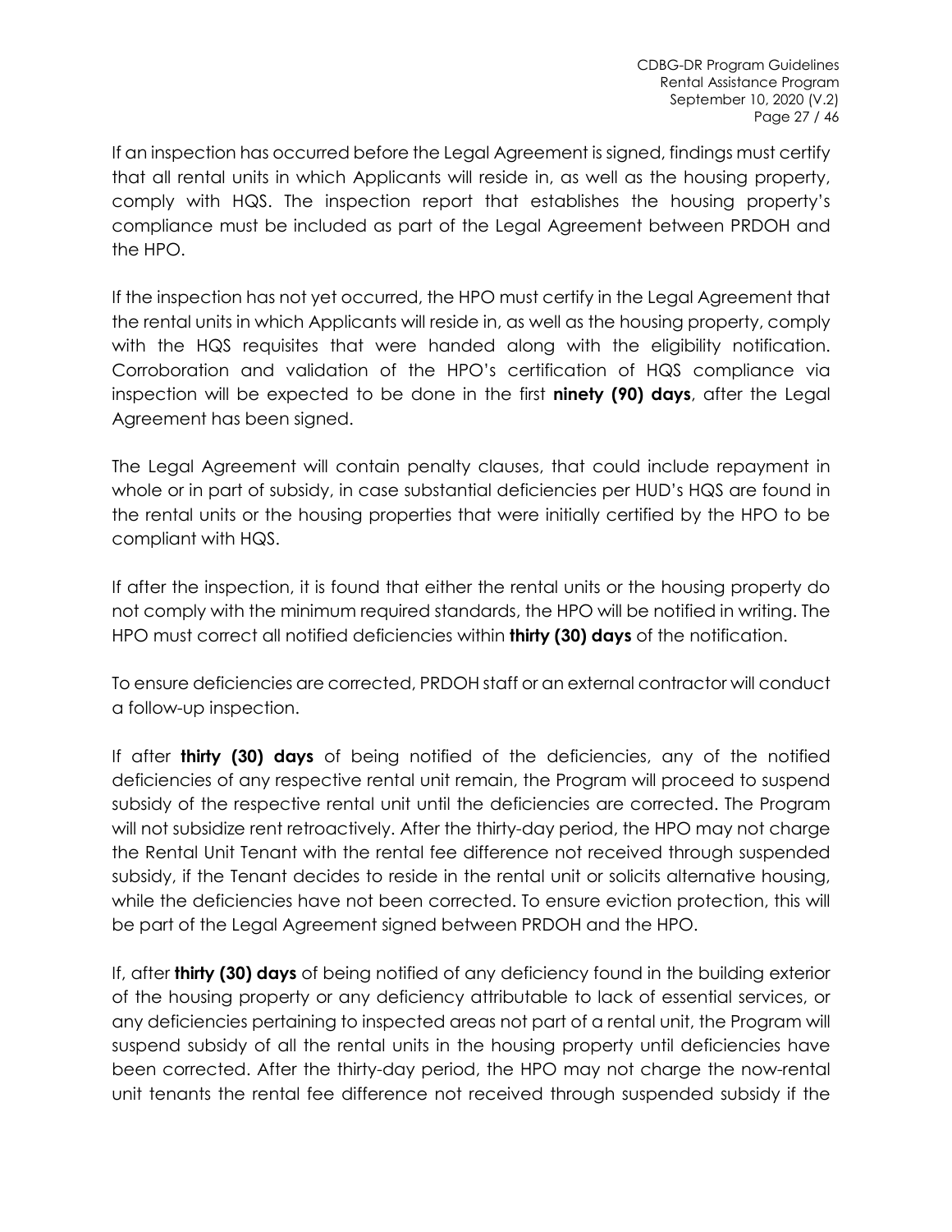If an inspection has occurred before the Legal Agreement is signed, findings must certify that all rental units in which Applicants will reside in, as well as the housing property, comply with HQS. The inspection report that establishes the housing property's compliance must be included as part of the Legal Agreement between PRDOH and the HPO.

If the inspection has not yet occurred, the HPO must certify in the Legal Agreement that the rental units in which Applicants will reside in, as well as the housing property, comply with the HQS requisites that were handed along with the eligibility notification. Corroboration and validation of the HPO's certification of HQS compliance via inspection will be expected to be done in the first **ninety (90) days**, after the Legal Agreement has been signed.

The Legal Agreement will contain penalty clauses, that could include repayment in whole or in part of subsidy, in case substantial deficiencies per HUD's HQS are found in the rental units or the housing properties that were initially certified by the HPO to be compliant with HQS.

If after the inspection, it is found that either the rental units or the housing property do not comply with the minimum required standards, the HPO will be notified in writing. The HPO must correct all notified deficiencies within **thirty (30) days** of the notification.

To ensure deficiencies are corrected, PRDOH staff or an external contractor will conduct a follow-up inspection.

If after **thirty (30) days** of being notified of the deficiencies, any of the notified deficiencies of any respective rental unit remain, the Program will proceed to suspend subsidy of the respective rental unit until the deficiencies are corrected. The Program will not subsidize rent retroactively. After the thirty-day period, the HPO may not charge the Rental Unit Tenant with the rental fee difference not received through suspended subsidy, if the Tenant decides to reside in the rental unit or solicits alternative housing, while the deficiencies have not been corrected. To ensure eviction protection, this will be part of the Legal Agreement signed between PRDOH and the HPO.

If, after **thirty (30) days** of being notified of any deficiency found in the building exterior of the housing property or any deficiency attributable to lack of essential services, or any deficiencies pertaining to inspected areas not part of a rental unit, the Program will suspend subsidy of all the rental units in the housing property until deficiencies have been corrected. After the thirty-day period, the HPO may not charge the now-rental unit tenants the rental fee difference not received through suspended subsidy if the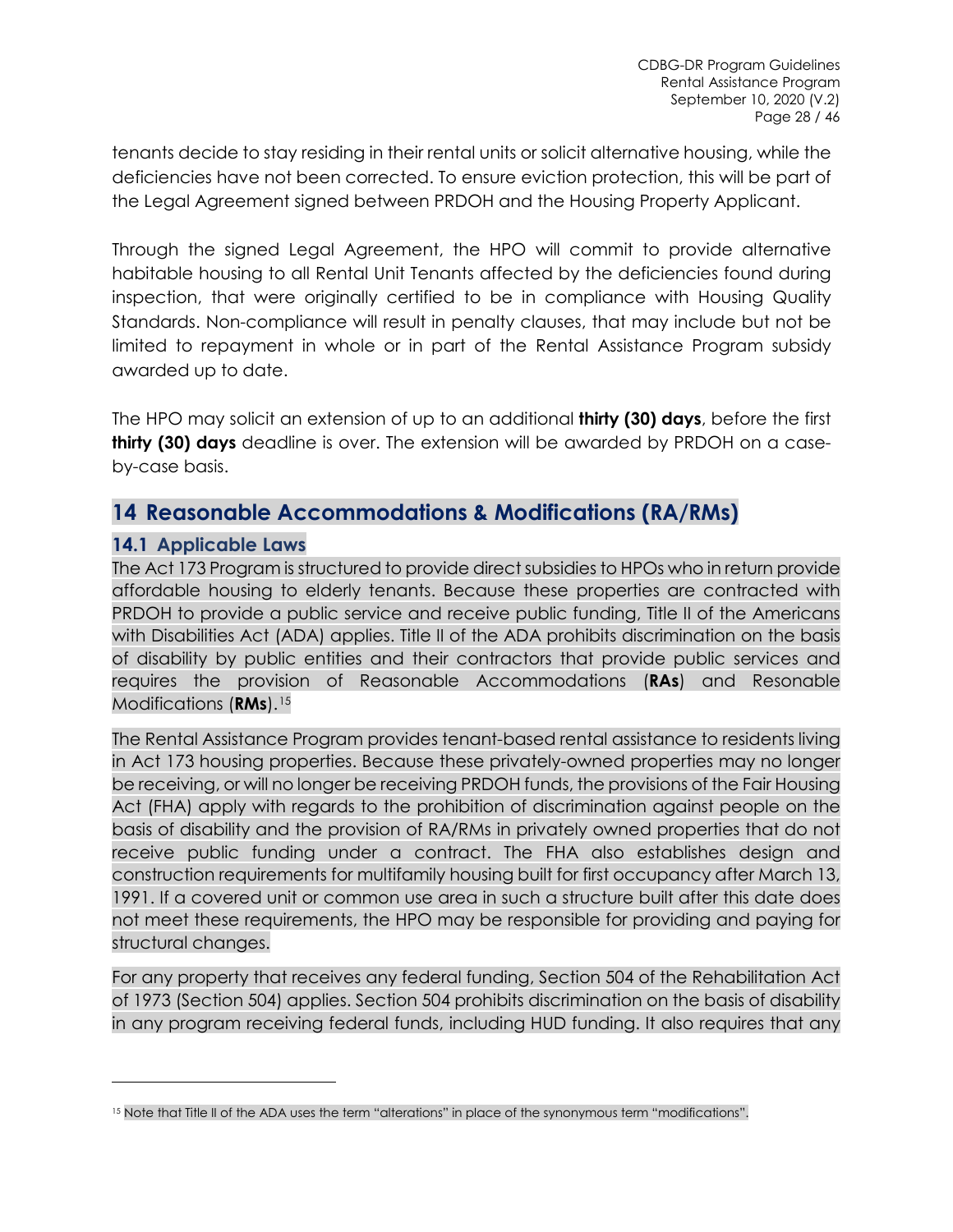tenants decide to stay residing in their rental units or solicit alternative housing, while the deficiencies have not been corrected. To ensure eviction protection, this will be part of the Legal Agreement signed between PRDOH and the Housing Property Applicant.

Through the signed Legal Agreement, the HPO will commit to provide alternative habitable housing to all Rental Unit Tenants affected by the deficiencies found during inspection, that were originally certified to be in compliance with Housing Quality Standards. Non-compliance will result in penalty clauses, that may include but not be limited to repayment in whole or in part of the Rental Assistance Program subsidy awarded up to date.

The HPO may solicit an extension of up to an additional **thirty (30) days**, before the first **thirty (30) days** deadline is over. The extension will be awarded by PRDOH on a case-by-case basis.

# 14 Reasonable Accommodations & Modifications (RA/RMs)

## 14.1 Applicable Laws

The Act 173 Program is structured to provide direct subsidies to HPOs who in return provide affordable housing to elderly tenants. Because these properties are contracted with PRDOH to provide a public service and receive public funding, Title II of the Americans with Disabilities Act (ADA) applies. Title II of the ADA prohibits discrimination on the basis of disability by public entities and their contractors that provide public services and requires the provision of Reasonable Accommodations (**RAs**) and Resonable Modifications (**RMs**).[15]

The Rental Assistance Program provides tenant-based rental assistance to residents living in Act 173 housing properties. Because these privately-owned properties may no longer be receiving, or will no longer be receiving PRDOH funds, the provisions of the Fair Housing Act (FHA) apply with regards to the prohibition of discrimination against people on the basis of disability and the provision of RA/RMs in privately owned properties that do not receive public funding under a contract. The FHA also establishes design and construction requirements for multifamily housing built for first occupancy after March 13, 1991. If a covered unit or common use area in such a structure built after this date does not meet these requirements, the HPO may be responsible for providing and paying for structural changes.

For any property that receives any federal funding, Section 504 of the Rehabilitation Act of 1973 (Section 504) applies. Section 504 prohibits discrimination on the basis of disability in any program receiving federal funds, including HUD funding. It also requires that any

[15] Note that Title II of the ADA uses the term "alterations" in place of the synonymous term "modifications".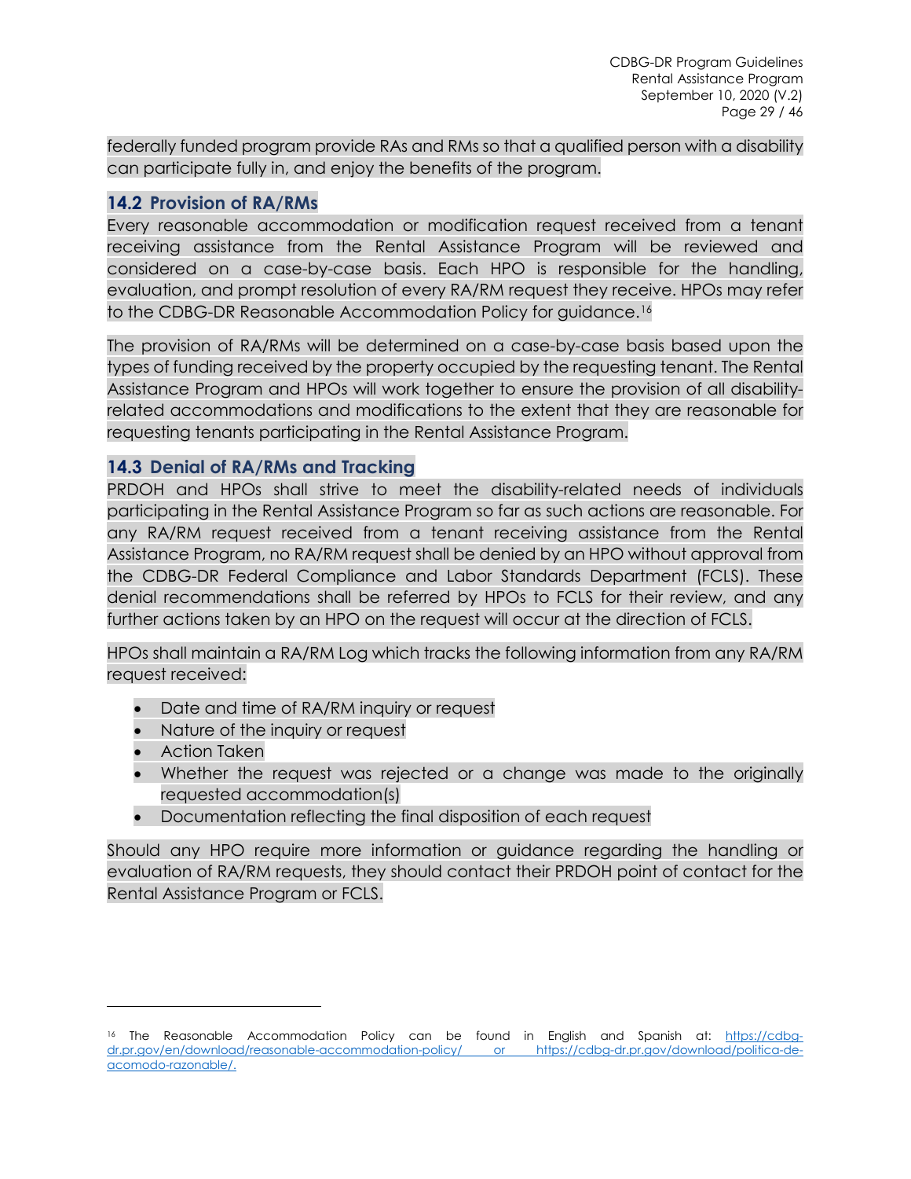federally funded program provide RAs and RMs so that a qualified person with a disability can participate fully in, and enjoy the benefits of the program.

## 14.2 Provision of RA/RMs

Every reasonable accommodation or modification request received from a tenant receiving assistance from the Rental Assistance Program will be reviewed and considered on a case-by-case basis. Each HPO is responsible for the handling, evaluation, and prompt resolution of every RA/RM request they receive. HPOs may refer to the CDBG-DR Reasonable Accommodation Policy for guidance.[16]

The provision of RA/RMs will be determined on a case-by-case basis based upon the types of funding received by the property occupied by the requesting tenant. The Rental Assistance Program and HPOs will work together to ensure the provision of all disability-related accommodations and modifications to the extent that they are reasonable for requesting tenants participating in the Rental Assistance Program.

## 14.3 Denial of RA/RMs and Tracking

PRDOH and HPOs shall strive to meet the disability-related needs of individuals participating in the Rental Assistance Program so far as such actions are reasonable. For any RA/RM request received from a tenant receiving assistance from the Rental Assistance Program, no RA/RM request shall be denied by an HPO without approval from the CDBG-DR Federal Compliance and Labor Standards Department (FCLS). These denial recommendations shall be referred by HPOs to FCLS for their review, and any further actions taken by an HPO on the request will occur at the direction of FCLS.

HPOs shall maintain a RA/RM Log which tracks the following information from any RA/RM request received:

- Date and time of RA/RM inquiry or request
- Nature of the inquiry or request
- Action Taken
- Whether the request was rejected or a change was made to the originally requested accommodation(s)
- Documentation reflecting the final disposition of each request

Should any HPO require more information or guidance regarding the handling or evaluation of RA/RM requests, they should contact their PRDOH point of contact for the Rental Assistance Program or FCLS.

---

[16] The Reasonable Accommodation Policy can be found in English and Spanish at: https://cdbg-dr.pr.gov/en/download/reasonable-accommodation-policy/ or https://cdbg-dr.pr.gov/download/politica-de-acomodo-razonable/.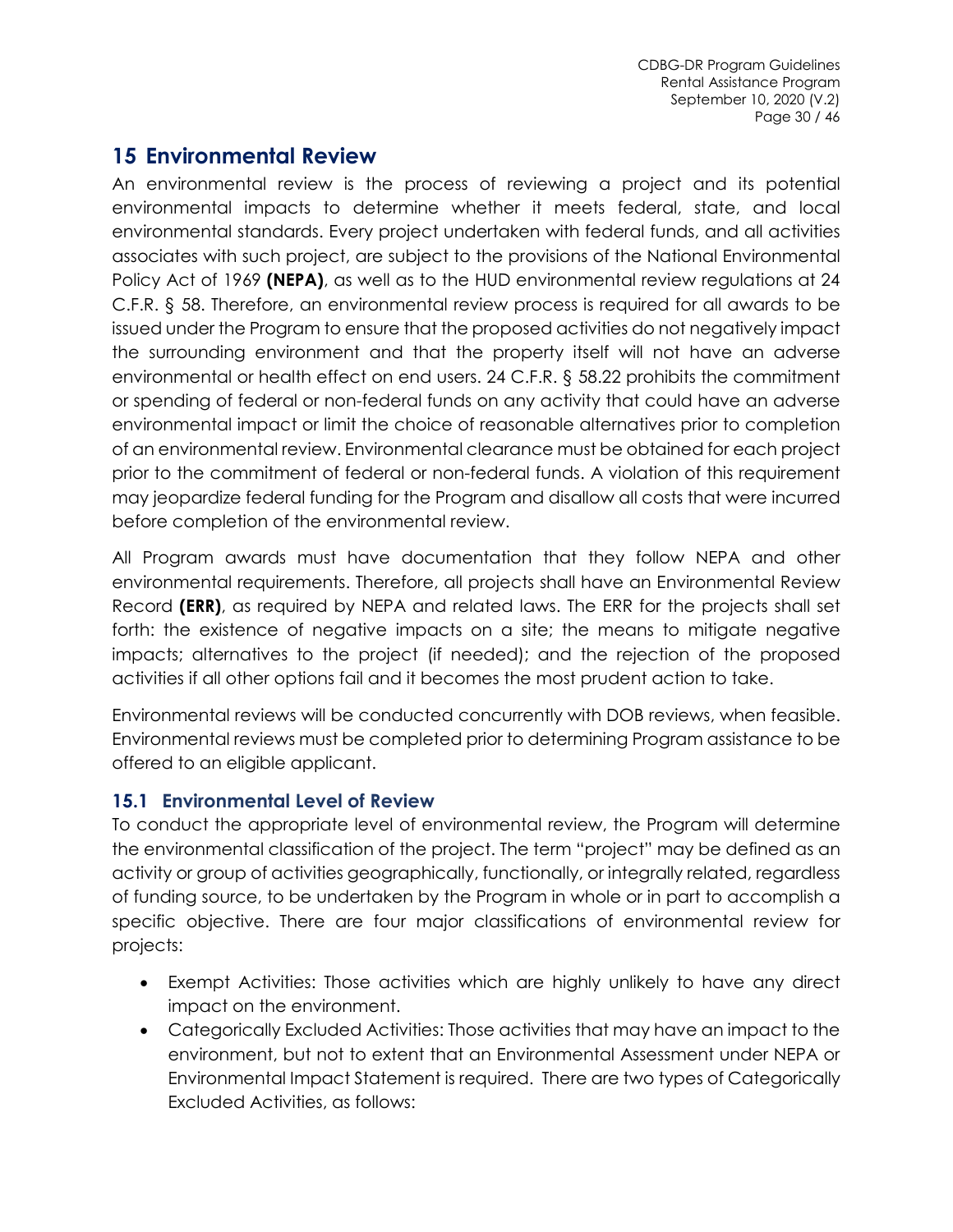## 15 Environmental Review

An environmental review is the process of reviewing a project and its potential environmental impacts to determine whether it meets federal, state, and local environmental standards. Every project undertaken with federal funds, and all activities associates with such project, are subject to the provisions of the National Environmental Policy Act of 1969 **(NEPA)**, as well as to the HUD environmental review regulations at 24 C.F.R. § 58. Therefore, an environmental review process is required for all awards to be issued under the Program to ensure that the proposed activities do not negatively impact the surrounding environment and that the property itself will not have an adverse environmental or health effect on end users. 24 C.F.R. § 58.22 prohibits the commitment or spending of federal or non-federal funds on any activity that could have an adverse environmental impact or limit the choice of reasonable alternatives prior to completion of an environmental review. Environmental clearance must be obtained for each project prior to the commitment of federal or non-federal funds. A violation of this requirement may jeopardize federal funding for the Program and disallow all costs that were incurred before completion of the environmental review.

All Program awards must have documentation that they follow NEPA and other environmental requirements. Therefore, all projects shall have an Environmental Review Record **(ERR)**, as required by NEPA and related laws. The ERR for the projects shall set forth: the existence of negative impacts on a site; the means to mitigate negative impacts; alternatives to the project (if needed); and the rejection of the proposed activities if all other options fail and it becomes the most prudent action to take.

Environmental reviews will be conducted concurrently with DOB reviews, when feasible. Environmental reviews must be completed prior to determining Program assistance to be offered to an eligible applicant.

### 15.1 Environmental Level of Review

To conduct the appropriate level of environmental review, the Program will determine the environmental classification of the project. The term "project" may be defined as an activity or group of activities geographically, functionally, or integrally related, regardless of funding source, to be undertaken by the Program in whole or in part to accomplish a specific objective. There are four major classifications of environmental review for projects:

- Exempt Activities: Those activities which are highly unlikely to have any direct impact on the environment.
- Categorically Excluded Activities: Those activities that may have an impact to the environment, but not to extent that an Environmental Assessment under NEPA or Environmental Impact Statement is required. There are two types of Categorically Excluded Activities, as follows: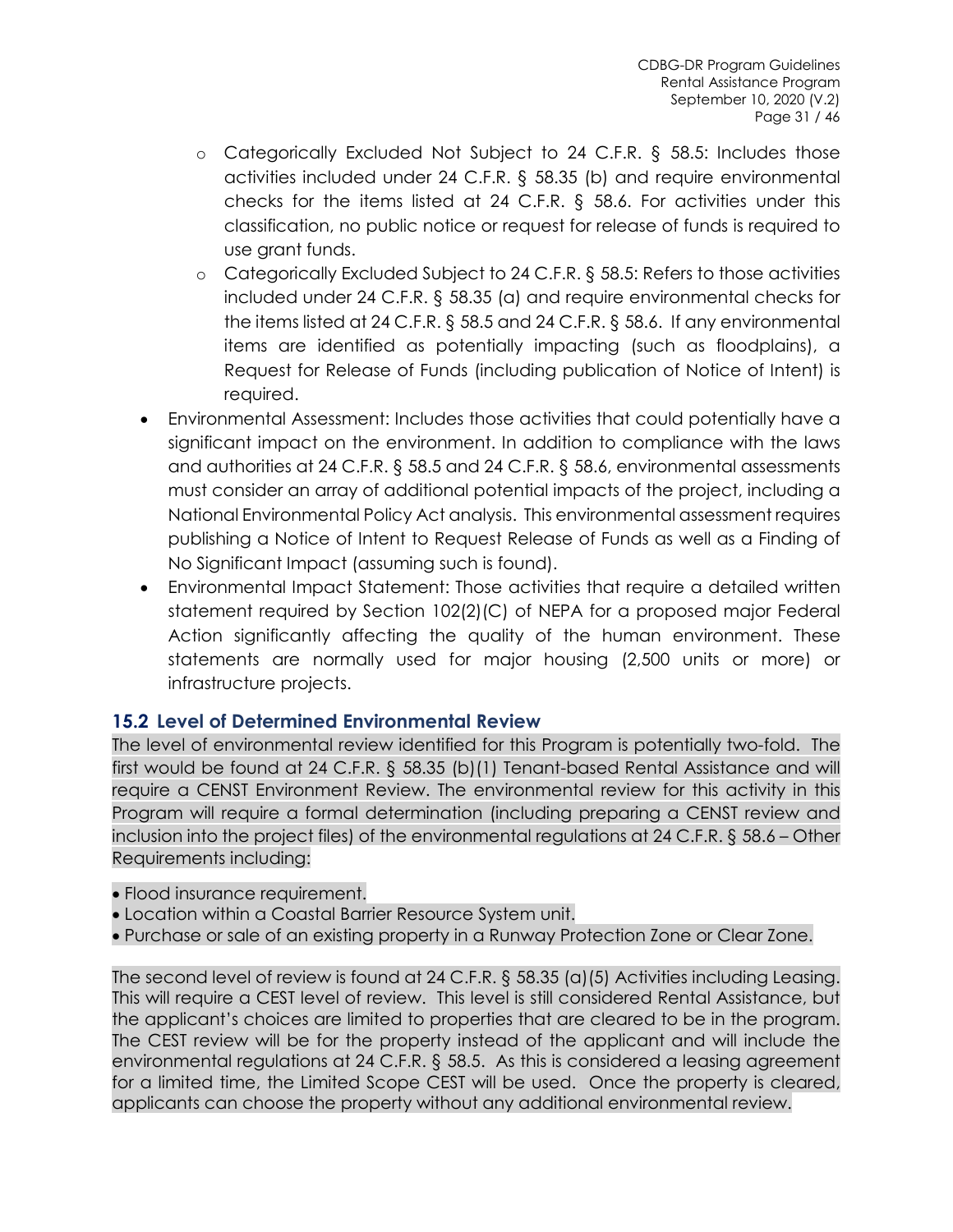- Categorically Excluded Not Subject to 24 C.F.R. § 58.5: Includes those activities included under 24 C.F.R. § 58.35 (b) and require environmental checks for the items listed at 24 C.F.R. § 58.6. For activities under this classification, no public notice or request for release of funds is required to use grant funds.
    - Categorically Excluded Subject to 24 C.F.R. § 58.5: Refers to those activities included under 24 C.F.R. § 58.35 (a) and require environmental checks for the items listed at 24 C.F.R. § 58.5 and 24 C.F.R. § 58.6. If any environmental items are identified as potentially impacting (such as floodplains), a Request for Release of Funds (including publication of Notice of Intent) is required.
- Environmental Assessment: Includes those activities that could potentially have a significant impact on the environment. In addition to compliance with the laws and authorities at 24 C.F.R. § 58.5 and 24 C.F.R. § 58.6, environmental assessments must consider an array of additional potential impacts of the project, including a National Environmental Policy Act analysis. This environmental assessment requires publishing a Notice of Intent to Request Release of Funds as well as a Finding of No Significant Impact (assuming such is found).
- Environmental Impact Statement: Those activities that require a detailed written statement required by Section 102(2)(C) of NEPA for a proposed major Federal Action significantly affecting the quality of the human environment. These statements are normally used for major housing (2,500 units or more) or infrastructure projects.

## 15.2 Level of Determined Environmental Review

The level of environmental review identified for this Program is potentially two-fold. The first would be found at 24 C.F.R. § 58.35 (b)(1) Tenant-based Rental Assistance and will require a CENST Environment Review. The environmental review for this activity in this Program will require a formal determination (including preparing a CENST review and inclusion into the project files) of the environmental regulations at 24 C.F.R. § 58.6 – Other Requirements including:

- Flood insurance requirement.
- Location within a Coastal Barrier Resource System unit.
- Purchase or sale of an existing property in a Runway Protection Zone or Clear Zone.

The second level of review is found at 24 C.F.R. § 58.35 (a)(5) Activities including Leasing. This will require a CEST level of review. This level is still considered Rental Assistance, but the applicant's choices are limited to properties that are cleared to be in the program. The CEST review will be for the property instead of the applicant and will include the environmental regulations at 24 C.F.R. § 58.5. As this is considered a leasing agreement for a limited time, the Limited Scope CEST will be used. Once the property is cleared, applicants can choose the property without any additional environmental review.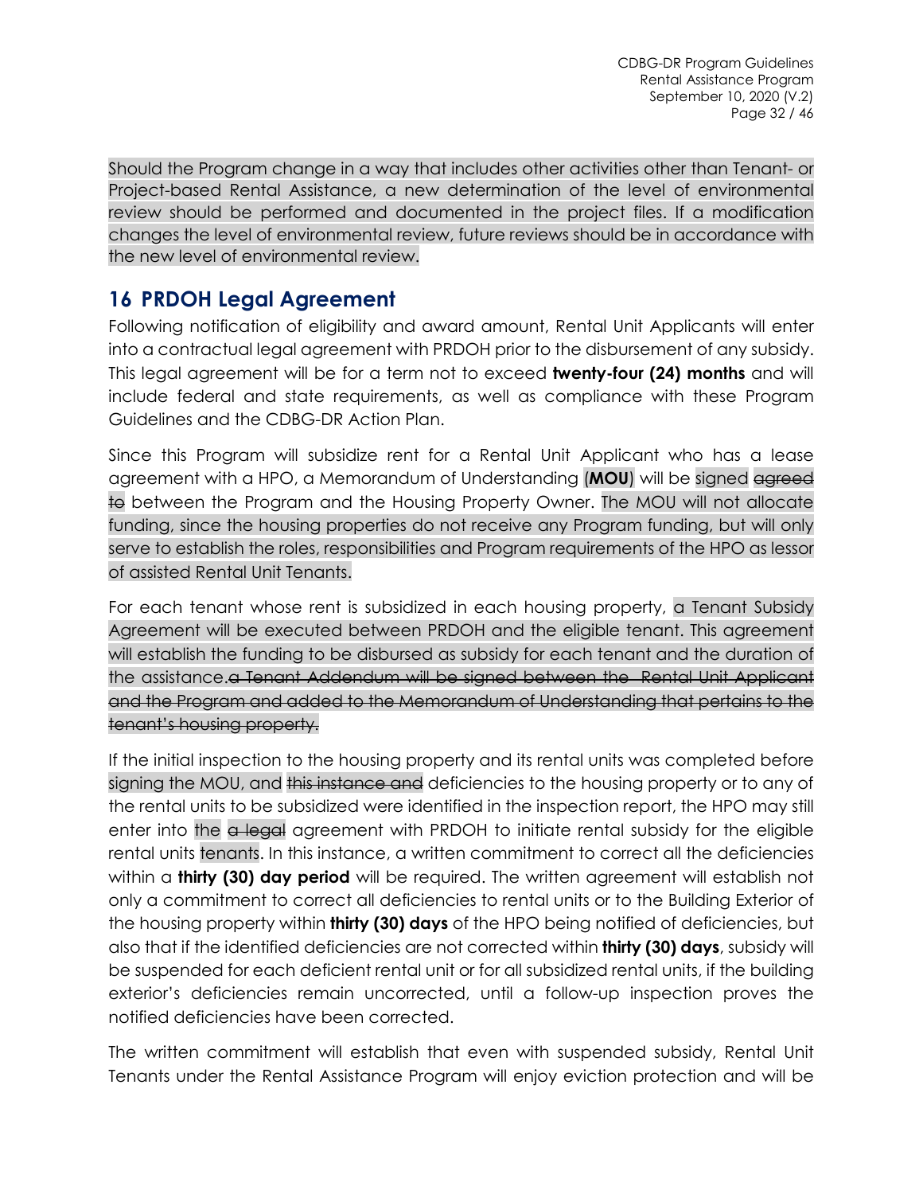Should the Program change in a way that includes other activities other than Tenant- or Project-based Rental Assistance, a new determination of the level of environmental review should be performed and documented in the project files. If a modification changes the level of environmental review, future reviews should be in accordance with the new level of environmental review.

## 16 PRDOH Legal Agreement

Following notification of eligibility and award amount, Rental Unit Applicants will enter into a contractual legal agreement with PRDOH prior to the disbursement of any subsidy. This legal agreement will be for a term not to exceed **twenty-four (24) months** and will include federal and state requirements, as well as compliance with these Program Guidelines and the CDBG-DR Action Plan.

Since this Program will subsidize rent for a Rental Unit Applicant who has a lease agreement with a HPO, a Memorandum of Understanding (**MOU**) will be signed ~~agreed to~~ between the Program and the Housing Property Owner. The MOU will not allocate funding, since the housing properties do not receive any Program funding, but will only serve to establish the roles, responsibilities and Program requirements of the HPO as lessor of assisted Rental Unit Tenants.

For each tenant whose rent is subsidized in each housing property, a Tenant Subsidy Agreement will be executed between PRDOH and the eligible tenant. This agreement will establish the funding to be disbursed as subsidy for each tenant and the duration of the assistance.~~a Tenant Addendum will be signed between the Rental Unit Applicant and the Program and added to the Memorandum of Understanding that pertains to the tenant's housing property.~~

If the initial inspection to the housing property and its rental units was completed before signing the MOU, and ~~this instance and~~ deficiencies to the housing property or to any of the rental units to be subsidized were identified in the inspection report, the HPO may still enter into the ~~a legal~~ agreement with PRDOH to initiate rental subsidy for the eligible rental units tenants. In this instance, a written commitment to correct all the deficiencies within a **thirty (30) day period** will be required. The written agreement will establish not only a commitment to correct all deficiencies to rental units or to the Building Exterior of the housing property within **thirty (30) days** of the HPO being notified of deficiencies, but also that if the identified deficiencies are not corrected within **thirty (30) days**, subsidy will be suspended for each deficient rental unit or for all subsidized rental units, if the building exterior's deficiencies remain uncorrected, until a follow-up inspection proves the notified deficiencies have been corrected.

The written commitment will establish that even with suspended subsidy, Rental Unit Tenants under the Rental Assistance Program will enjoy eviction protection and will be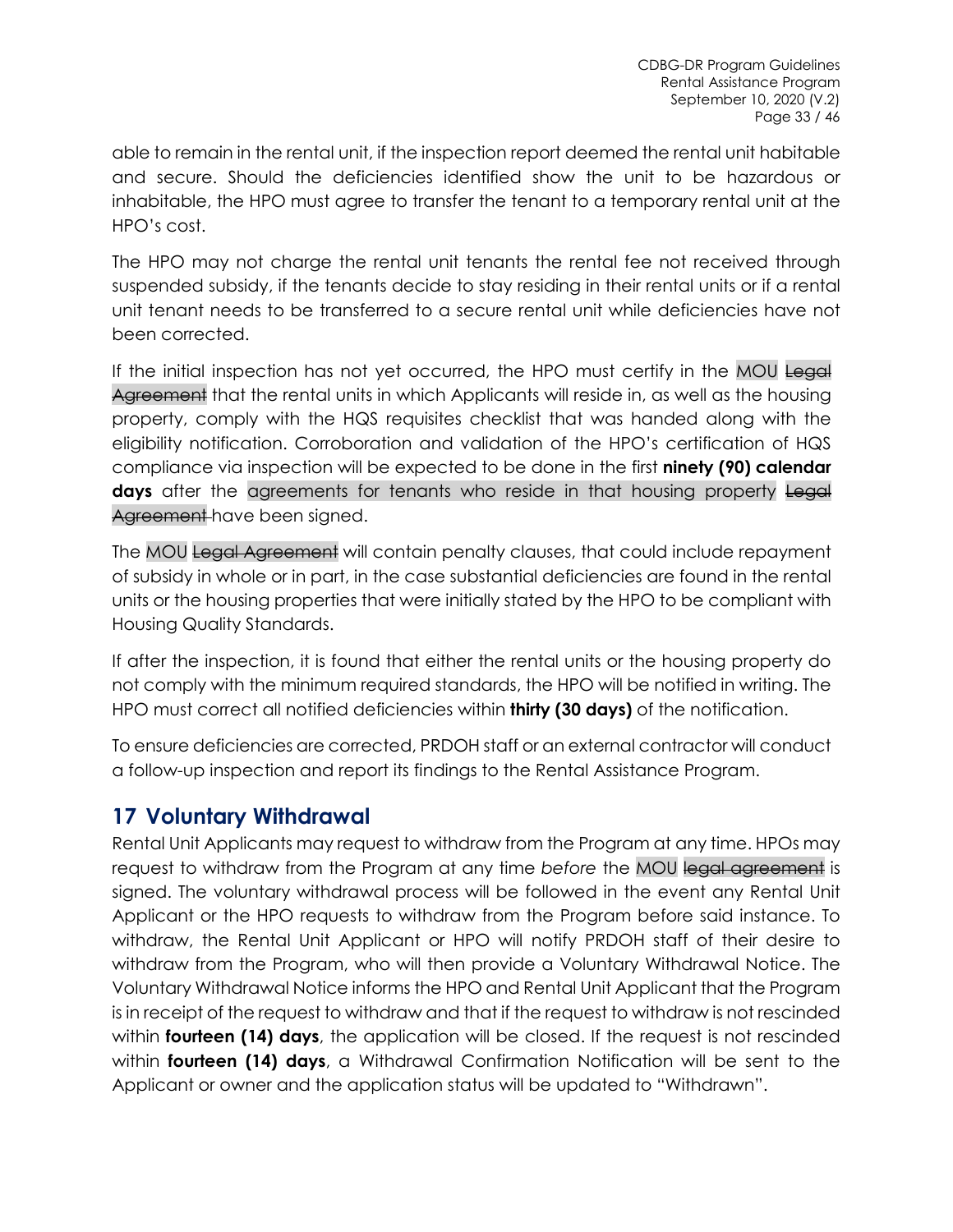able to remain in the rental unit, if the inspection report deemed the rental unit habitable and secure. Should the deficiencies identified show the unit to be hazardous or inhabitable, the HPO must agree to transfer the tenant to a temporary rental unit at the HPO's cost.

The HPO may not charge the rental unit tenants the rental fee not received through suspended subsidy, if the tenants decide to stay residing in their rental units or if a rental unit tenant needs to be transferred to a secure rental unit while deficiencies have not been corrected.

If the initial inspection has not yet occurred, the HPO must certify in the MOU ~~Legal Agreement~~ that the rental units in which Applicants will reside in, as well as the housing property, comply with the HQS requisites checklist that was handed along with the eligibility notification. Corroboration and validation of the HPO's certification of HQS compliance via inspection will be expected to be done in the first **ninety (90) calendar days** after the agreements for tenants who reside in that housing property ~~Legal Agreement~~ have been signed.

The MOU ~~Legal Agreement~~ will contain penalty clauses, that could include repayment of subsidy in whole or in part, in the case substantial deficiencies are found in the rental units or the housing properties that were initially stated by the HPO to be compliant with Housing Quality Standards.

If after the inspection, it is found that either the rental units or the housing property do not comply with the minimum required standards, the HPO will be notified in writing. The HPO must correct all notified deficiencies within **thirty (30 days)** of the notification.

To ensure deficiencies are corrected, PRDOH staff or an external contractor will conduct a follow-up inspection and report its findings to the Rental Assistance Program.

## 17 Voluntary Withdrawal

Rental Unit Applicants may request to withdraw from the Program at any time. HPOs may request to withdraw from the Program at any time *before* the MOU ~~legal agreement~~ is signed. The voluntary withdrawal process will be followed in the event any Rental Unit Applicant or the HPO requests to withdraw from the Program before said instance. To withdraw, the Rental Unit Applicant or HPO will notify PRDOH staff of their desire to withdraw from the Program, who will then provide a Voluntary Withdrawal Notice. The Voluntary Withdrawal Notice informs the HPO and Rental Unit Applicant that the Program is in receipt of the request to withdraw and that if the request to withdraw is not rescinded within **fourteen (14) days**, the application will be closed. If the request is not rescinded within **fourteen (14) days**, a Withdrawal Confirmation Notification will be sent to the Applicant or owner and the application status will be updated to "Withdrawn".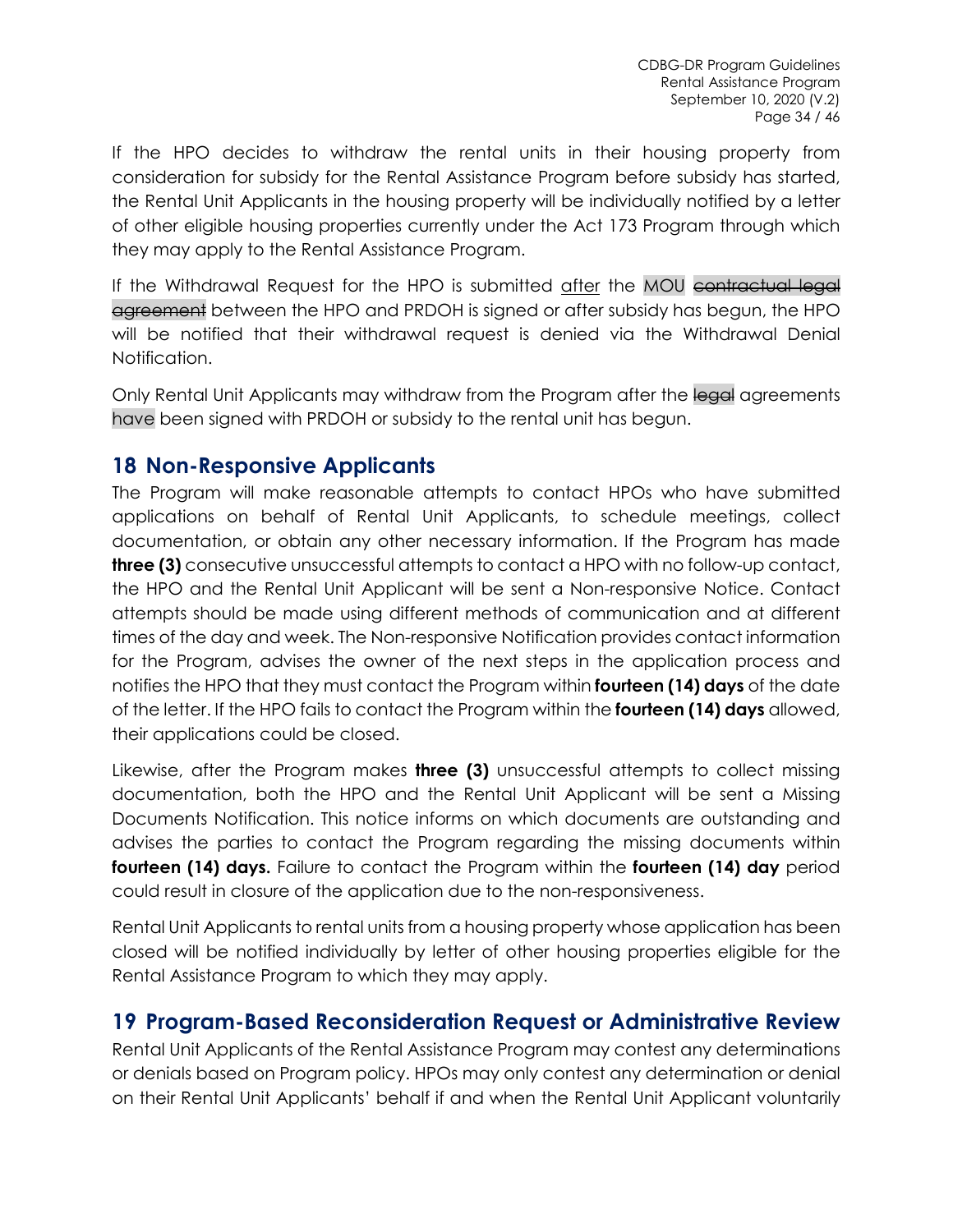If the HPO decides to withdraw the rental units in their housing property from consideration for subsidy for the Rental Assistance Program before subsidy has started, the Rental Unit Applicants in the housing property will be individually notified by a letter of other eligible housing properties currently under the Act 173 Program through which they may apply to the Rental Assistance Program.

If the Withdrawal Request for the HPO is submitted <u>after</u> the MOU ~~contractual legal agreement~~ between the HPO and PRDOH is signed or after subsidy has begun, the HPO will be notified that their withdrawal request is denied via the Withdrawal Denial Notification.

Only Rental Unit Applicants may withdraw from the Program after the ~~legal~~ agreements have been signed with PRDOH or subsidy to the rental unit has begun.

## 18 Non-Responsive Applicants

The Program will make reasonable attempts to contact HPOs who have submitted applications on behalf of Rental Unit Applicants, to schedule meetings, collect documentation, or obtain any other necessary information. If the Program has made **three (3)** consecutive unsuccessful attempts to contact a HPO with no follow-up contact, the HPO and the Rental Unit Applicant will be sent a Non-responsive Notice. Contact attempts should be made using different methods of communication and at different times of the day and week. The Non-responsive Notification provides contact information for the Program, advises the owner of the next steps in the application process and notifies the HPO that they must contact the Program within **fourteen (14) days** of the date of the letter. If the HPO fails to contact the Program within the **fourteen (14) days** allowed, their applications could be closed.

Likewise, after the Program makes **three (3)** unsuccessful attempts to collect missing documentation, both the HPO and the Rental Unit Applicant will be sent a Missing Documents Notification. This notice informs on which documents are outstanding and advises the parties to contact the Program regarding the missing documents within **fourteen (14) days.** Failure to contact the Program within the **fourteen (14) day** period could result in closure of the application due to the non-responsiveness.

Rental Unit Applicants to rental units from a housing property whose application has been closed will be notified individually by letter of other housing properties eligible for the Rental Assistance Program to which they may apply.

## 19 Program-Based Reconsideration Request or Administrative Review

Rental Unit Applicants of the Rental Assistance Program may contest any determinations or denials based on Program policy. HPOs may only contest any determination or denial on their Rental Unit Applicants' behalf if and when the Rental Unit Applicant voluntarily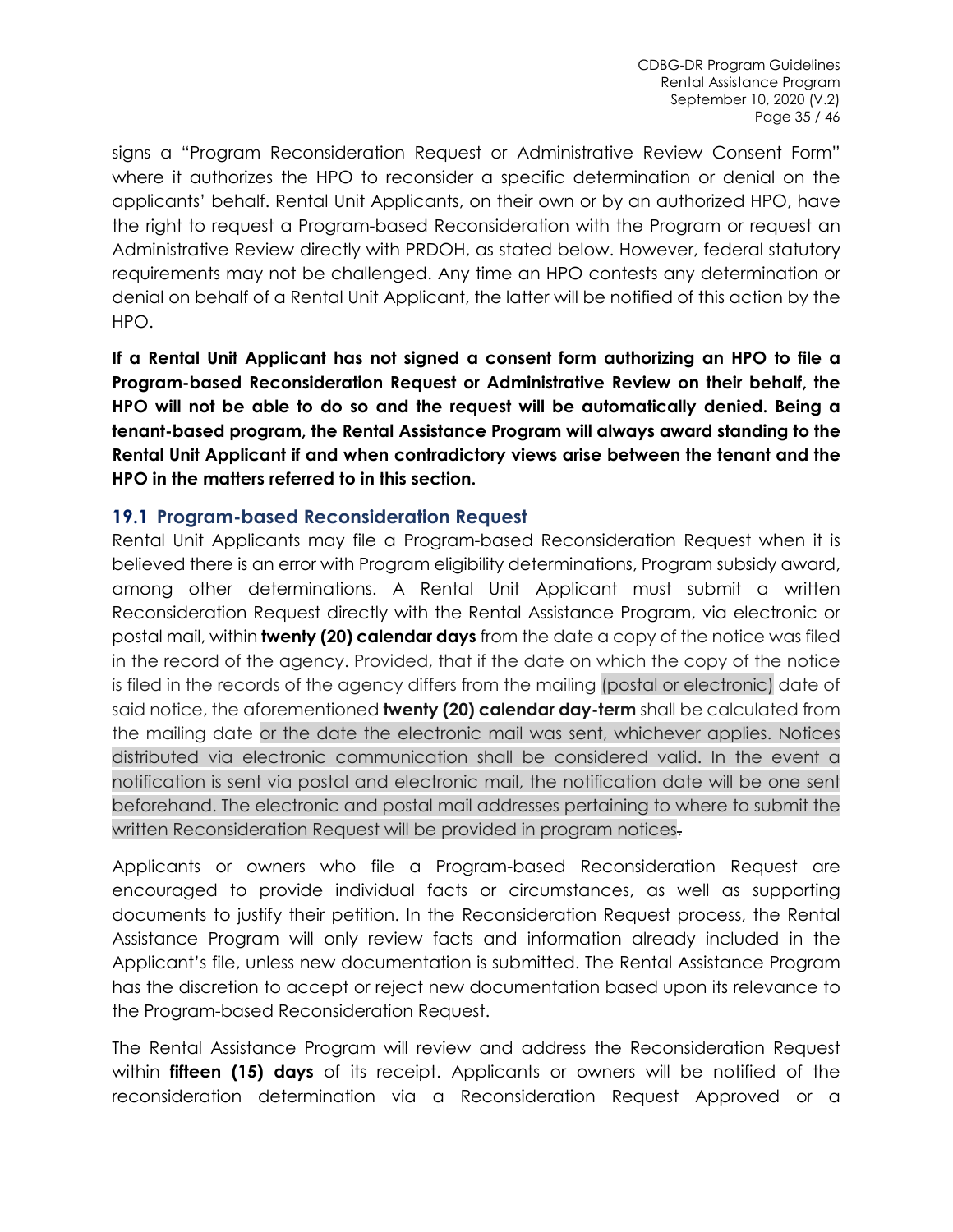signs a "Program Reconsideration Request or Administrative Review Consent Form" where it authorizes the HPO to reconsider a specific determination or denial on the applicants' behalf. Rental Unit Applicants, on their own or by an authorized HPO, have the right to request a Program-based Reconsideration with the Program or request an Administrative Review directly with PRDOH, as stated below. However, federal statutory requirements may not be challenged. Any time an HPO contests any determination or denial on behalf of a Rental Unit Applicant, the latter will be notified of this action by the HPO.

**If a Rental Unit Applicant has not signed a consent form authorizing an HPO to file a Program-based Reconsideration Request or Administrative Review on their behalf, the HPO will not be able to do so and the request will be automatically denied. Being a tenant-based program, the Rental Assistance Program will always award standing to the Rental Unit Applicant if and when contradictory views arise between the tenant and the HPO in the matters referred to in this section.**

## 19.1 Program-based Reconsideration Request

Rental Unit Applicants may file a Program-based Reconsideration Request when it is believed there is an error with Program eligibility determinations, Program subsidy award, among other determinations. A Rental Unit Applicant must submit a written Reconsideration Request directly with the Rental Assistance Program, via electronic or postal mail, within **twenty (20) calendar days** from the date a copy of the notice was filed in the record of the agency. Provided, that if the date on which the copy of the notice is filed in the records of the agency differs from the mailing (postal or electronic) date of said notice, the aforementioned **twenty (20) calendar day-term** shall be calculated from the mailing date or the date the electronic mail was sent, whichever applies. Notices distributed via electronic communication shall be considered valid. In the event a notification is sent via postal and electronic mail, the notification date will be one sent beforehand. The electronic and postal mail addresses pertaining to where to submit the written Reconsideration Request will be provided in program notices.

Applicants or owners who file a Program-based Reconsideration Request are encouraged to provide individual facts or circumstances, as well as supporting documents to justify their petition. In the Reconsideration Request process, the Rental Assistance Program will only review facts and information already included in the Applicant's file, unless new documentation is submitted. The Rental Assistance Program has the discretion to accept or reject new documentation based upon its relevance to the Program-based Reconsideration Request.

The Rental Assistance Program will review and address the Reconsideration Request within **fifteen (15) days** of its receipt. Applicants or owners will be notified of the reconsideration determination via a Reconsideration Request Approved or a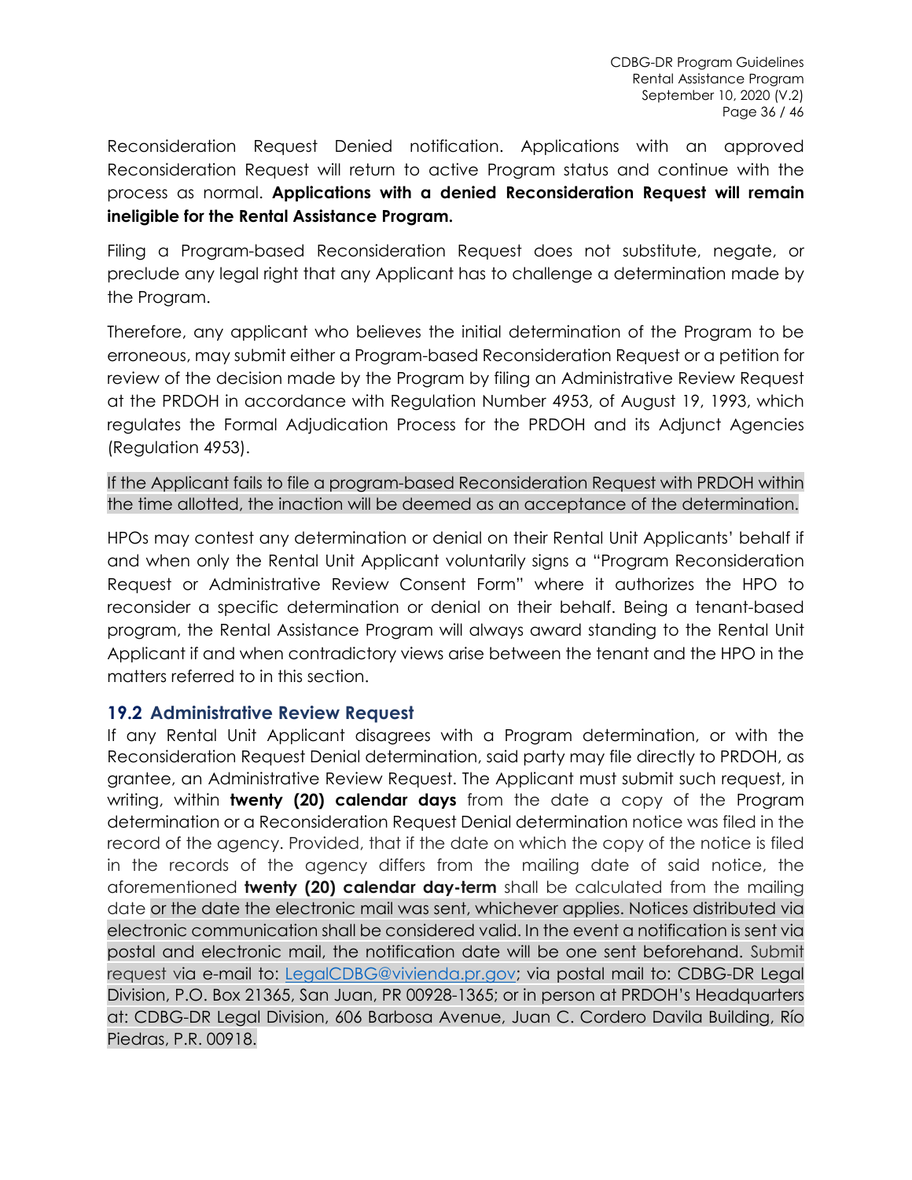Reconsideration Request Denied notification. Applications with an approved Reconsideration Request will return to active Program status and continue with the process as normal. **Applications with a denied Reconsideration Request will remain ineligible for the Rental Assistance Program.**

Filing a Program-based Reconsideration Request does not substitute, negate, or preclude any legal right that any Applicant has to challenge a determination made by the Program.

Therefore, any applicant who believes the initial determination of the Program to be erroneous, may submit either a Program-based Reconsideration Request or a petition for review of the decision made by the Program by filing an Administrative Review Request at the PRDOH in accordance with Regulation Number 4953, of August 19, 1993, which regulates the Formal Adjudication Process for the PRDOH and its Adjunct Agencies (Regulation 4953).

If the Applicant fails to file a program-based Reconsideration Request with PRDOH within the time allotted, the inaction will be deemed as an acceptance of the determination.

HPOs may contest any determination or denial on their Rental Unit Applicants' behalf if and when only the Rental Unit Applicant voluntarily signs a "Program Reconsideration Request or Administrative Review Consent Form" where it authorizes the HPO to reconsider a specific determination or denial on their behalf. Being a tenant-based program, the Rental Assistance Program will always award standing to the Rental Unit Applicant if and when contradictory views arise between the tenant and the HPO in the matters referred to in this section.

### 19.2 Administrative Review Request

If any Rental Unit Applicant disagrees with a Program determination, or with the Reconsideration Request Denial determination, said party may file directly to PRDOH, as grantee, an Administrative Review Request. The Applicant must submit such request, in writing, within **twenty (20) calendar days** from the date a copy of the Program determination or a Reconsideration Request Denial determination notice was filed in the record of the agency. Provided, that if the date on which the copy of the notice is filed in the records of the agency differs from the mailing date of said notice, the aforementioned **twenty (20) calendar day-term** shall be calculated from the mailing date or the date the electronic mail was sent, whichever applies. Notices distributed via electronic communication shall be considered valid. In the event a notification is sent via postal and electronic mail, the notification date will be one sent beforehand. Submit request via e-mail to: [LegalCDBG@vivienda.pr.gov](mailto:LegalCDBG@vivienda.pr.gov); via postal mail to: CDBG-DR Legal Division, P.O. Box 21365, San Juan, PR 00928-1365; or in person at PRDOH's Headquarters at: CDBG-DR Legal Division, 606 Barbosa Avenue, Juan C. Cordero Davila Building, Río Piedras, P.R. 00918.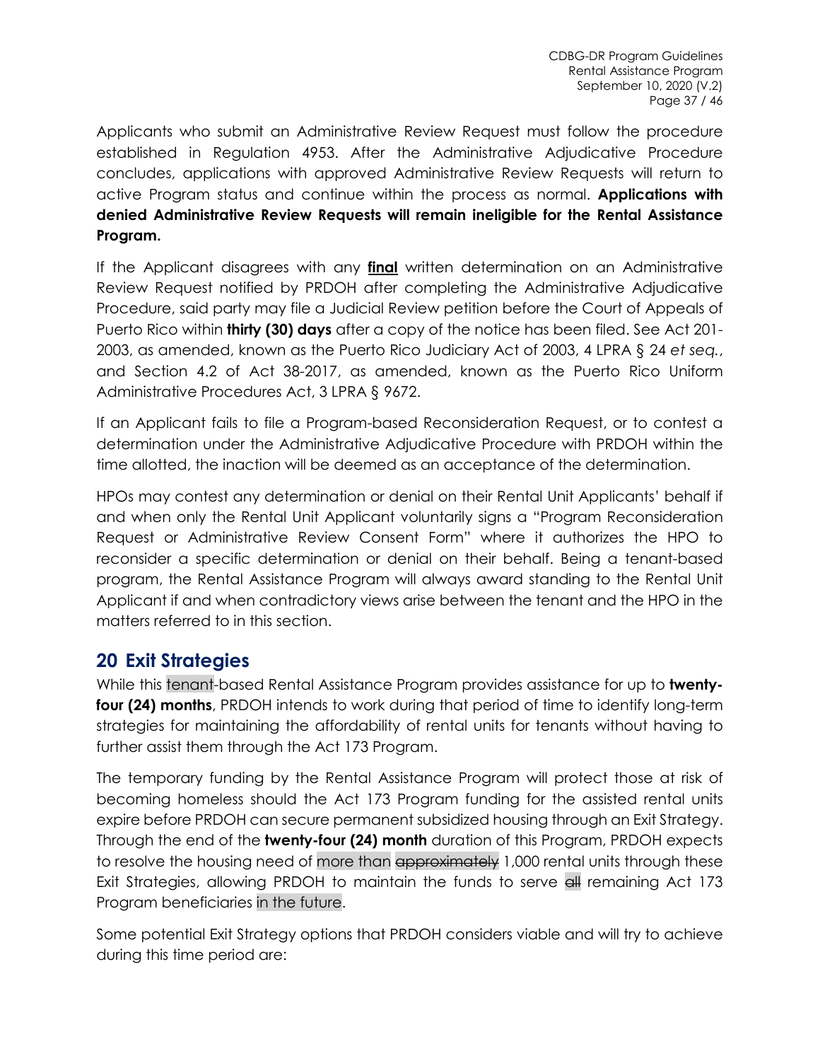Applicants who submit an Administrative Review Request must follow the procedure established in Regulation 4953. After the Administrative Adjudicative Procedure concludes, applications with approved Administrative Review Requests will return to active Program status and continue within the process as normal. **Applications with denied Administrative Review Requests will remain ineligible for the Rental Assistance Program.**

If the Applicant disagrees with any **final** written determination on an Administrative Review Request notified by PRDOH after completing the Administrative Adjudicative Procedure, said party may file a Judicial Review petition before the Court of Appeals of Puerto Rico within **thirty (30) days** after a copy of the notice has been filed. See Act 201-2003, as amended, known as the Puerto Rico Judiciary Act of 2003, 4 LPRA § 24 *et seq.*, and Section 4.2 of Act 38-2017, as amended, known as the Puerto Rico Uniform Administrative Procedures Act, 3 LPRA § 9672.

If an Applicant fails to file a Program-based Reconsideration Request, or to contest a determination under the Administrative Adjudicative Procedure with PRDOH within the time allotted, the inaction will be deemed as an acceptance of the determination.

HPOs may contest any determination or denial on their Rental Unit Applicants' behalf if and when only the Rental Unit Applicant voluntarily signs a "Program Reconsideration Request or Administrative Review Consent Form" where it authorizes the HPO to reconsider a specific determination or denial on their behalf. Being a tenant-based program, the Rental Assistance Program will always award standing to the Rental Unit Applicant if and when contradictory views arise between the tenant and the HPO in the matters referred to in this section.

## 20 Exit Strategies

While this tenant-based Rental Assistance Program provides assistance for up to **twenty-four (24) months**, PRDOH intends to work during that period of time to identify long-term strategies for maintaining the affordability of rental units for tenants without having to further assist them through the Act 173 Program.

The temporary funding by the Rental Assistance Program will protect those at risk of becoming homeless should the Act 173 Program funding for the assisted rental units expire before PRDOH can secure permanent subsidized housing through an Exit Strategy. Through the end of the **twenty-four (24) month** duration of this Program, PRDOH expects to resolve the housing need of more than ~~approximately~~ 1,000 rental units through these Exit Strategies, allowing PRDOH to maintain the funds to serve ~~all~~ remaining Act 173 Program beneficiaries in the future.

Some potential Exit Strategy options that PRDOH considers viable and will try to achieve during this time period are: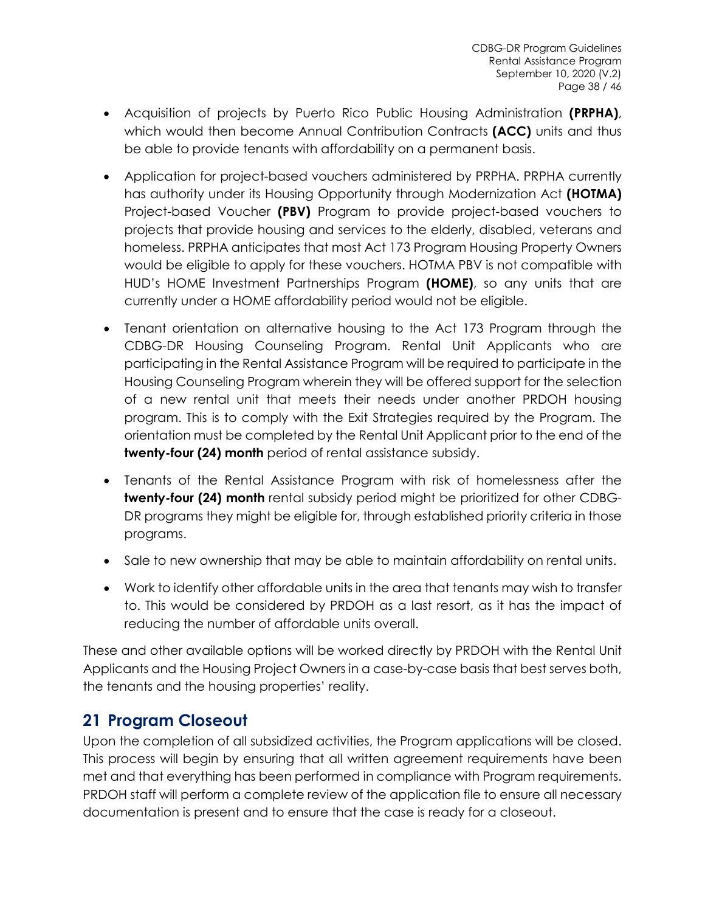- Acquisition of projects by Puerto Rico Public Housing Administration **(PRPHA)**, which would then become Annual Contribution Contracts **(ACC)** units and thus be able to provide tenants with affordability on a permanent basis.
- Application for project-based vouchers administered by PRPHA. PRPHA currently has authority under its Housing Opportunity through Modernization Act **(HOTMA)** Project-based Voucher **(PBV)** Program to provide project-based vouchers to projects that provide housing and services to the elderly, disabled, veterans and homeless. PRPHA anticipates that most Act 173 Program Housing Property Owners would be eligible to apply for these vouchers. HOTMA PBV is not compatible with HUD's HOME Investment Partnerships Program **(HOME)**, so any units that are currently under a HOME affordability period would not be eligible.
- Tenant orientation on alternative housing to the Act 173 Program through the CDBG-DR Housing Counseling Program. Rental Unit Applicants who are participating in the Rental Assistance Program will be required to participate in the Housing Counseling Program wherein they will be offered support for the selection of a new rental unit that meets their needs under another PRDOH housing program. This is to comply with the Exit Strategies required by the Program. The orientation must be completed by the Rental Unit Applicant prior to the end of the **twenty-four (24) month** period of rental assistance subsidy.
- Tenants of the Rental Assistance Program with risk of homelessness after the **twenty-four (24) month** rental subsidy period might be prioritized for other CDBG-DR programs they might be eligible for, through established priority criteria in those programs.
- Sale to new ownership that may be able to maintain affordability on rental units.
- Work to identify other affordable units in the area that tenants may wish to transfer to. This would be considered by PRDOH as a last resort, as it has the impact of reducing the number of affordable units overall.

These and other available options will be worked directly by PRDOH with the Rental Unit Applicants and the Housing Project Owners in a case-by-case basis that best serves both, the tenants and the housing properties' reality.

## 21 Program Closeout

Upon the completion of all subsidized activities, the Program applications will be closed. This process will begin by ensuring that all written agreement requirements have been met and that everything has been performed in compliance with Program requirements. PRDOH staff will perform a complete review of the application file to ensure all necessary documentation is present and to ensure that the case is ready for a closeout.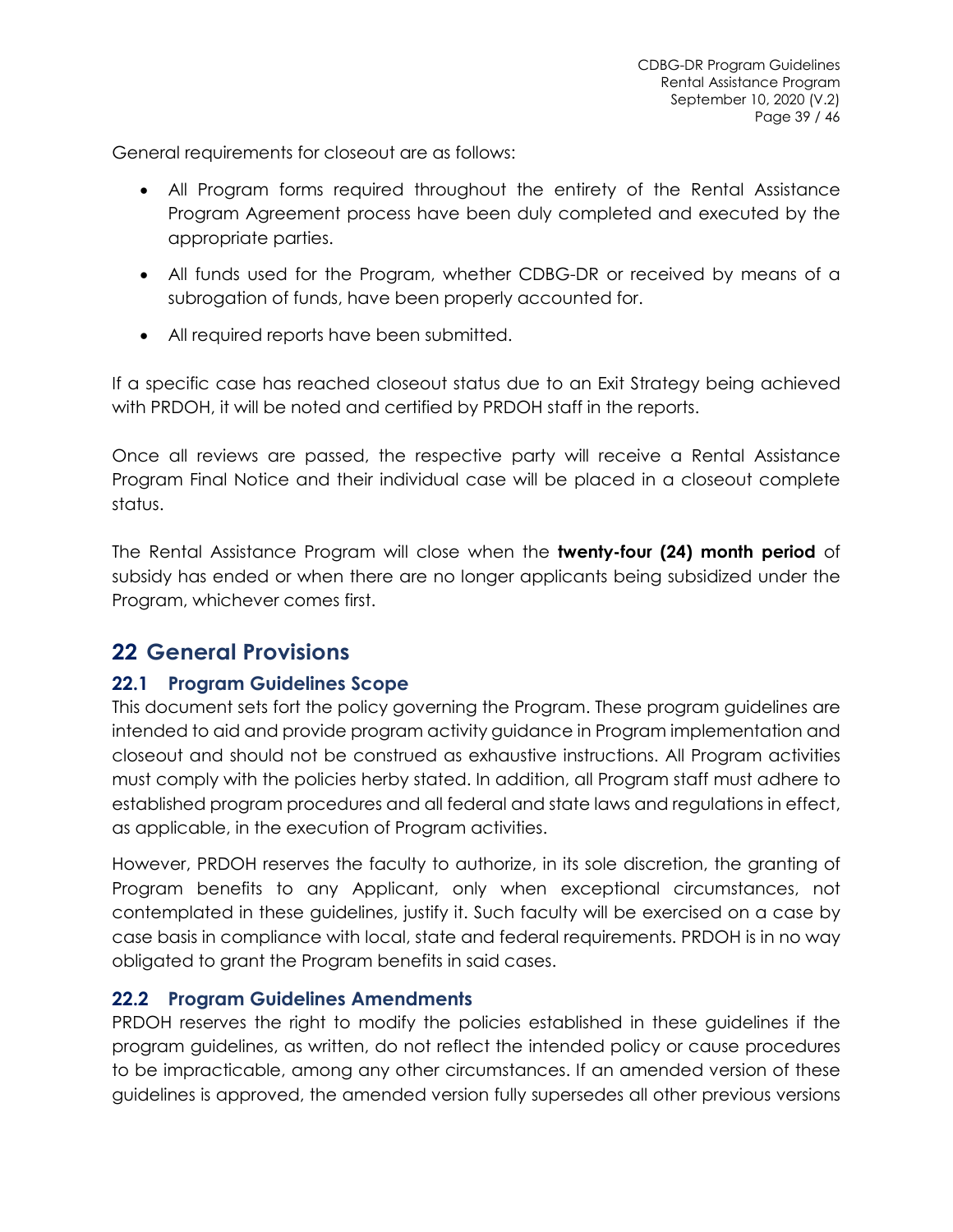General requirements for closeout are as follows:

- All Program forms required throughout the entirety of the Rental Assistance Program Agreement process have been duly completed and executed by the appropriate parties.
- All funds used for the Program, whether CDBG-DR or received by means of a subrogation of funds, have been properly accounted for.
- All required reports have been submitted.

If a specific case has reached closeout status due to an Exit Strategy being achieved with PRDOH, it will be noted and certified by PRDOH staff in the reports.

Once all reviews are passed, the respective party will receive a Rental Assistance Program Final Notice and their individual case will be placed in a closeout complete status.

The Rental Assistance Program will close when the **twenty-four (24) month period** of subsidy has ended or when there are no longer applicants being subsidized under the Program, whichever comes first.

# 22 General Provisions

## 22.1 Program Guidelines Scope

This document sets fort the policy governing the Program. These program guidelines are intended to aid and provide program activity guidance in Program implementation and closeout and should not be construed as exhaustive instructions. All Program activities must comply with the policies herby stated. In addition, all Program staff must adhere to established program procedures and all federal and state laws and regulations in effect, as applicable, in the execution of Program activities.

However, PRDOH reserves the faculty to authorize, in its sole discretion, the granting of Program benefits to any Applicant, only when exceptional circumstances, not contemplated in these guidelines, justify it. Such faculty will be exercised on a case by case basis in compliance with local, state and federal requirements. PRDOH is in no way obligated to grant the Program benefits in said cases.

## 22.2 Program Guidelines Amendments

PRDOH reserves the right to modify the policies established in these guidelines if the program guidelines, as written, do not reflect the intended policy or cause procedures to be impracticable, among any other circumstances. If an amended version of these guidelines is approved, the amended version fully supersedes all other previous versions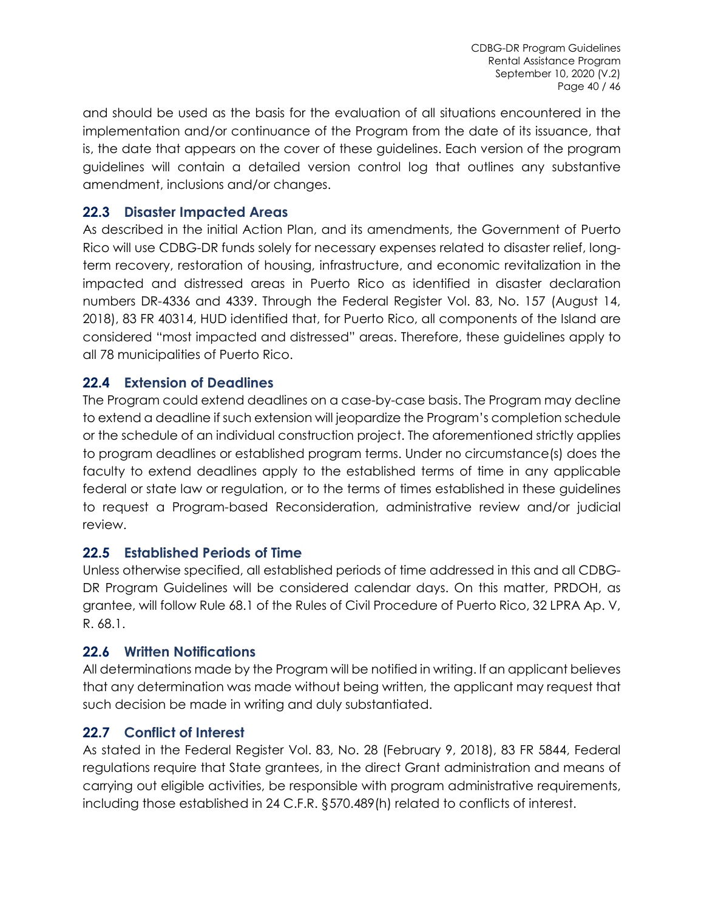and should be used as the basis for the evaluation of all situations encountered in the implementation and/or continuance of the Program from the date of its issuance, that is, the date that appears on the cover of these guidelines. Each version of the program guidelines will contain a detailed version control log that outlines any substantive amendment, inclusions and/or changes.

## 22.3 Disaster Impacted Areas

As described in the initial Action Plan, and its amendments, the Government of Puerto Rico will use CDBG-DR funds solely for necessary expenses related to disaster relief, long-term recovery, restoration of housing, infrastructure, and economic revitalization in the impacted and distressed areas in Puerto Rico as identified in disaster declaration numbers DR-4336 and 4339. Through the Federal Register Vol. 83, No. 157 (August 14, 2018), 83 FR 40314, HUD identified that, for Puerto Rico, all components of the Island are considered "most impacted and distressed" areas. Therefore, these guidelines apply to all 78 municipalities of Puerto Rico.

## 22.4 Extension of Deadlines

The Program could extend deadlines on a case-by-case basis. The Program may decline to extend a deadline if such extension will jeopardize the Program's completion schedule or the schedule of an individual construction project. The aforementioned strictly applies to program deadlines or established program terms. Under no circumstance(s) does the faculty to extend deadlines apply to the established terms of time in any applicable federal or state law or regulation, or to the terms of times established in these guidelines to request a Program-based Reconsideration, administrative review and/or judicial review.

## 22.5 Established Periods of Time

Unless otherwise specified, all established periods of time addressed in this and all CDBG-DR Program Guidelines will be considered calendar days. On this matter, PRDOH, as grantee, will follow Rule 68.1 of the Rules of Civil Procedure of Puerto Rico, 32 LPRA Ap. V, R. 68.1.

## 22.6 Written Notifications

All determinations made by the Program will be notified in writing. If an applicant believes that any determination was made without being written, the applicant may request that such decision be made in writing and duly substantiated.

## 22.7 Conflict of Interest

As stated in the Federal Register Vol. 83, No. 28 (February 9, 2018), 83 FR 5844, Federal regulations require that State grantees, in the direct Grant administration and means of carrying out eligible activities, be responsible with program administrative requirements, including those established in 24 C.F.R. §570.489(h) related to conflicts of interest.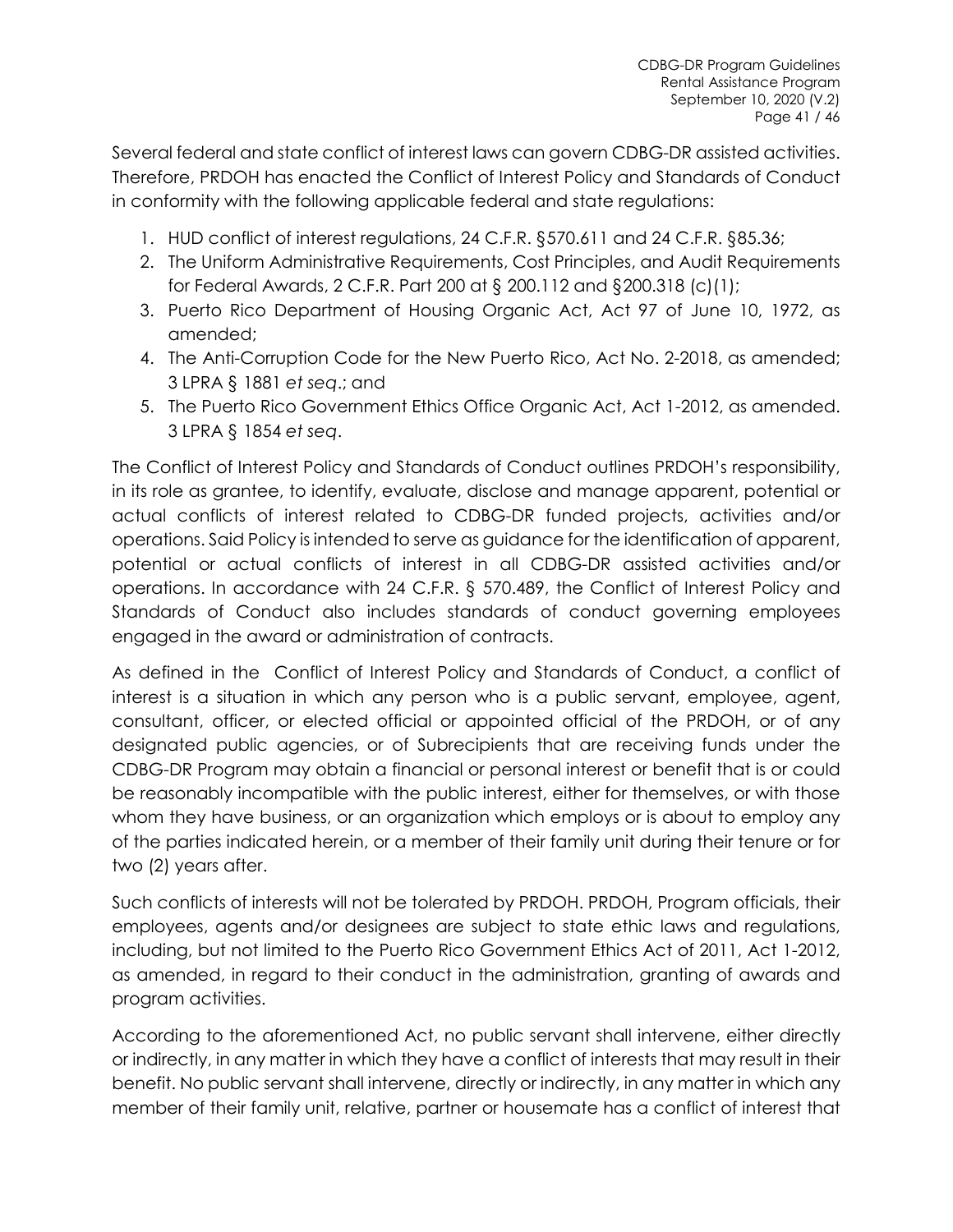Several federal and state conflict of interest laws can govern CDBG-DR assisted activities. Therefore, PRDOH has enacted the Conflict of Interest Policy and Standards of Conduct in conformity with the following applicable federal and state regulations:

1. HUD conflict of interest regulations, 24 C.F.R. §570.611 and 24 C.F.R. §85.36;
2. The Uniform Administrative Requirements, Cost Principles, and Audit Requirements for Federal Awards, 2 C.F.R. Part 200 at § 200.112 and §200.318 (c)(1);
3. Puerto Rico Department of Housing Organic Act, Act 97 of June 10, 1972, as amended;
4. The Anti-Corruption Code for the New Puerto Rico, Act No. 2-2018, as amended; 3 LPRA § 1881 *et seq*.; and
5. The Puerto Rico Government Ethics Office Organic Act, Act 1-2012, as amended. 3 LPRA § 1854 *et seq*.

The Conflict of Interest Policy and Standards of Conduct outlines PRDOH's responsibility, in its role as grantee, to identify, evaluate, disclose and manage apparent, potential or actual conflicts of interest related to CDBG-DR funded projects, activities and/or operations. Said Policy is intended to serve as guidance for the identification of apparent, potential or actual conflicts of interest in all CDBG-DR assisted activities and/or operations. In accordance with 24 C.F.R. § 570.489, the Conflict of Interest Policy and Standards of Conduct also includes standards of conduct governing employees engaged in the award or administration of contracts.

As defined in the Conflict of Interest Policy and Standards of Conduct, a conflict of interest is a situation in which any person who is a public servant, employee, agent, consultant, officer, or elected official or appointed official of the PRDOH, or of any designated public agencies, or of Subrecipients that are receiving funds under the CDBG-DR Program may obtain a financial or personal interest or benefit that is or could be reasonably incompatible with the public interest, either for themselves, or with those whom they have business, or an organization which employs or is about to employ any of the parties indicated herein, or a member of their family unit during their tenure or for two (2) years after.

Such conflicts of interests will not be tolerated by PRDOH. PRDOH, Program officials, their employees, agents and/or designees are subject to state ethic laws and regulations, including, but not limited to the Puerto Rico Government Ethics Act of 2011, Act 1-2012, as amended, in regard to their conduct in the administration, granting of awards and program activities.

According to the aforementioned Act, no public servant shall intervene, either directly or indirectly, in any matter in which they have a conflict of interests that may result in their benefit. No public servant shall intervene, directly or indirectly, in any matter in which any member of their family unit, relative, partner or housemate has a conflict of interest that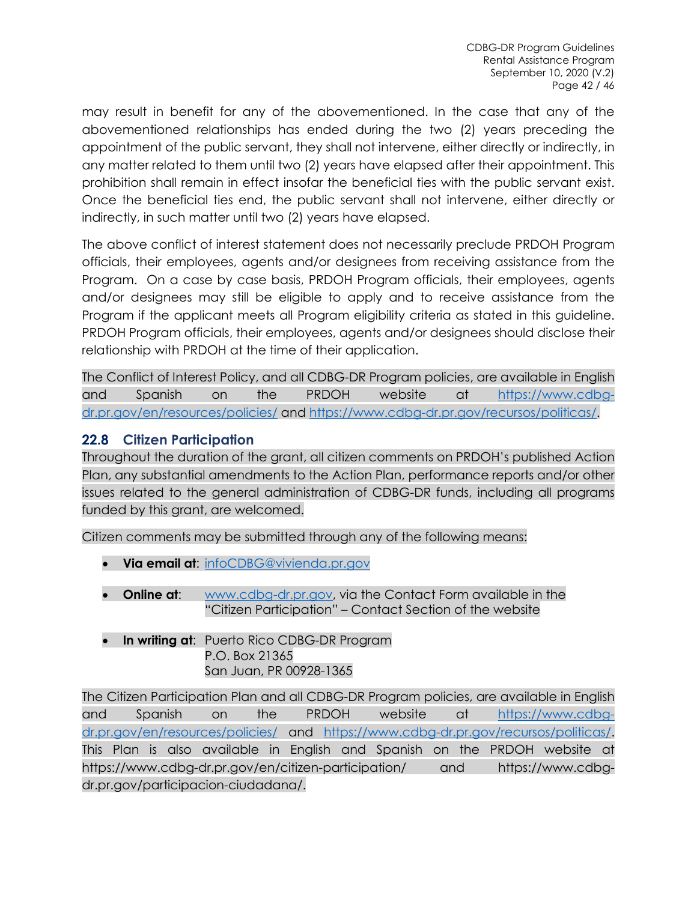may result in benefit for any of the abovementioned. In the case that any of the abovementioned relationships has ended during the two (2) years preceding the appointment of the public servant, they shall not intervene, either directly or indirectly, in any matter related to them until two (2) years have elapsed after their appointment. This prohibition shall remain in effect insofar the beneficial ties with the public servant exist. Once the beneficial ties end, the public servant shall not intervene, either directly or indirectly, in such matter until two (2) years have elapsed.

The above conflict of interest statement does not necessarily preclude PRDOH Program officials, their employees, agents and/or designees from receiving assistance from the Program. On a case by case basis, PRDOH Program officials, their employees, agents and/or designees may still be eligible to apply and to receive assistance from the Program if the applicant meets all Program eligibility criteria as stated in this guideline. PRDOH Program officials, their employees, agents and/or designees should disclose their relationship with PRDOH at the time of their application.

The Conflict of Interest Policy, and all CDBG-DR Program policies, are available in English and Spanish on the PRDOH website at https://www.cdbg-dr.pr.gov/en/resources/policies/ and https://www.cdbg-dr.pr.gov/recursos/politicas/.

## 22.8 Citizen Participation

Throughout the duration of the grant, all citizen comments on PRDOH's published Action Plan, any substantial amendments to the Action Plan, performance reports and/or other issues related to the general administration of CDBG-DR funds, including all programs funded by this grant, are welcomed.

Citizen comments may be submitted through any of the following means:

- **Via email at**: infoCDBG@vivienda.pr.gov
- **Online at**: www.cdbg-dr.pr.gov, via the Contact Form available in the "Citizen Participation" – Contact Section of the website
- **In writing at**: Puerto Rico CDBG-DR Program
  P.O. Box 21365
  San Juan, PR 00928-1365

The Citizen Participation Plan and all CDBG-DR Program policies, are available in English and Spanish on the PRDOH website at https://www.cdbg-dr.pr.gov/en/resources/policies/ and https://www.cdbg-dr.pr.gov/recursos/politicas/. This Plan is also available in English and Spanish on the PRDOH website at https://www.cdbg-dr.pr.gov/en/citizen-participation/ and https://www.cdbg-dr.pr.gov/participacion-ciudadana/.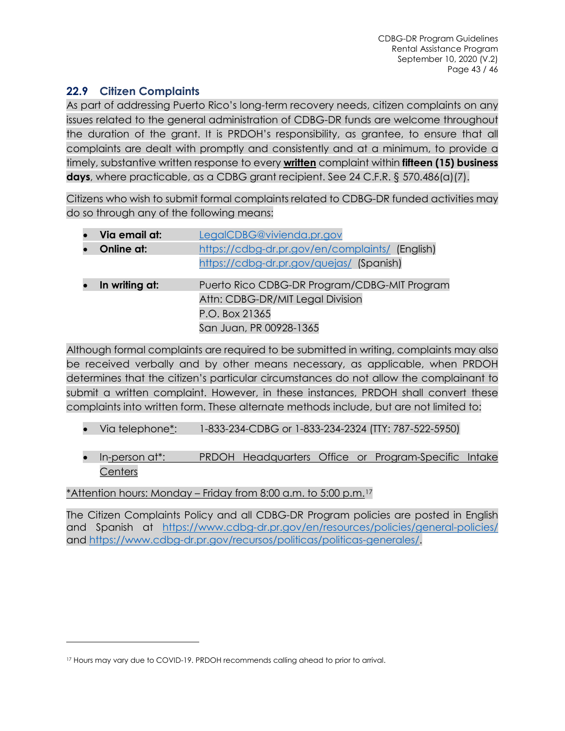## 22.9 Citizen Complaints

As part of addressing Puerto Rico's long-term recovery needs, citizen complaints on any issues related to the general administration of CDBG-DR funds are welcome throughout the duration of the grant. It is PRDOH's responsibility, as grantee, to ensure that all complaints are dealt with promptly and consistently and at a minimum, to provide a timely, substantive written response to every **written** complaint within **fifteen (15) business days**, where practicable, as a CDBG grant recipient. See 24 C.F.R. § 570.486(a)(7).

Citizens who wish to submit formal complaints related to CDBG-DR funded activities may do so through any of the following means:

- **Via email at:** LegalCDBG@vivienda.pr.gov
- **Online at:** https://cdbg-dr.pr.gov/en/complaints/ (English)
  https://cdbg-dr.pr.gov/quejas/ (Spanish)
- **In writing at:** Puerto Rico CDBG-DR Program/CDBG-MIT Program
  Attn: CDBG-DR/MIT Legal Division
  P.O. Box 21365
  San Juan, PR 00928-1365

Although formal complaints are required to be submitted in writing, complaints may also be received verbally and by other means necessary, as applicable, when PRDOH determines that the citizen's particular circumstances do not allow the complainant to submit a written complaint. However, in these instances, PRDOH shall convert these complaints into written form. These alternate methods include, but are not limited to:

- Via telephone*: 1-833-234-CDBG or 1-833-234-2324 (TTY: 787-522-5950)
- In-person at*: PRDOH Headquarters Office or Program-Specific Intake Centers

*Attention hours: Monday – Friday from 8:00 a.m. to 5:00 p.m.[17]

The Citizen Complaints Policy and all CDBG-DR Program policies are posted in English and Spanish at https://www.cdbg-dr.pr.gov/en/resources/policies/general-policies/ and https://www.cdbg-dr.pr.gov/recursos/politicas/politicas-generales/.

---

[17] Hours may vary due to COVID-19. PRDOH recommends calling ahead to prior to arrival.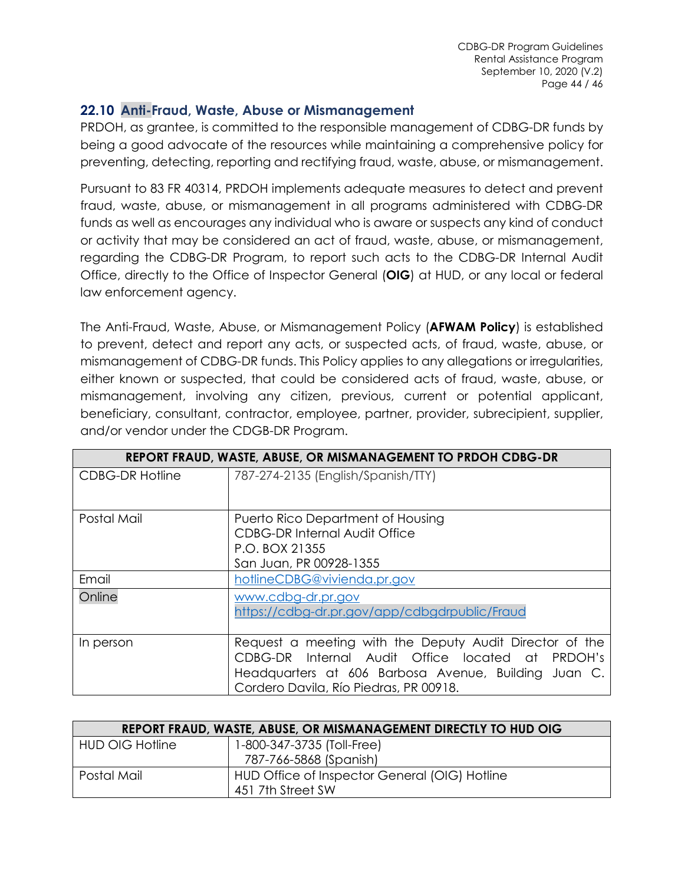## 22.10 Anti-Fraud, Waste, Abuse or Mismanagement

PRDOH, as grantee, is committed to the responsible management of CDBG-DR funds by being a good advocate of the resources while maintaining a comprehensive policy for preventing, detecting, reporting and rectifying fraud, waste, abuse, or mismanagement.

Pursuant to 83 FR 40314, PRDOH implements adequate measures to detect and prevent fraud, waste, abuse, or mismanagement in all programs administered with CDBG-DR funds as well as encourages any individual who is aware or suspects any kind of conduct or activity that may be considered an act of fraud, waste, abuse, or mismanagement, regarding the CDBG-DR Program, to report such acts to the CDBG-DR Internal Audit Office, directly to the Office of Inspector General (**OIG**) at HUD, or any local or federal law enforcement agency.

The Anti-Fraud, Waste, Abuse, or Mismanagement Policy (**AFWAM Policy**) is established to prevent, detect and report any acts, or suspected acts, of fraud, waste, abuse, or mismanagement of CDBG-DR funds. This Policy applies to any allegations or irregularities, either known or suspected, that could be considered acts of fraud, waste, abuse, or mismanagement, involving any citizen, previous, current or potential applicant, beneficiary, consultant, contractor, employee, partner, provider, subrecipient, supplier, and/or vendor under the CDGB-DR Program.

| REPORT FRAUD, WASTE, ABUSE, OR MISMANAGEMENT TO PRDOH CDBG-DR | |
|---|---|
| CDBG-DR Hotline | 787-274-2135 (English/Spanish/TTY) |
| Postal Mail | Puerto Rico Department of Housing<br>CDBG-DR Internal Audit Office<br>P.O. BOX 21355<br>San Juan, PR 00928-1355 |
| Email | hotlineCDBG@vivienda.pr.gov |
| Online | www.cdbg-dr.pr.gov<br>https://cdbg-dr.pr.gov/app/cdbgdrpublic/Fraud |
| In person | Request a meeting with the Deputy Audit Director of the CDBG-DR Internal Audit Office located at PRDOH's Headquarters at 606 Barbosa Avenue, Building Juan C. Cordero Davila, Río Piedras, PR 00918. |

| REPORT FRAUD, WASTE, ABUSE, OR MISMANAGEMENT DIRECTLY TO HUD OIG | |
|---|---|
| HUD OIG Hotline | 1-800-347-3735 (Toll-Free)<br>787-766-5868 (Spanish) |
| Postal Mail | HUD Office of Inspector General (OIG) Hotline<br>451 7th Street SW |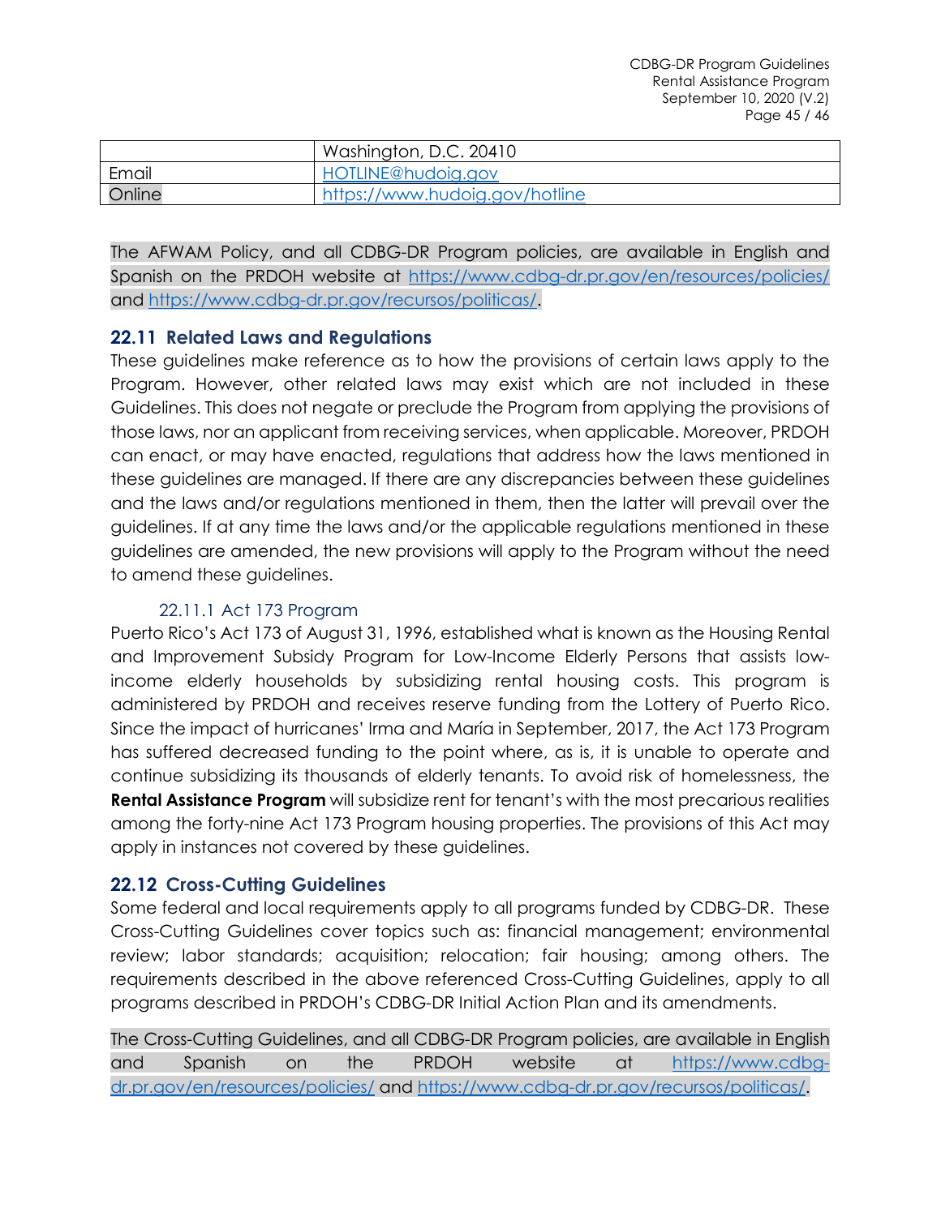|  | Washington, D.C. 20410 |
|---|---|
| Email | HOTLINE@hudoig.gov |
| Online | https://www.hudoig.gov/hotline |

The AFWAM Policy, and all CDBG-DR Program policies, are available in English and Spanish on the PRDOH website at https://www.cdbg-dr.pr.gov/en/resources/policies/ and https://www.cdbg-dr.pr.gov/recursos/politicas/.

## 22.11 Related Laws and Regulations

These guidelines make reference as to how the provisions of certain laws apply to the Program. However, other related laws may exist which are not included in these Guidelines. This does not negate or preclude the Program from applying the provisions of those laws, nor an applicant from receiving services, when applicable. Moreover, PRDOH can enact, or may have enacted, regulations that address how the laws mentioned in these guidelines are managed. If there are any discrepancies between these guidelines and the laws and/or regulations mentioned in them, then the latter will prevail over the guidelines. If at any time the laws and/or the applicable regulations mentioned in these guidelines are amended, the new provisions will apply to the Program without the need to amend these guidelines.

### 22.11.1 Act 173 Program

Puerto Rico's Act 173 of August 31, 1996, established what is known as the Housing Rental and Improvement Subsidy Program for Low-Income Elderly Persons that assists low-income elderly households by subsidizing rental housing costs. This program is administered by PRDOH and receives reserve funding from the Lottery of Puerto Rico. Since the impact of hurricanes' Irma and María in September, 2017, the Act 173 Program has suffered decreased funding to the point where, as is, it is unable to operate and continue subsidizing its thousands of elderly tenants. To avoid risk of homelessness, the **Rental Assistance Program** will subsidize rent for tenant's with the most precarious realities among the forty-nine Act 173 Program housing properties. The provisions of this Act may apply in instances not covered by these guidelines.

## 22.12 Cross-Cutting Guidelines

Some federal and local requirements apply to all programs funded by CDBG-DR. These Cross-Cutting Guidelines cover topics such as: financial management; environmental review; labor standards; acquisition; relocation; fair housing; among others. The requirements described in the above referenced Cross-Cutting Guidelines, apply to all programs described in PRDOH's CDBG-DR Initial Action Plan and its amendments.

The Cross-Cutting Guidelines, and all CDBG-DR Program policies, are available in English and Spanish on the PRDOH website at https://www.cdbg-dr.pr.gov/en/resources/policies/ and https://www.cdbg-dr.pr.gov/recursos/politicas/.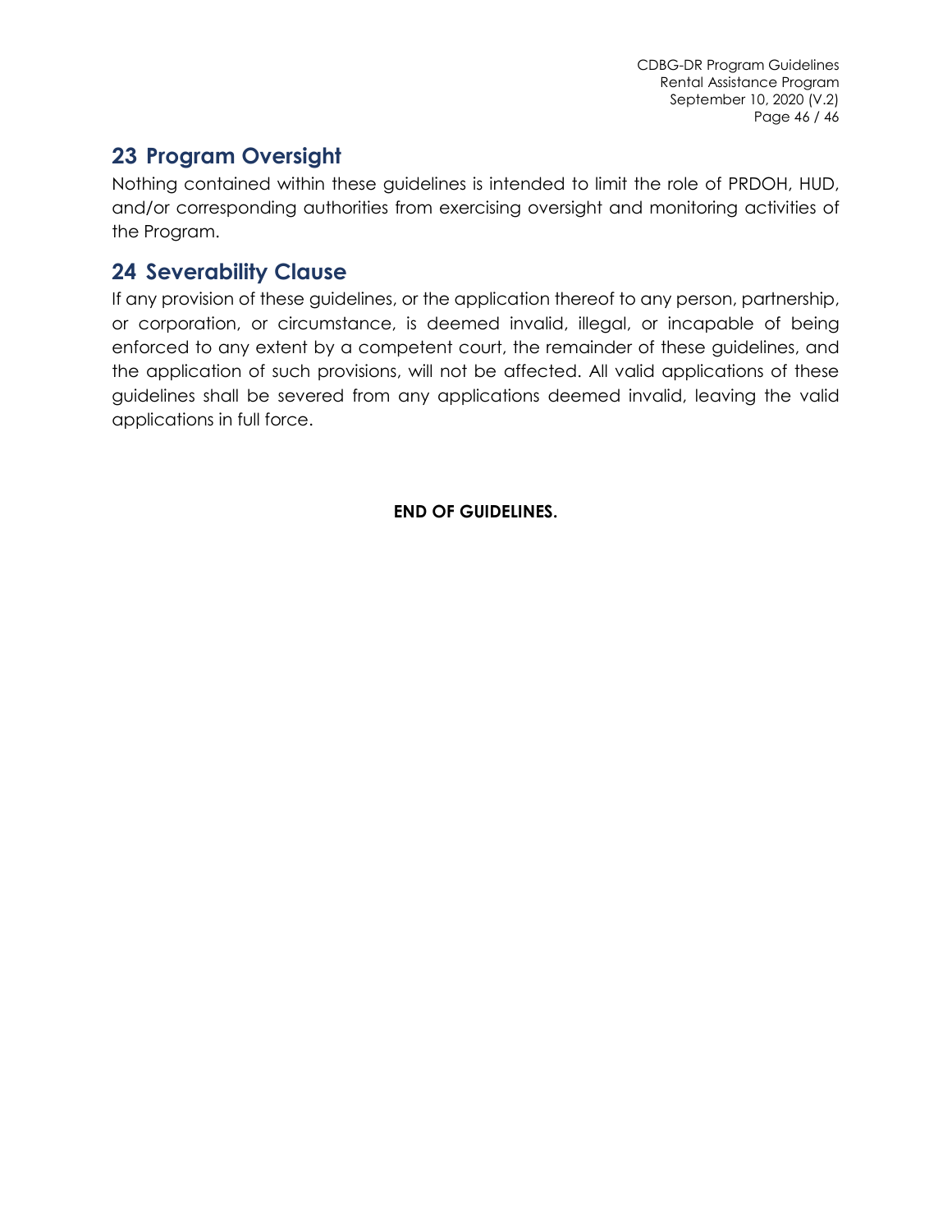## 23 Program Oversight

Nothing contained within these guidelines is intended to limit the role of PRDOH, HUD, and/or corresponding authorities from exercising oversight and monitoring activities of the Program.

## 24 Severability Clause

If any provision of these guidelines, or the application thereof to any person, partnership, or corporation, or circumstance, is deemed invalid, illegal, or incapable of being enforced to any extent by a competent court, the remainder of these guidelines, and the application of such provisions, will not be affected. All valid applications of these guidelines shall be severed from any applications deemed invalid, leaving the valid applications in full force.

**END OF GUIDELINES.**